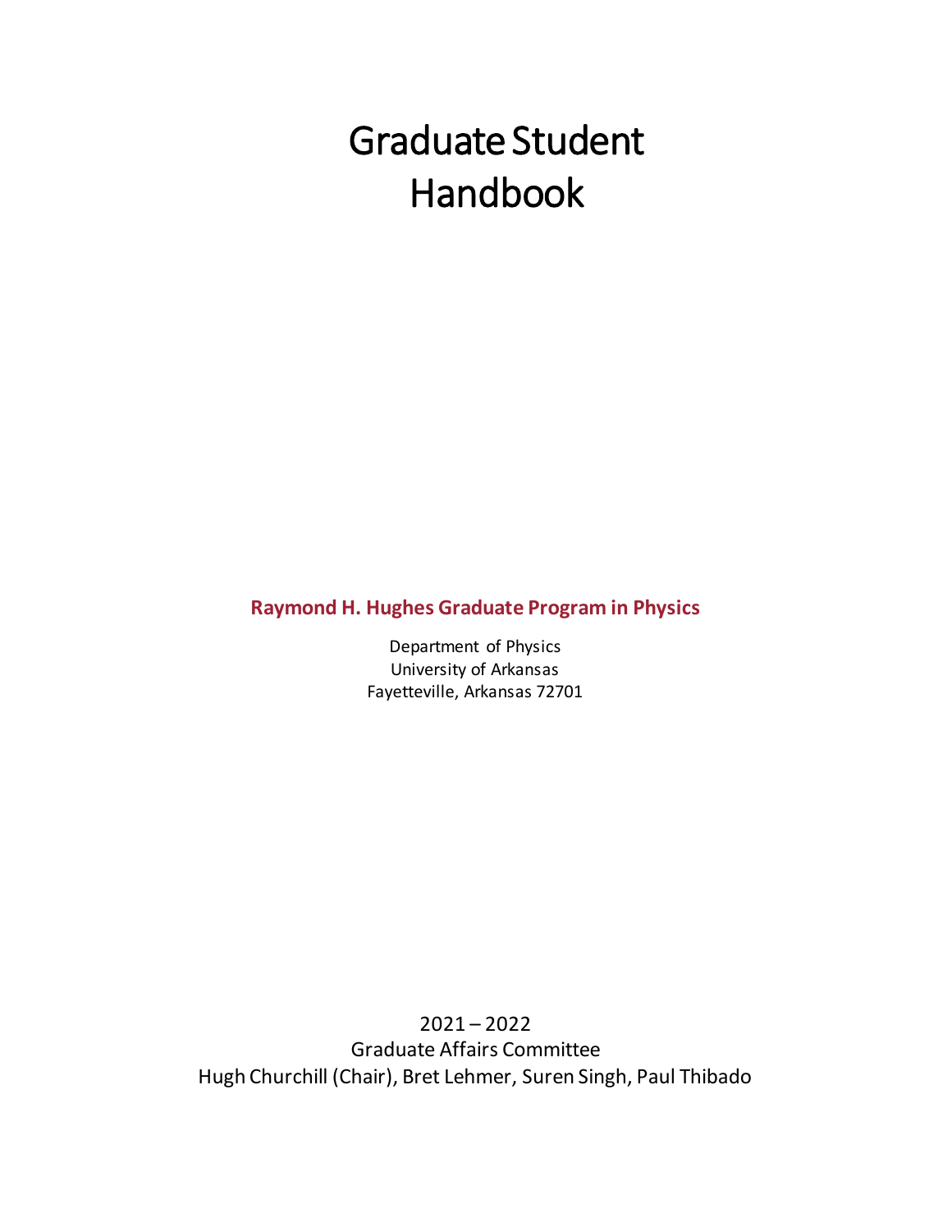# Graduate Student Handbook

**Raymond H. Hughes Graduate Program in Physics**

Department of Physics
University of Arkansas
Fayetteville, Arkansas 72701

2021 – 2022
Graduate Affairs Committee
Hugh Churchill (Chair), Bret Lehmer, Suren Singh, Paul Thibado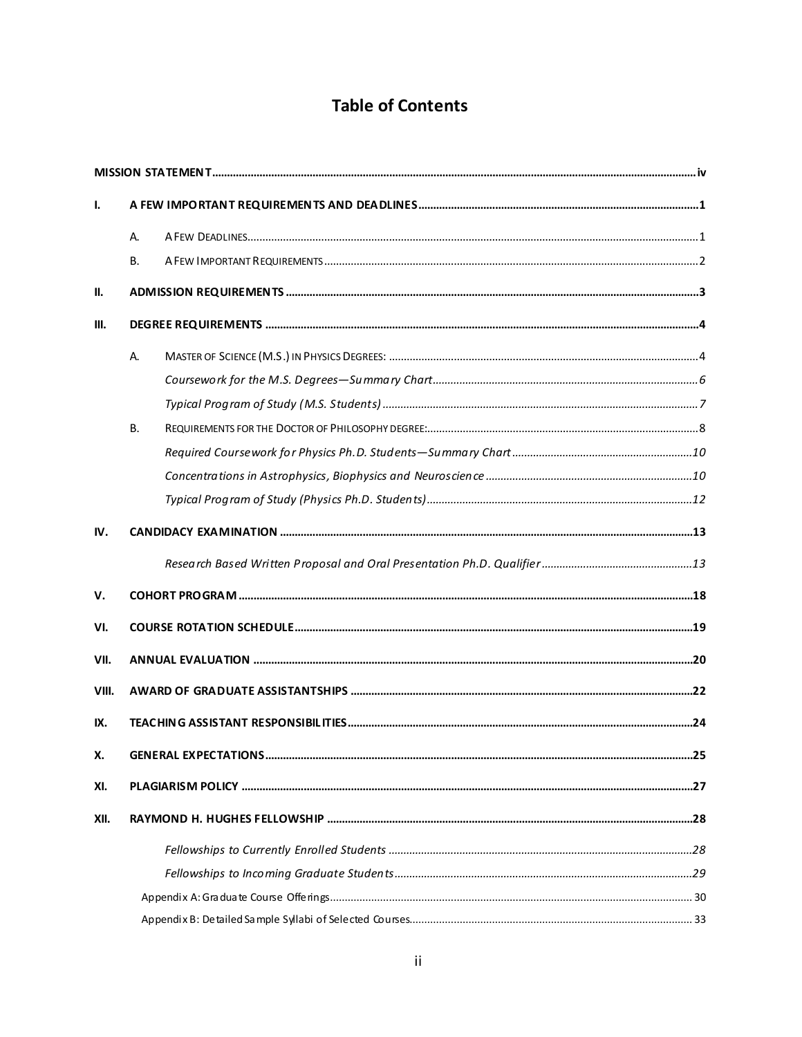# Table of Contents

**MISSION STATEMENT** .......... iv

**I. A FEW IMPORTANT REQUIREMENTS AND DEADLINES** .......... 1

- A. A Few Deadlines .......... 1
- B. A Few Important Requirements .......... 2

**II. ADMISSION REQUIREMENTS** .......... 3

**III. DEGREE REQUIREMENTS** .......... 4

- A. Master of Science (M.S.) in Physics Degrees: .......... 4
  - *Coursework for the M.S. Degrees—Summary Chart* .......... 6
  - *Typical Program of Study (M.S. Students)* .......... 7
- B. Requirements for the Doctor of Philosophy degree: .......... 8
  - *Required Coursework for Physics Ph.D. Students—Summary Chart* .......... 10
  - *Concentrations in Astrophysics, Biophysics and Neuroscience* .......... 10
  - *Typical Program of Study (Physics Ph.D. Students)* .......... 12

**IV. CANDIDACY EXAMINATION** .......... 13

- *Research Based Written Proposal and Oral Presentation Ph.D. Qualifier* .......... 13

**V. COHORT PROGRAM** .......... 18

**VI. COURSE ROTATION SCHEDULE** .......... 19

**VII. ANNUAL EVALUATION** .......... 20

**VIII. AWARD OF GRADUATE ASSISTANTSHIPS** .......... 22

**IX. TEACHING ASSISTANT RESPONSIBILITIES** .......... 24

**X. GENERAL EXPECTATIONS** .......... 25

**XI. PLAGIARISM POLICY** .......... 27

**XII. RAYMOND H. HUGHES FELLOWSHIP** .......... 28

- *Fellowships to Currently Enrolled Students* .......... 28
- *Fellowships to Incoming Graduate Students* .......... 29

Appendix A: Graduate Course Offerings .......... 30

Appendix B: Detailed Sample Syllabi of Selected Courses .......... 33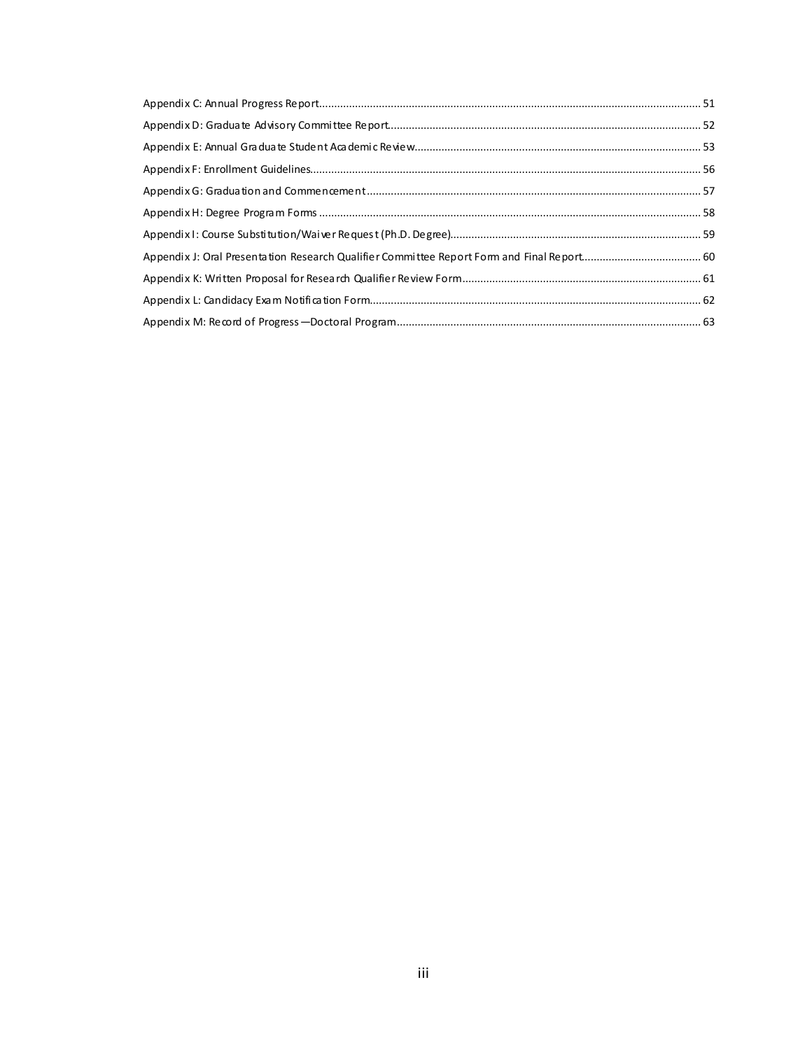Appendix C: Annual Progress Report ........ 51

Appendix D: Graduate Advisory Committee Report ........ 52

Appendix E: Annual Graduate Student Academic Review ........ 53

Appendix F: Enrollment Guidelines ........ 56

Appendix G: Graduation and Commencement ........ 57

Appendix H: Degree Program Forms ........ 58

Appendix I: Course Substitution/Waiver Request (Ph.D. Degree) ........ 59

Appendix J: Oral Presentation Research Qualifier Committee Report Form and Final Report ........ 60

Appendix K: Written Proposal for Research Qualifier Review Form ........ 61

Appendix L: Candidacy Exam Notification Form ........ 62

Appendix M: Record of Progress—Doctoral Program ........ 63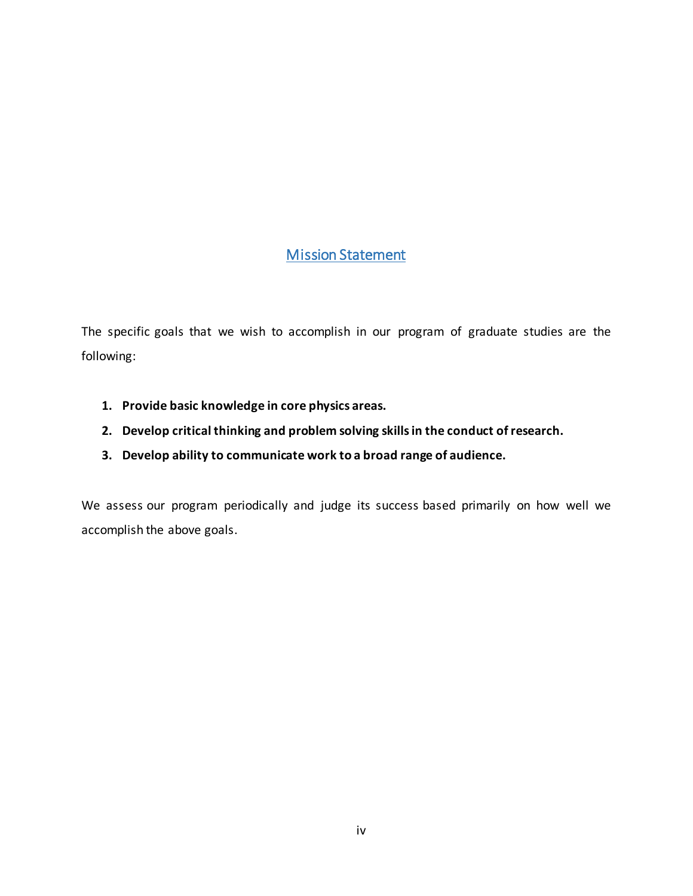# Mission Statement

The specific goals that we wish to accomplish in our program of graduate studies are the following:

1. **Provide basic knowledge in core physics areas.**
2. **Develop critical thinking and problem solving skills in the conduct of research.**
3. **Develop ability to communicate work to a broad range of audience.**

We assess our program periodically and judge its success based primarily on how well we accomplish the above goals.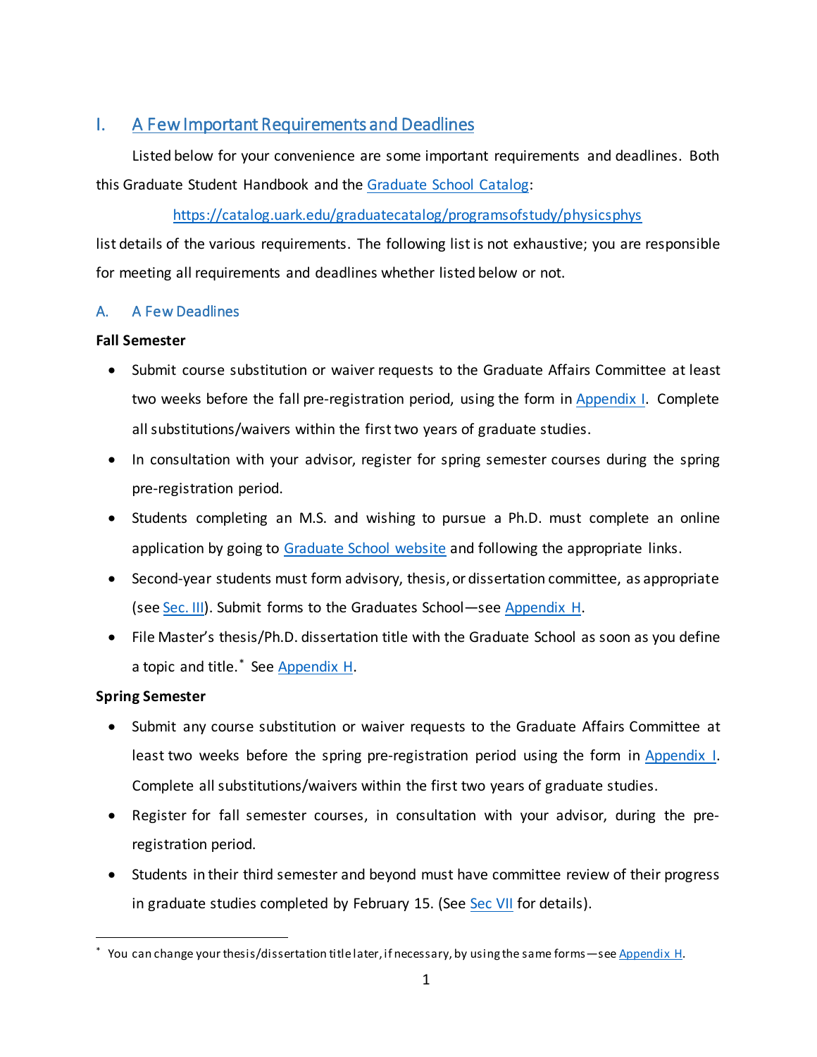# I. A Few Important Requirements and Deadlines

Listed below for your convenience are some important requirements and deadlines. Both this Graduate Student Handbook and the Graduate School Catalog:

https://catalog.uark.edu/graduatecatalog/programsofstudy/physicsphys

list details of the various requirements. The following list is not exhaustive; you are responsible for meeting all requirements and deadlines whether listed below or not.

## A. A Few Deadlines

**Fall Semester**

- Submit course substitution or waiver requests to the Graduate Affairs Committee at least two weeks before the fall pre-registration period, using the form in Appendix I. Complete all substitutions/waivers within the first two years of graduate studies.
- In consultation with your advisor, register for spring semester courses during the spring pre-registration period.
- Students completing an M.S. and wishing to pursue a Ph.D. must complete an online application by going to Graduate School website and following the appropriate links.
- Second-year students must form advisory, thesis, or dissertation committee, as appropriate (see Sec. III). Submit forms to the Graduates School—see Appendix H.
- File Master's thesis/Ph.D. dissertation title with the Graduate School as soon as you define a topic and title.* See Appendix H.

**Spring Semester**

- Submit any course substitution or waiver requests to the Graduate Affairs Committee at least two weeks before the spring pre-registration period using the form in Appendix I. Complete all substitutions/waivers within the first two years of graduate studies.
- Register for fall semester courses, in consultation with your advisor, during the pre-registration period.
- Students in their third semester and beyond must have committee review of their progress in graduate studies completed by February 15. (See Sec VII for details).

* You can change your thesis/dissertation title later, if necessary, by using the same forms—see Appendix H.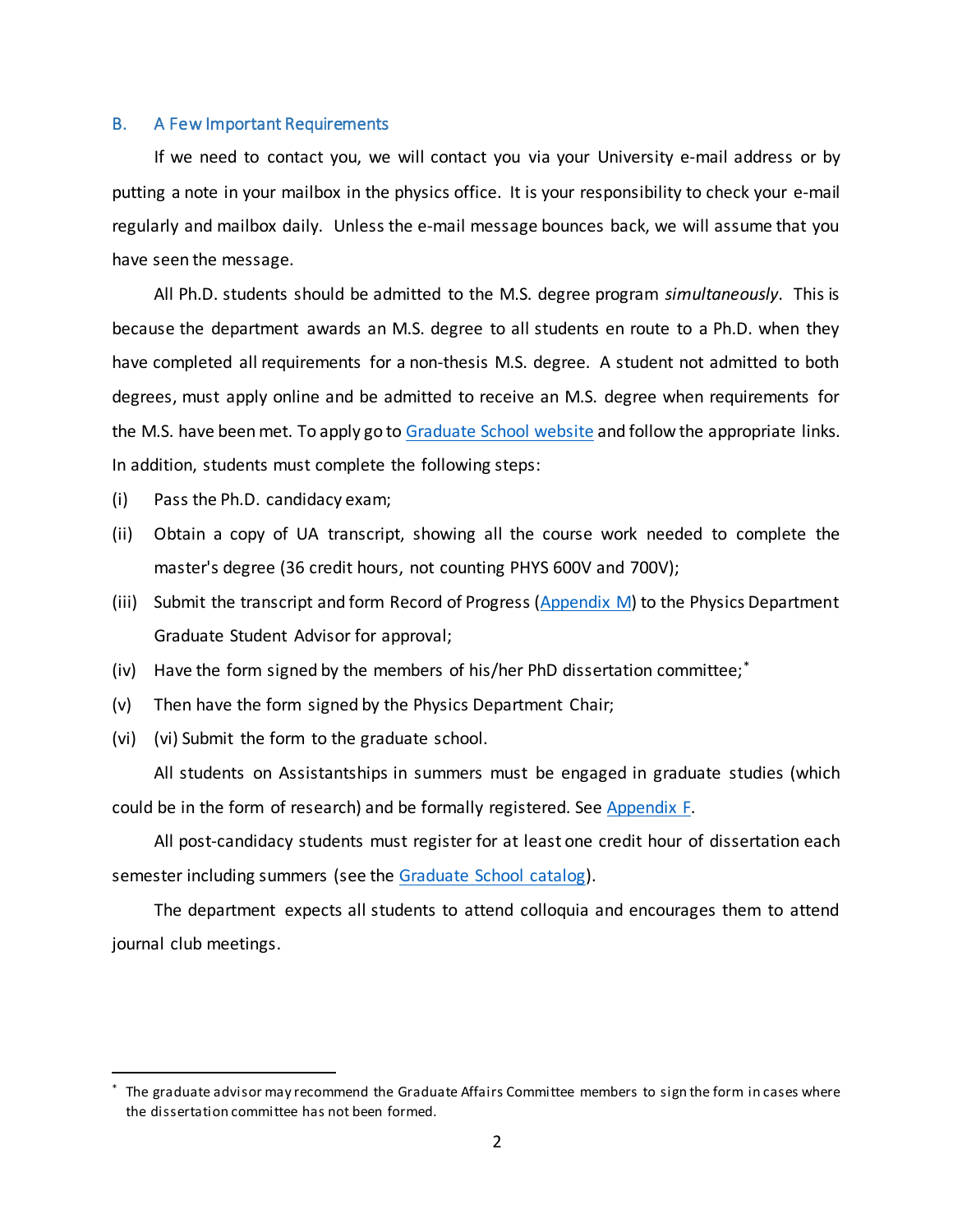## B. A Few Important Requirements

If we need to contact you, we will contact you via your University e-mail address or by putting a note in your mailbox in the physics office. It is your responsibility to check your e-mail regularly and mailbox daily. Unless the e-mail message bounces back, we will assume that you have seen the message.

All Ph.D. students should be admitted to the M.S. degree program *simultaneously*. This is because the department awards an M.S. degree to all students en route to a Ph.D. when they have completed all requirements for a non-thesis M.S. degree. A student not admitted to both degrees, must apply online and be admitted to receive an M.S. degree when requirements for the M.S. have been met. To apply go to Graduate School website and follow the appropriate links. In addition, students must complete the following steps:

(i) Pass the Ph.D. candidacy exam;

(ii) Obtain a copy of UA transcript, showing all the course work needed to complete the master's degree (36 credit hours, not counting PHYS 600V and 700V);

(iii) Submit the transcript and form Record of Progress (Appendix M) to the Physics Department Graduate Student Advisor for approval;

(iv) Have the form signed by the members of his/her PhD dissertation committee;*

(v) Then have the form signed by the Physics Department Chair;

(vi) (vi) Submit the form to the graduate school.

All students on Assistantships in summers must be engaged in graduate studies (which could be in the form of research) and be formally registered. See Appendix F.

All post-candidacy students must register for at least one credit hour of dissertation each semester including summers (see the Graduate School catalog).

The department expects all students to attend colloquia and encourages them to attend journal club meetings.

---

* The graduate advisor may recommend the Graduate Affairs Committee members to sign the form in cases where the dissertation committee has not been formed.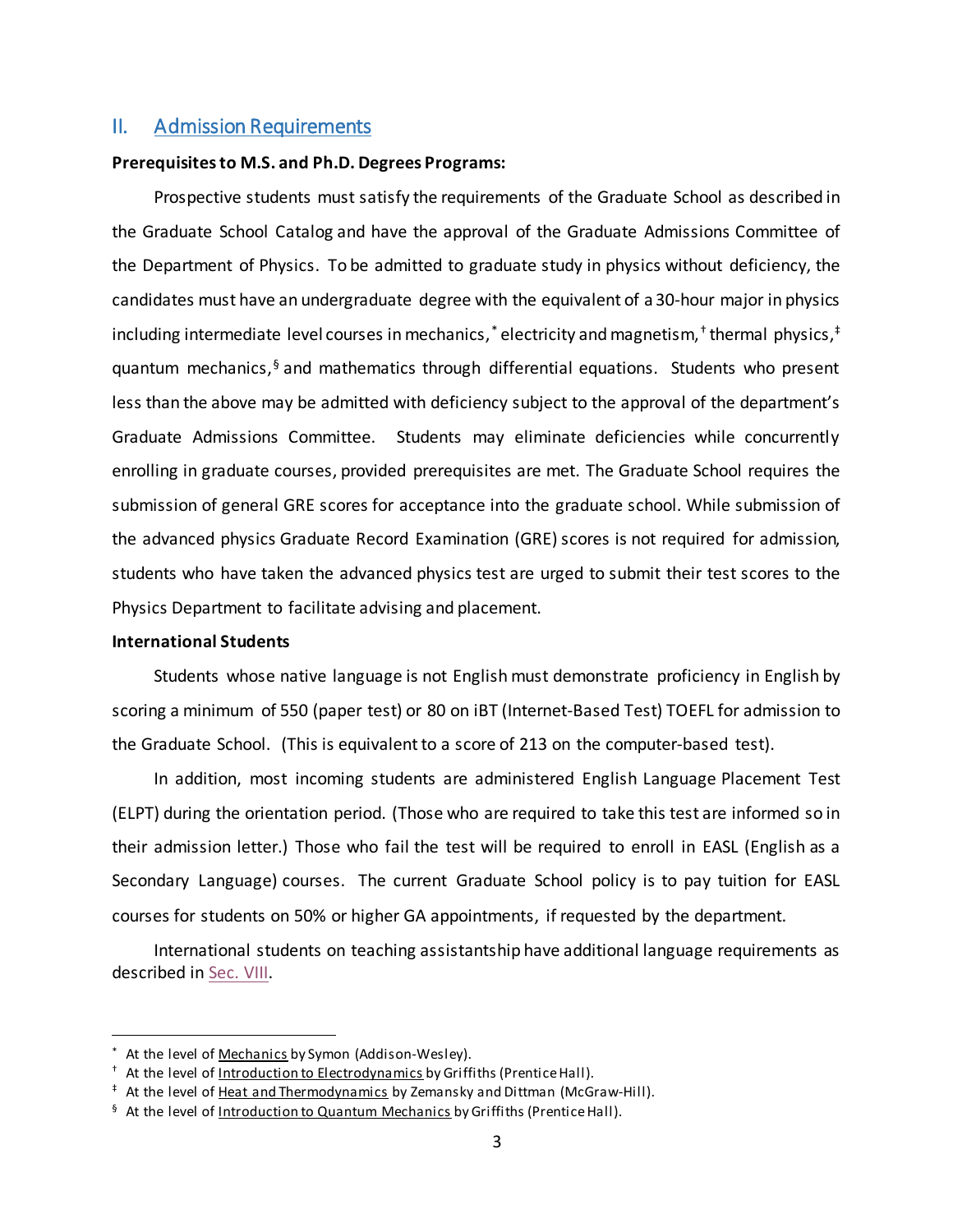## II. Admission Requirements

**Prerequisites to M.S. and Ph.D. Degrees Programs:**

Prospective students must satisfy the requirements of the Graduate School as described in the Graduate School Catalog and have the approval of the Graduate Admissions Committee of the Department of Physics. To be admitted to graduate study in physics without deficiency, the candidates must have an undergraduate degree with the equivalent of a 30-hour major in physics including intermediate level courses in mechanics,[*] electricity and magnetism,[†] thermal physics,[‡] quantum mechanics,[§] and mathematics through differential equations. Students who present less than the above may be admitted with deficiency subject to the approval of the department's Graduate Admissions Committee. Students may eliminate deficiencies while concurrently enrolling in graduate courses, provided prerequisites are met. The Graduate School requires the submission of general GRE scores for acceptance into the graduate school. While submission of the advanced physics Graduate Record Examination (GRE) scores is not required for admission, students who have taken the advanced physics test are urged to submit their test scores to the Physics Department to facilitate advising and placement.

**International Students**

Students whose native language is not English must demonstrate proficiency in English by scoring a minimum of 550 (paper test) or 80 on iBT (Internet-Based Test) TOEFL for admission to the Graduate School. (This is equivalent to a score of 213 on the computer-based test).

In addition, most incoming students are administered English Language Placement Test (ELPT) during the orientation period. (Those who are required to take this test are informed so in their admission letter.) Those who fail the test will be required to enroll in EASL (English as a Secondary Language) courses. The current Graduate School policy is to pay tuition for EASL courses for students on 50% or higher GA appointments, if requested by the department.

International students on teaching assistantship have additional language requirements as described in Sec. VIII.

---

[*] At the level of Mechanics by Symon (Addison-Wesley).

[†] At the level of Introduction to Electrodynamics by Griffiths (Prentice Hall).

[‡] At the level of Heat and Thermodynamics by Zemansky and Dittman (McGraw-Hill).

[§] At the level of Introduction to Quantum Mechanics by Griffiths (Prentice Hall).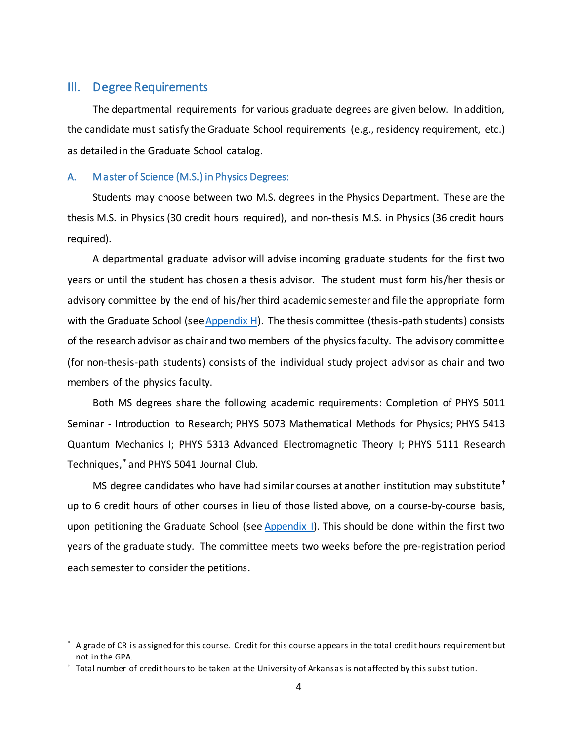## III. Degree Requirements

The departmental requirements for various graduate degrees are given below. In addition, the candidate must satisfy the Graduate School requirements (e.g., residency requirement, etc.) as detailed in the Graduate School catalog.

### A. Master of Science (M.S.) in Physics Degrees:

Students may choose between two M.S. degrees in the Physics Department. These are the thesis M.S. in Physics (30 credit hours required), and non-thesis M.S. in Physics (36 credit hours required).

A departmental graduate advisor will advise incoming graduate students for the first two years or until the student has chosen a thesis advisor. The student must form his/her thesis or advisory committee by the end of his/her third academic semester and file the appropriate form with the Graduate School (see Appendix H). The thesis committee (thesis-path students) consists of the research advisor as chair and two members of the physics faculty. The advisory committee (for non-thesis-path students) consists of the individual study project advisor as chair and two members of the physics faculty.

Both MS degrees share the following academic requirements: Completion of PHYS 5011 Seminar - Introduction to Research; PHYS 5073 Mathematical Methods for Physics; PHYS 5413 Quantum Mechanics I; PHYS 5313 Advanced Electromagnetic Theory I; PHYS 5111 Research Techniques,[*] and PHYS 5041 Journal Club.

MS degree candidates who have had similar courses at another institution may substitute[†] up to 6 credit hours of other courses in lieu of those listed above, on a course-by-course basis, upon petitioning the Graduate School (see Appendix I). This should be done within the first two years of the graduate study. The committee meets two weeks before the pre-registration period each semester to consider the petitions.

---

[*] A grade of CR is assigned for this course. Credit for this course appears in the total credit hours requirement but not in the GPA.

[†] Total number of credit hours to be taken at the University of Arkansas is not affected by this substitution.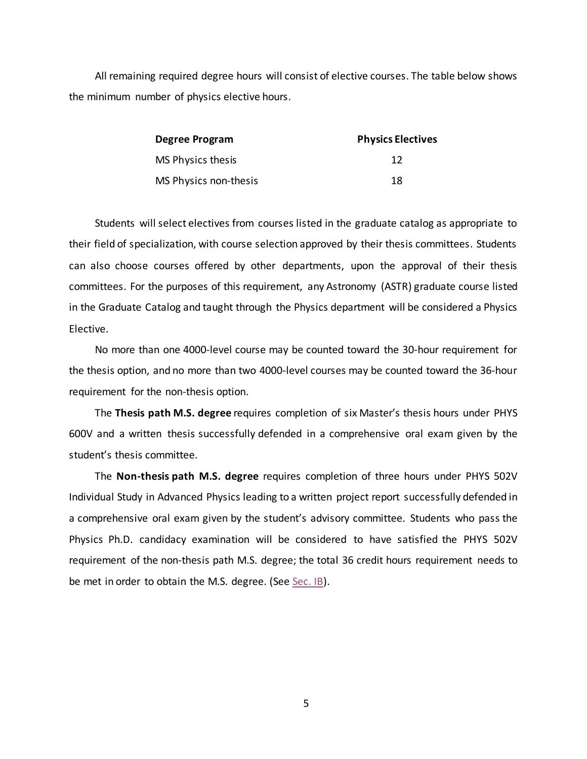All remaining required degree hours will consist of elective courses. The table below shows the minimum number of physics elective hours.

| Degree Program | Physics Electives |
| --- | --- |
| MS Physics thesis | 12 |
| MS Physics non-thesis | 18 |

Students will select electives from courses listed in the graduate catalog as appropriate to their field of specialization, with course selection approved by their thesis committees. Students can also choose courses offered by other departments, upon the approval of their thesis committees. For the purposes of this requirement, any Astronomy (ASTR) graduate course listed in the Graduate Catalog and taught through the Physics department will be considered a Physics Elective.

No more than one 4000-level course may be counted toward the 30-hour requirement for the thesis option, and no more than two 4000-level courses may be counted toward the 36-hour requirement for the non-thesis option.

The **Thesis path M.S. degree** requires completion of six Master's thesis hours under PHYS 600V and a written thesis successfully defended in a comprehensive oral exam given by the student's thesis committee.

The **Non-thesis path M.S. degree** requires completion of three hours under PHYS 502V Individual Study in Advanced Physics leading to a written project report successfully defended in a comprehensive oral exam given by the student's advisory committee. Students who pass the Physics Ph.D. candidacy examination will be considered to have satisfied the PHYS 502V requirement of the non-thesis path M.S. degree; the total 36 credit hours requirement needs to be met in order to obtain the M.S. degree. (See Sec. IB).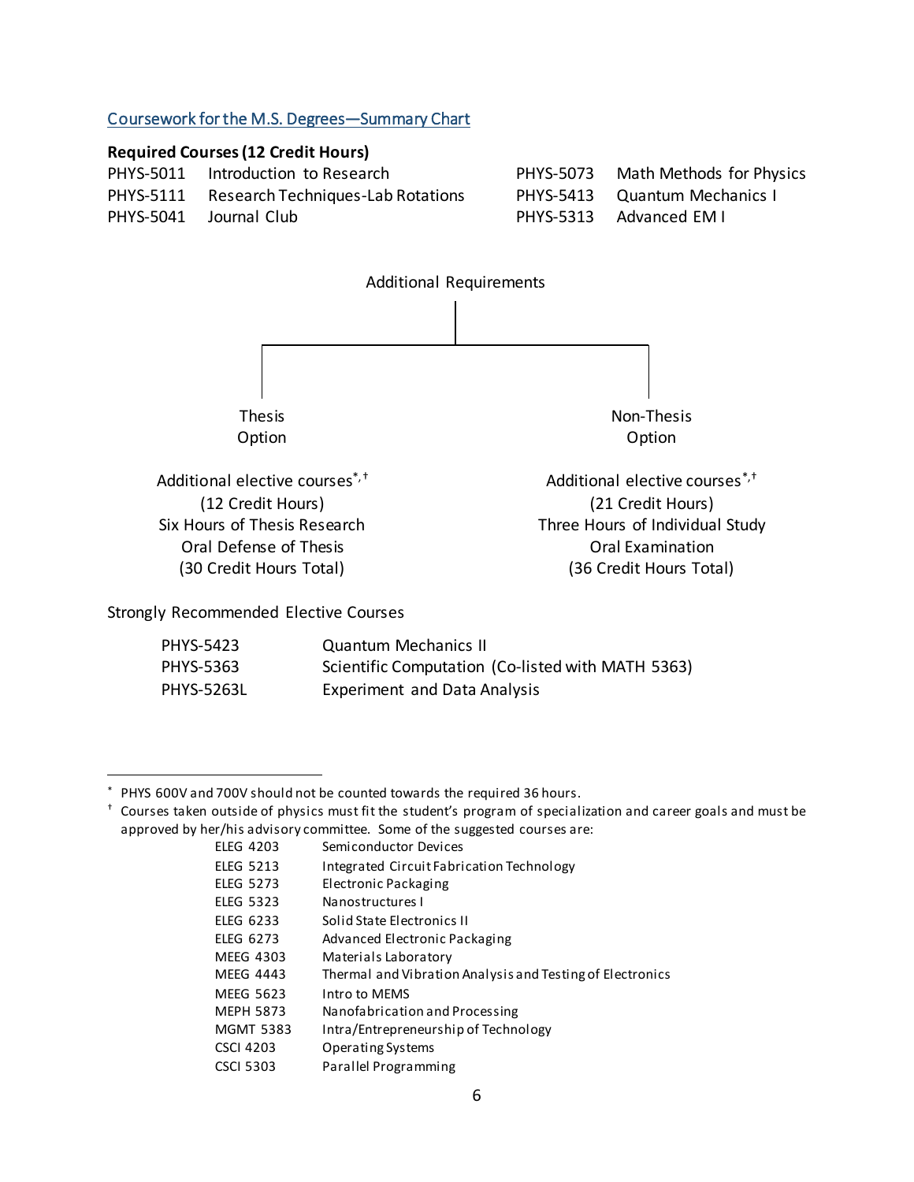## Coursework for the M.S. Degrees—Summary Chart

**Required Courses (12 Credit Hours)**

| | | | |
|---|---|---|---|
| PHYS-5011 | Introduction to Research | PHYS-5073 | Math Methods for Physics |
| PHYS-5111 | Research Techniques-Lab Rotations | PHYS-5413 | Quantum Mechanics I |
| PHYS-5041 | Journal Club | PHYS-5313 | Advanced EM I |

Additional Requirements

| Thesis Option | Non-Thesis Option |
|---|---|
| Additional elective courses[*,†] | Additional elective courses[*,†] |
| (12 Credit Hours) | (21 Credit Hours) |
| Six Hours of Thesis Research | Three Hours of Individual Study |
| Oral Defense of Thesis | Oral Examination |
| (30 Credit Hours Total) | (36 Credit Hours Total) |

Strongly Recommended Elective Courses

| | |
|---|---|
| PHYS-5423 | Quantum Mechanics II |
| PHYS-5363 | Scientific Computation (Co-listed with MATH 5363) |
| PHYS-5263L | Experiment and Data Analysis |

---

[*] PHYS 600V and 700V should not be counted towards the required 36 hours.

[†] Courses taken outside of physics must fit the student's program of specialization and career goals and must be approved by her/his advisory committee. Some of the suggested courses are:

| | |
|---|---|
| ELEG 4203 | Semiconductor Devices |
| ELEG 5213 | Integrated Circuit Fabrication Technology |
| ELEG 5273 | Electronic Packaging |
| ELEG 5323 | Nanostructures I |
| ELEG 6233 | Solid State Electronics II |
| ELEG 6273 | Advanced Electronic Packaging |
| MEEG 4303 | Materials Laboratory |
| MEEG 4443 | Thermal and Vibration Analysis and Testing of Electronics |
| MEEG 5623 | Intro to MEMS |
| MEPH 5873 | Nanofabrication and Processing |
| MGMT 5383 | Intra/Entrepreneurship of Technology |
| CSCI 4203 | Operating Systems |
| CSCI 5303 | Parallel Programming |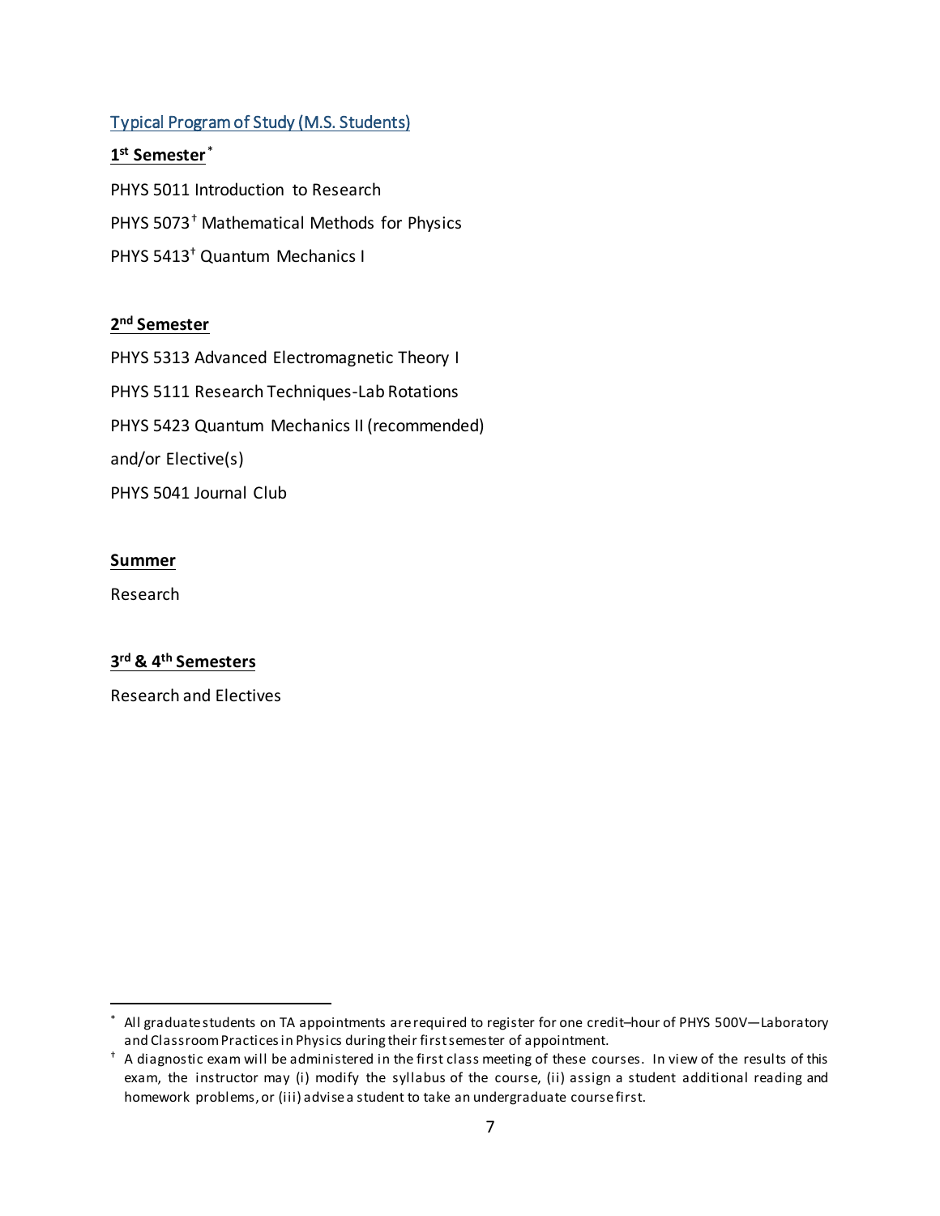## Typical Program of Study (M.S. Students)

**1st Semester**[*]

PHYS 5011 Introduction to Research

PHYS 5073[†] Mathematical Methods for Physics

PHYS 5413[†] Quantum Mechanics I

**2nd Semester**

PHYS 5313 Advanced Electromagnetic Theory I

PHYS 5111 Research Techniques-Lab Rotations

PHYS 5423 Quantum Mechanics II (recommended)

and/or Elective(s)

PHYS 5041 Journal Club

**Summer**

Research

**3rd & 4th Semesters**

Research and Electives

---

[*] All graduate students on TA appointments are required to register for one credit–hour of PHYS 500V—Laboratory and Classroom Practices in Physics during their first semester of appointment.

[†] A diagnostic exam will be administered in the first class meeting of these courses. In view of the results of this exam, the instructor may (i) modify the syllabus of the course, (ii) assign a student additional reading and homework problems, or (iii) advise a student to take an undergraduate course first.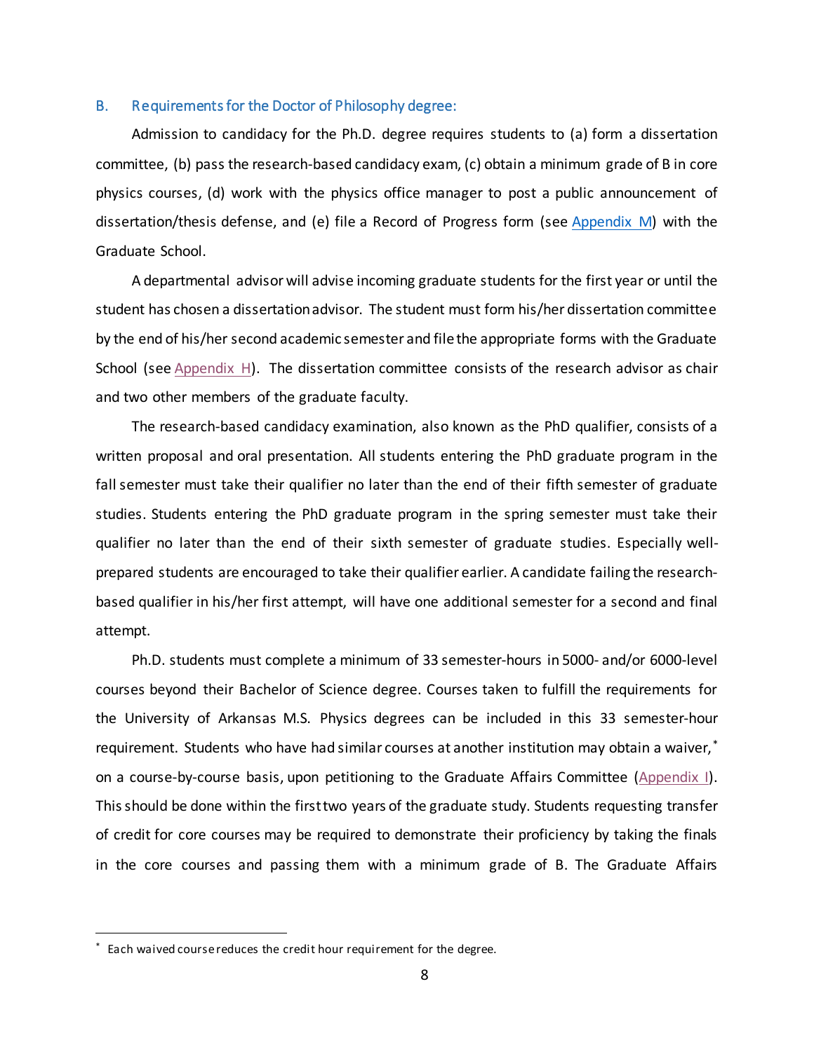### B. Requirements for the Doctor of Philosophy degree:

Admission to candidacy for the Ph.D. degree requires students to (a) form a dissertation committee, (b) pass the research-based candidacy exam, (c) obtain a minimum grade of B in core physics courses, (d) work with the physics office manager to post a public announcement of dissertation/thesis defense, and (e) file a Record of Progress form (see Appendix M) with the Graduate School.

A departmental advisor will advise incoming graduate students for the first year or until the student has chosen a dissertation advisor. The student must form his/her dissertation committee by the end of his/her second academic semester and file the appropriate forms with the Graduate School (see Appendix H). The dissertation committee consists of the research advisor as chair and two other members of the graduate faculty.

The research-based candidacy examination, also known as the PhD qualifier, consists of a written proposal and oral presentation. All students entering the PhD graduate program in the fall semester must take their qualifier no later than the end of their fifth semester of graduate studies. Students entering the PhD graduate program in the spring semester must take their qualifier no later than the end of their sixth semester of graduate studies. Especially well-prepared students are encouraged to take their qualifier earlier. A candidate failing the research-based qualifier in his/her first attempt, will have one additional semester for a second and final attempt.

Ph.D. students must complete a minimum of 33 semester-hours in 5000- and/or 6000-level courses beyond their Bachelor of Science degree. Courses taken to fulfill the requirements for the University of Arkansas M.S. Physics degrees can be included in this 33 semester-hour requirement. Students who have had similar courses at another institution may obtain a waiver,[*] on a course-by-course basis, upon petitioning to the Graduate Affairs Committee (Appendix I). This should be done within the first two years of the graduate study. Students requesting transfer of credit for core courses may be required to demonstrate their proficiency by taking the finals in the core courses and passing them with a minimum grade of B. The Graduate Affairs

[*] Each waived course reduces the credit hour requirement for the degree.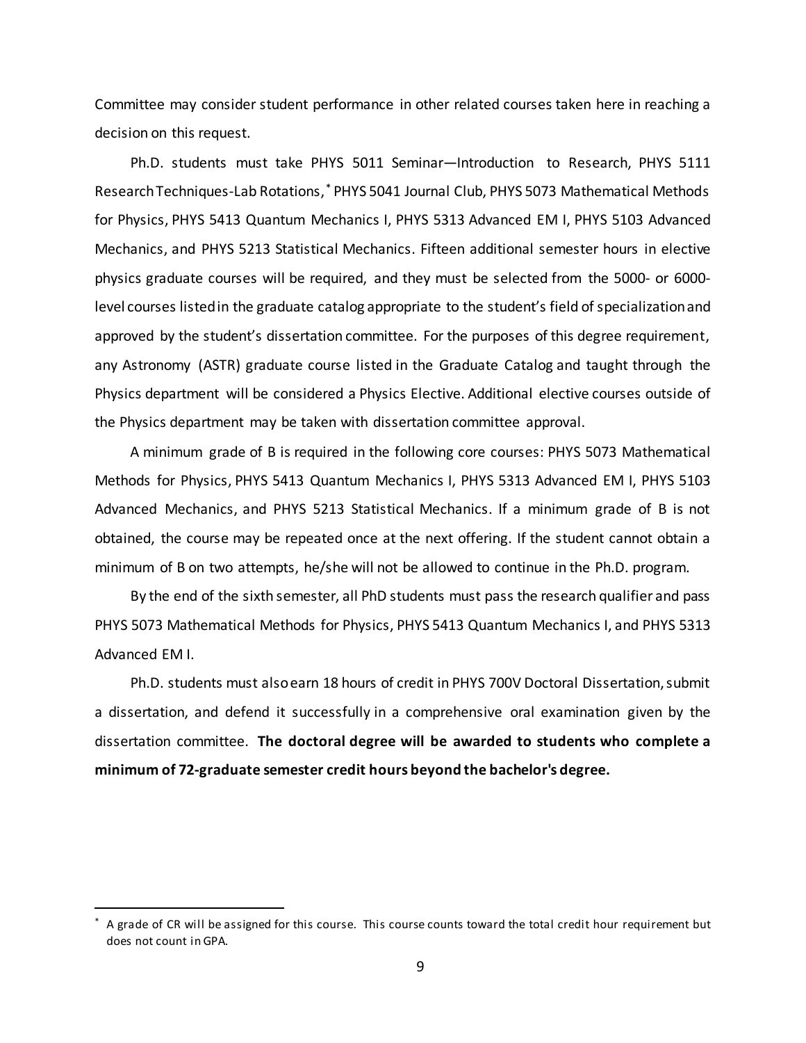Committee may consider student performance in other related courses taken here in reaching a decision on this request.

Ph.D. students must take PHYS 5011 Seminar—Introduction to Research, PHYS 5111 Research Techniques-Lab Rotations,* PHYS 5041 Journal Club, PHYS 5073 Mathematical Methods for Physics, PHYS 5413 Quantum Mechanics I, PHYS 5313 Advanced EM I, PHYS 5103 Advanced Mechanics, and PHYS 5213 Statistical Mechanics. Fifteen additional semester hours in elective physics graduate courses will be required, and they must be selected from the 5000- or 6000-level courses listed in the graduate catalog appropriate to the student's field of specialization and approved by the student's dissertation committee. For the purposes of this degree requirement, any Astronomy (ASTR) graduate course listed in the Graduate Catalog and taught through the Physics department will be considered a Physics Elective. Additional elective courses outside of the Physics department may be taken with dissertation committee approval.

A minimum grade of B is required in the following core courses: PHYS 5073 Mathematical Methods for Physics, PHYS 5413 Quantum Mechanics I, PHYS 5313 Advanced EM I, PHYS 5103 Advanced Mechanics, and PHYS 5213 Statistical Mechanics. If a minimum grade of B is not obtained, the course may be repeated once at the next offering. If the student cannot obtain a minimum of B on two attempts, he/she will not be allowed to continue in the Ph.D. program.

By the end of the sixth semester, all PhD students must pass the research qualifier and pass PHYS 5073 Mathematical Methods for Physics, PHYS 5413 Quantum Mechanics I, and PHYS 5313 Advanced EM I.

Ph.D. students must also earn 18 hours of credit in PHYS 700V Doctoral Dissertation, submit a dissertation, and defend it successfully in a comprehensive oral examination given by the dissertation committee. **The doctoral degree will be awarded to students who complete a minimum of 72-graduate semester credit hours beyond the bachelor's degree.**

---

* A grade of CR will be assigned for this course. This course counts toward the total credit hour requirement but does not count in GPA.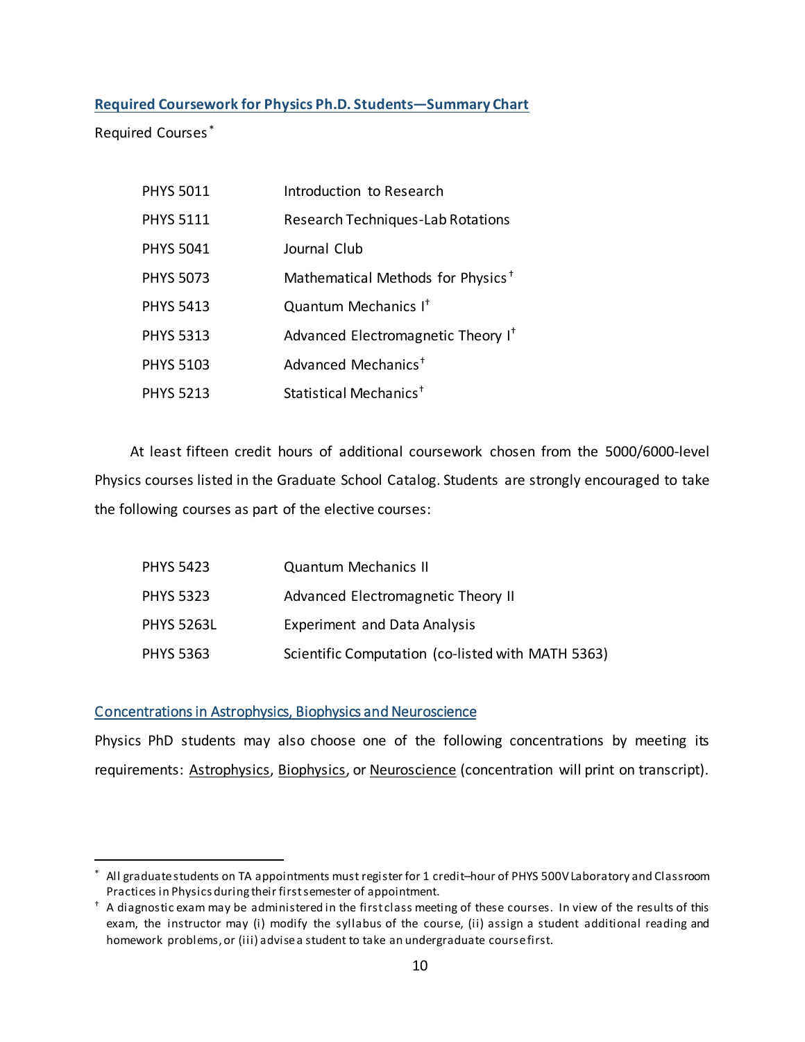## Required Coursework for Physics Ph.D. Students—Summary Chart

Required Courses[*]

| | |
|---|---|
| PHYS 5011 | Introduction to Research |
| PHYS 5111 | Research Techniques-Lab Rotations |
| PHYS 5041 | Journal Club |
| PHYS 5073 | Mathematical Methods for Physics[†] |
| PHYS 5413 | Quantum Mechanics I[†] |
| PHYS 5313 | Advanced Electromagnetic Theory I[†] |
| PHYS 5103 | Advanced Mechanics[†] |
| PHYS 5213 | Statistical Mechanics[†] |

At least fifteen credit hours of additional coursework chosen from the 5000/6000-level Physics courses listed in the Graduate School Catalog. Students are strongly encouraged to take the following courses as part of the elective courses:

| | |
|---|---|
| PHYS 5423 | Quantum Mechanics II |
| PHYS 5323 | Advanced Electromagnetic Theory II |
| PHYS 5263L | Experiment and Data Analysis |
| PHYS 5363 | Scientific Computation (co-listed with MATH 5363) |

### Concentrations in Astrophysics, Biophysics and Neuroscience

Physics PhD students may also choose one of the following concentrations by meeting its requirements: Astrophysics, Biophysics, or Neuroscience (concentration will print on transcript).

---

[*] All graduate students on TA appointments must register for 1 credit–hour of PHYS 500V Laboratory and Classroom Practices in Physics during their first semester of appointment.

[†] A diagnostic exam may be administered in the first class meeting of these courses. In view of the results of this exam, the instructor may (i) modify the syllabus of the course, (ii) assign a student additional reading and homework problems, or (iii) advise a student to take an undergraduate course first.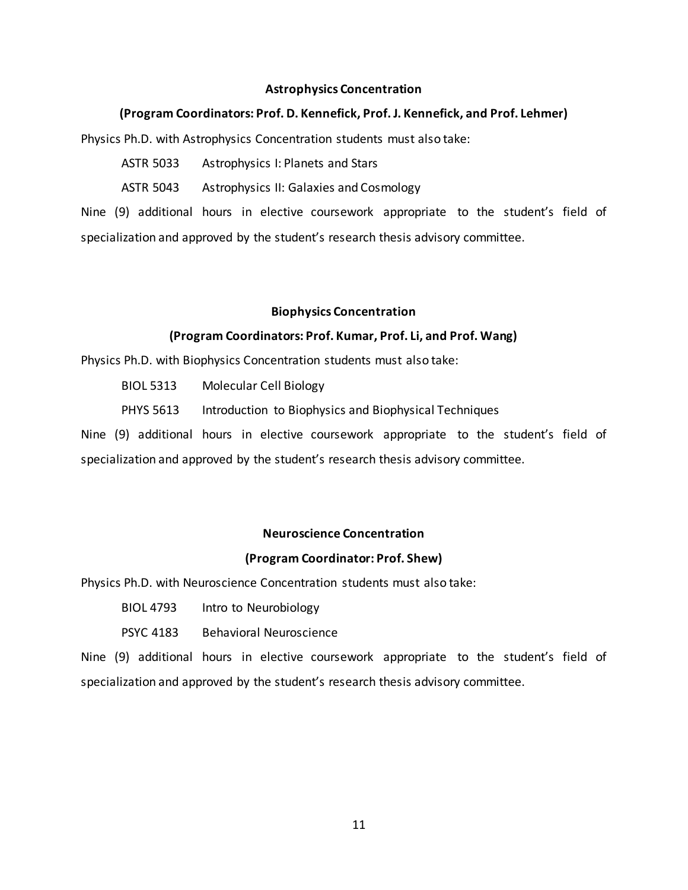### Astrophysics Concentration

**(Program Coordinators: Prof. D. Kennefick, Prof. J. Kennefick, and Prof. Lehmer)**

Physics Ph.D. with Astrophysics Concentration students must also take:

- ASTR 5033 Astrophysics I: Planets and Stars
- ASTR 5043 Astrophysics II: Galaxies and Cosmology

Nine (9) additional hours in elective coursework appropriate to the student's field of specialization and approved by the student's research thesis advisory committee.

### Biophysics Concentration

**(Program Coordinators: Prof. Kumar, Prof. Li, and Prof. Wang)**

Physics Ph.D. with Biophysics Concentration students must also take:

- BIOL 5313 Molecular Cell Biology
- PHYS 5613 Introduction to Biophysics and Biophysical Techniques

Nine (9) additional hours in elective coursework appropriate to the student's field of specialization and approved by the student's research thesis advisory committee.

### Neuroscience Concentration

**(Program Coordinator: Prof. Shew)**

Physics Ph.D. with Neuroscience Concentration students must also take:

- BIOL 4793 Intro to Neurobiology
- PSYC 4183 Behavioral Neuroscience

Nine (9) additional hours in elective coursework appropriate to the student's field of specialization and approved by the student's research thesis advisory committee.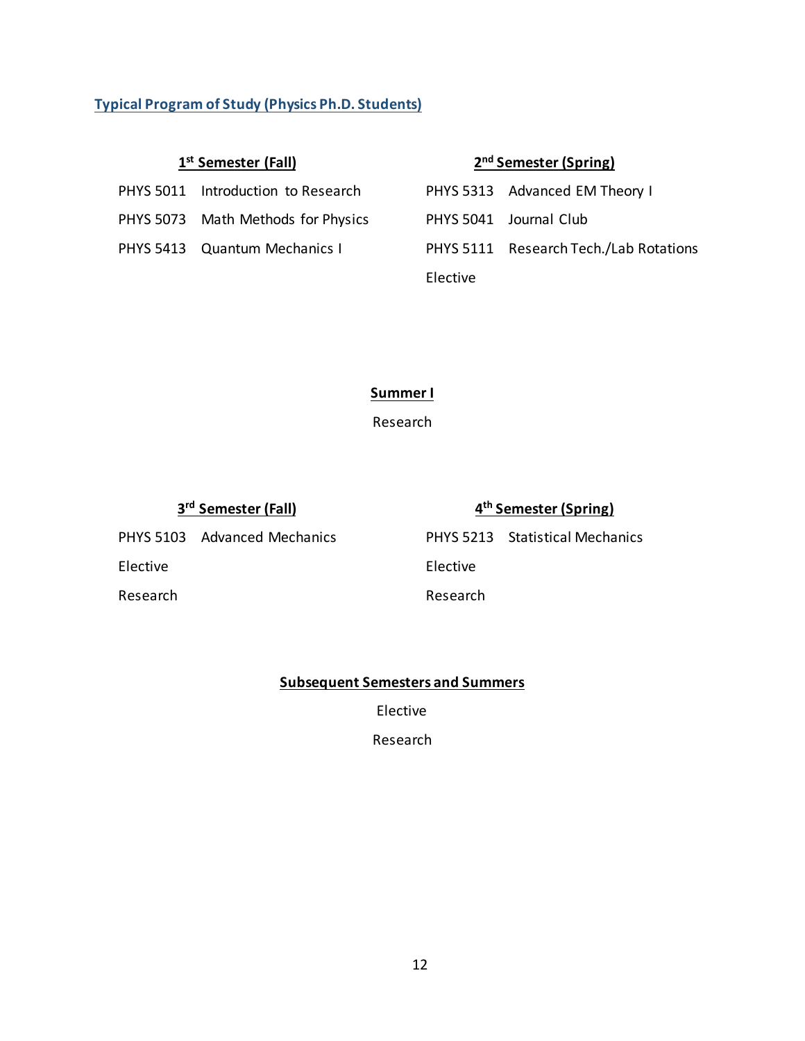## Typical Program of Study (Physics Ph.D. Students)

### 1st Semester (Fall)

PHYS 5011 Introduction to Research

PHYS 5073 Math Methods for Physics

PHYS 5413 Quantum Mechanics I

### 2nd Semester (Spring)

PHYS 5313 Advanced EM Theory I

PHYS 5041 Journal Club

PHYS 5111 Research Tech./Lab Rotations

Elective

### Summer I

Research

### 3rd Semester (Fall)

PHYS 5103 Advanced Mechanics

Elective

Research

### 4th Semester (Spring)

PHYS 5213 Statistical Mechanics

Elective

Research

### Subsequent Semesters and Summers

Elective

Research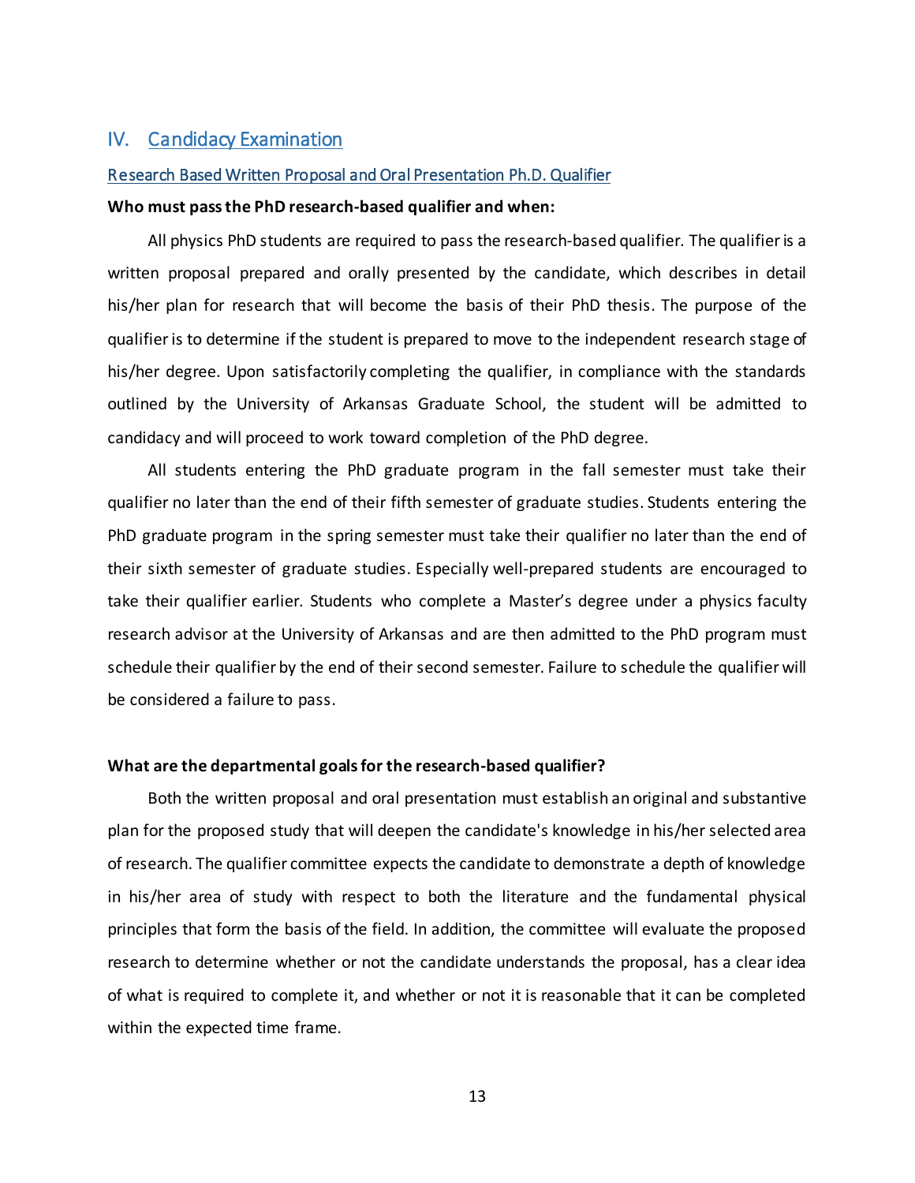## IV. Candidacy Examination

### Research Based Written Proposal and Oral Presentation Ph.D. Qualifier

**Who must pass the PhD research-based qualifier and when:**

All physics PhD students are required to pass the research-based qualifier. The qualifier is a written proposal prepared and orally presented by the candidate, which describes in detail his/her plan for research that will become the basis of their PhD thesis. The purpose of the qualifier is to determine if the student is prepared to move to the independent research stage of his/her degree. Upon satisfactorily completing the qualifier, in compliance with the standards outlined by the University of Arkansas Graduate School, the student will be admitted to candidacy and will proceed to work toward completion of the PhD degree.

All students entering the PhD graduate program in the fall semester must take their qualifier no later than the end of their fifth semester of graduate studies. Students entering the PhD graduate program in the spring semester must take their qualifier no later than the end of their sixth semester of graduate studies. Especially well-prepared students are encouraged to take their qualifier earlier. Students who complete a Master's degree under a physics faculty research advisor at the University of Arkansas and are then admitted to the PhD program must schedule their qualifier by the end of their second semester. Failure to schedule the qualifier will be considered a failure to pass.

**What are the departmental goals for the research-based qualifier?**

Both the written proposal and oral presentation must establish an original and substantive plan for the proposed study that will deepen the candidate's knowledge in his/her selected area of research. The qualifier committee expects the candidate to demonstrate a depth of knowledge in his/her area of study with respect to both the literature and the fundamental physical principles that form the basis of the field. In addition, the committee will evaluate the proposed research to determine whether or not the candidate understands the proposal, has a clear idea of what is required to complete it, and whether or not it is reasonable that it can be completed within the expected time frame.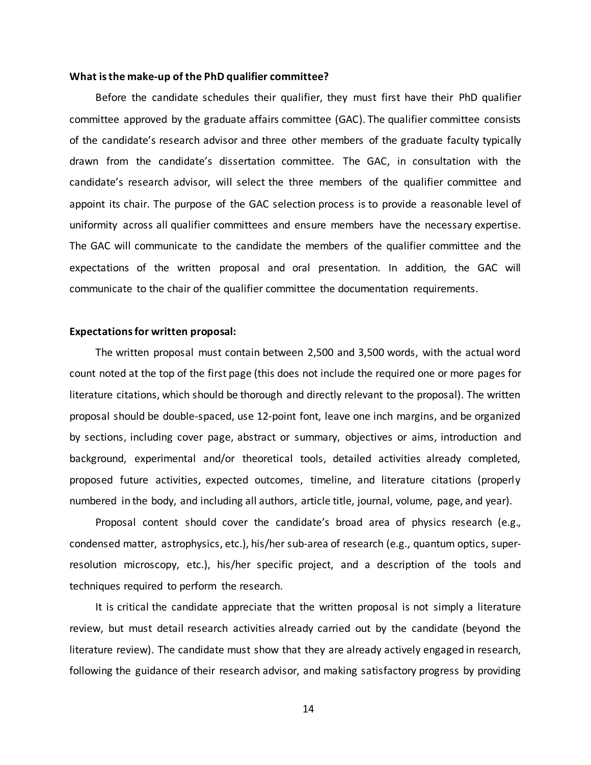**What is the make-up of the PhD qualifier committee?**

Before the candidate schedules their qualifier, they must first have their PhD qualifier committee approved by the graduate affairs committee (GAC). The qualifier committee consists of the candidate's research advisor and three other members of the graduate faculty typically drawn from the candidate's dissertation committee. The GAC, in consultation with the candidate's research advisor, will select the three members of the qualifier committee and appoint its chair. The purpose of the GAC selection process is to provide a reasonable level of uniformity across all qualifier committees and ensure members have the necessary expertise. The GAC will communicate to the candidate the members of the qualifier committee and the expectations of the written proposal and oral presentation. In addition, the GAC will communicate to the chair of the qualifier committee the documentation requirements.

**Expectations for written proposal:**

The written proposal must contain between 2,500 and 3,500 words, with the actual word count noted at the top of the first page (this does not include the required one or more pages for literature citations, which should be thorough and directly relevant to the proposal). The written proposal should be double-spaced, use 12-point font, leave one inch margins, and be organized by sections, including cover page, abstract or summary, objectives or aims, introduction and background, experimental and/or theoretical tools, detailed activities already completed, proposed future activities, expected outcomes, timeline, and literature citations (properly numbered in the body, and including all authors, article title, journal, volume, page, and year).

Proposal content should cover the candidate's broad area of physics research (e.g., condensed matter, astrophysics, etc.), his/her sub-area of research (e.g., quantum optics, super-resolution microscopy, etc.), his/her specific project, and a description of the tools and techniques required to perform the research.

It is critical the candidate appreciate that the written proposal is not simply a literature review, but must detail research activities already carried out by the candidate (beyond the literature review). The candidate must show that they are already actively engaged in research, following the guidance of their research advisor, and making satisfactory progress by providing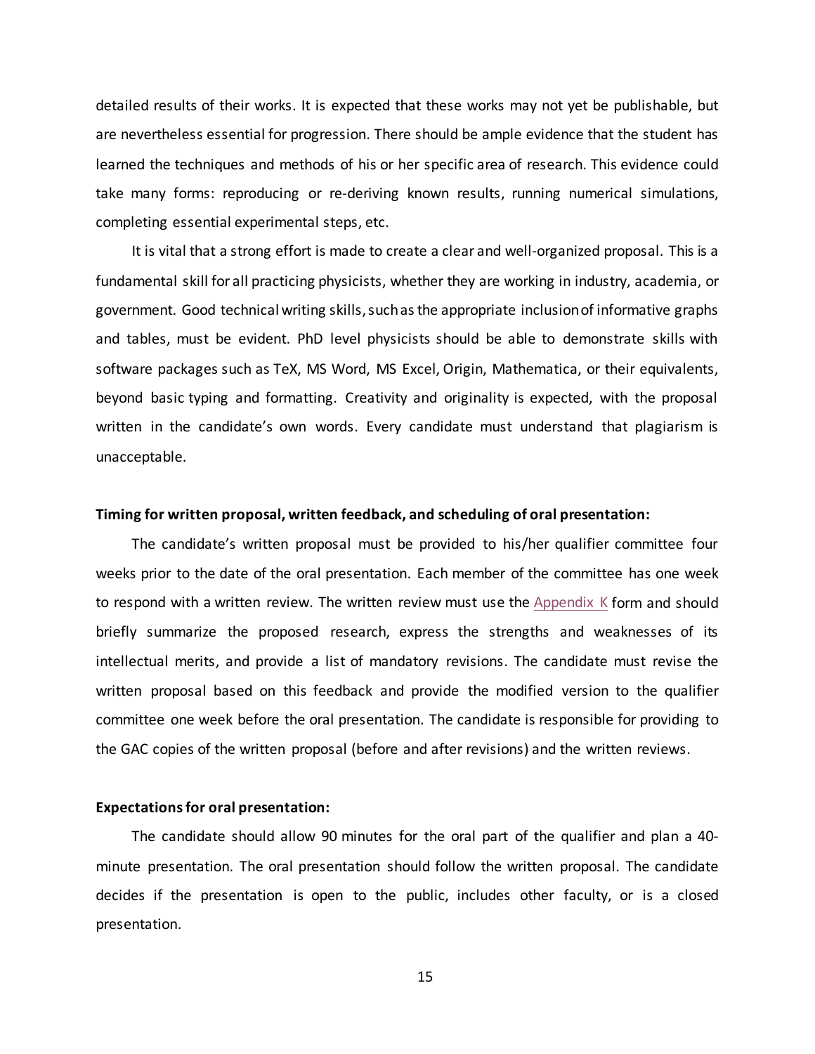detailed results of their works. It is expected that these works may not yet be publishable, but are nevertheless essential for progression. There should be ample evidence that the student has learned the techniques and methods of his or her specific area of research. This evidence could take many forms: reproducing or re-deriving known results, running numerical simulations, completing essential experimental steps, etc.

It is vital that a strong effort is made to create a clear and well-organized proposal. This is a fundamental skill for all practicing physicists, whether they are working in industry, academia, or government. Good technical writing skills, such as the appropriate inclusion of informative graphs and tables, must be evident. PhD level physicists should be able to demonstrate skills with software packages such as TeX, MS Word, MS Excel, Origin, Mathematica, or their equivalents, beyond basic typing and formatting. Creativity and originality is expected, with the proposal written in the candidate's own words. Every candidate must understand that plagiarism is unacceptable.

**Timing for written proposal, written feedback, and scheduling of oral presentation:**

The candidate's written proposal must be provided to his/her qualifier committee four weeks prior to the date of the oral presentation. Each member of the committee has one week to respond with a written review. The written review must use the Appendix K form and should briefly summarize the proposed research, express the strengths and weaknesses of its intellectual merits, and provide a list of mandatory revisions. The candidate must revise the written proposal based on this feedback and provide the modified version to the qualifier committee one week before the oral presentation. The candidate is responsible for providing to the GAC copies of the written proposal (before and after revisions) and the written reviews.

**Expectations for oral presentation:**

The candidate should allow 90 minutes for the oral part of the qualifier and plan a 40-minute presentation. The oral presentation should follow the written proposal. The candidate decides if the presentation is open to the public, includes other faculty, or is a closed presentation.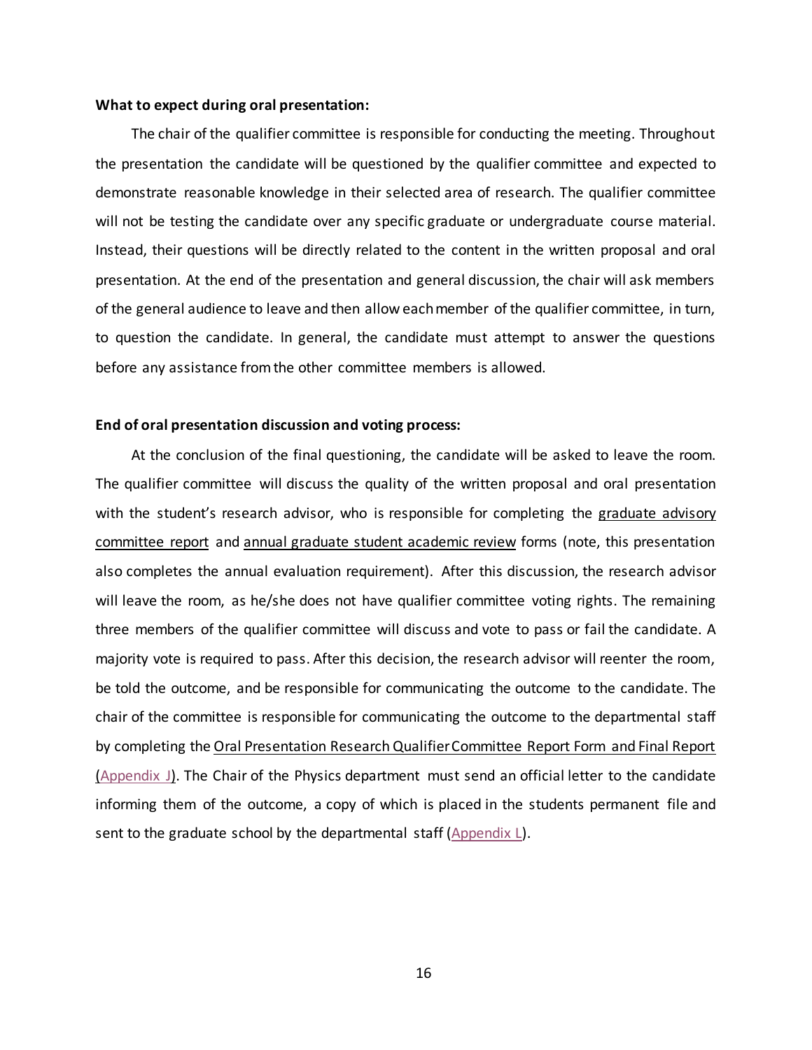**What to expect during oral presentation:**

The chair of the qualifier committee is responsible for conducting the meeting. Throughout the presentation the candidate will be questioned by the qualifier committee and expected to demonstrate reasonable knowledge in their selected area of research. The qualifier committee will not be testing the candidate over any specific graduate or undergraduate course material. Instead, their questions will be directly related to the content in the written proposal and oral presentation. At the end of the presentation and general discussion, the chair will ask members of the general audience to leave and then allow each member of the qualifier committee, in turn, to question the candidate. In general, the candidate must attempt to answer the questions before any assistance from the other committee members is allowed.

**End of oral presentation discussion and voting process:**

At the conclusion of the final questioning, the candidate will be asked to leave the room. The qualifier committee will discuss the quality of the written proposal and oral presentation with the student's research advisor, who is responsible for completing the graduate advisory committee report and annual graduate student academic review forms (note, this presentation also completes the annual evaluation requirement). After this discussion, the research advisor will leave the room, as he/she does not have qualifier committee voting rights. The remaining three members of the qualifier committee will discuss and vote to pass or fail the candidate. A majority vote is required to pass. After this decision, the research advisor will reenter the room, be told the outcome, and be responsible for communicating the outcome to the candidate. The chair of the committee is responsible for communicating the outcome to the departmental staff by completing the Oral Presentation Research Qualifier Committee Report Form and Final Report (Appendix J). The Chair of the Physics department must send an official letter to the candidate informing them of the outcome, a copy of which is placed in the students permanent file and sent to the graduate school by the departmental staff (Appendix L).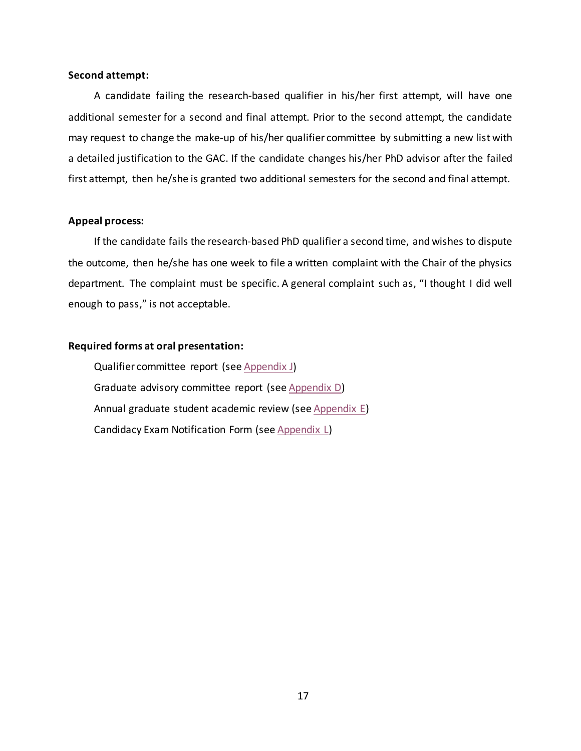**Second attempt:**

A candidate failing the research-based qualifier in his/her first attempt, will have one additional semester for a second and final attempt. Prior to the second attempt, the candidate may request to change the make-up of his/her qualifier committee by submitting a new list with a detailed justification to the GAC. If the candidate changes his/her PhD advisor after the failed first attempt, then he/she is granted two additional semesters for the second and final attempt.

**Appeal process:**

If the candidate fails the research-based PhD qualifier a second time, and wishes to dispute the outcome, then he/she has one week to file a written complaint with the Chair of the physics department. The complaint must be specific. A general complaint such as, "I thought I did well enough to pass," is not acceptable.

**Required forms at oral presentation:**

Qualifier committee report (see Appendix J)

Graduate advisory committee report (see Appendix D)

Annual graduate student academic review (see Appendix E)

Candidacy Exam Notification Form (see Appendix L)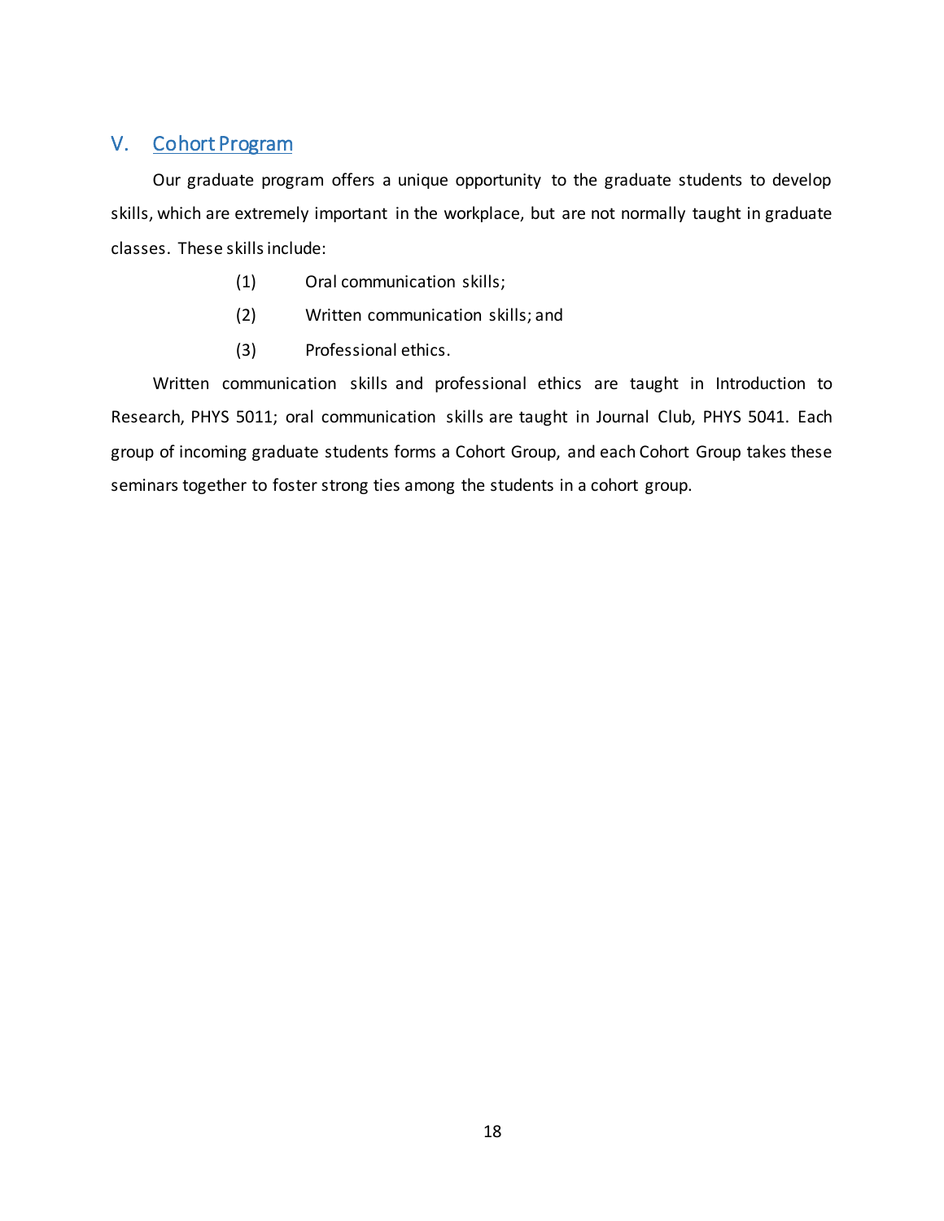## V. Cohort Program

Our graduate program offers a unique opportunity to the graduate students to develop skills, which are extremely important in the workplace, but are not normally taught in graduate classes. These skills include:

(1) Oral communication skills;

(2) Written communication skills; and

(3) Professional ethics.

Written communication skills and professional ethics are taught in Introduction to Research, PHYS 5011; oral communication skills are taught in Journal Club, PHYS 5041. Each group of incoming graduate students forms a Cohort Group, and each Cohort Group takes these seminars together to foster strong ties among the students in a cohort group.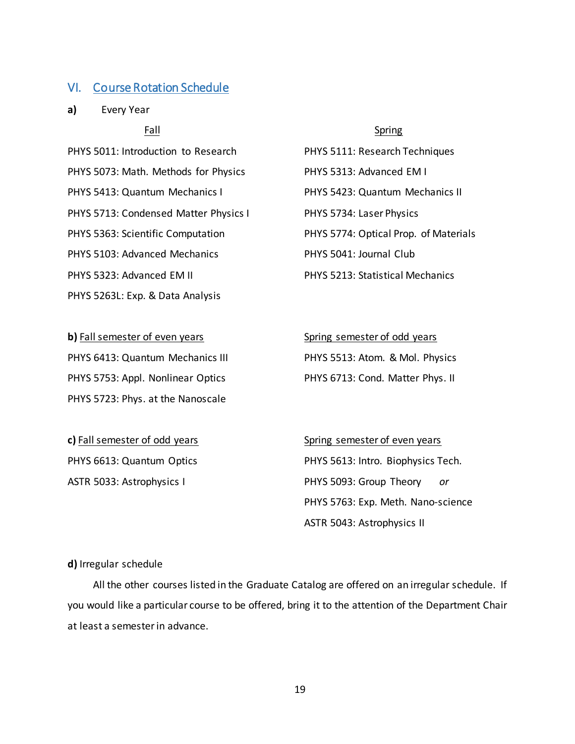## VI. Course Rotation Schedule

**a)** Every Year

| Fall | Spring |
|---|---|
| PHYS 5011: Introduction to Research | PHYS 5111: Research Techniques |
| PHYS 5073: Math. Methods for Physics | PHYS 5313: Advanced EM I |
| PHYS 5413: Quantum Mechanics I | PHYS 5423: Quantum Mechanics II |
| PHYS 5713: Condensed Matter Physics I | PHYS 5734: Laser Physics |
| PHYS 5363: Scientific Computation | PHYS 5774: Optical Prop. of Materials |
| PHYS 5103: Advanced Mechanics | PHYS 5041: Journal Club |
| PHYS 5323: Advanced EM II | PHYS 5213: Statistical Mechanics |
| PHYS 5263L: Exp. & Data Analysis | |

| **b)** Fall semester of even years | Spring semester of odd years |
|---|---|
| PHYS 6413: Quantum Mechanics III | PHYS 5513: Atom. & Mol. Physics |
| PHYS 5753: Appl. Nonlinear Optics | PHYS 6713: Cond. Matter Phys. II |
| PHYS 5723: Phys. at the Nanoscale | |

| **c)** Fall semester of odd years | Spring semester of even years |
|---|---|
| PHYS 6613: Quantum Optics | PHYS 5613: Intro. Biophysics Tech. |
| ASTR 5033: Astrophysics I | PHYS 5093: Group Theory *or* |
| | PHYS 5763: Exp. Meth. Nano-science |
| | ASTR 5043: Astrophysics II |

**d)** Irregular schedule

All the other courses listed in the Graduate Catalog are offered on an irregular schedule. If you would like a particular course to be offered, bring it to the attention of the Department Chair at least a semester in advance.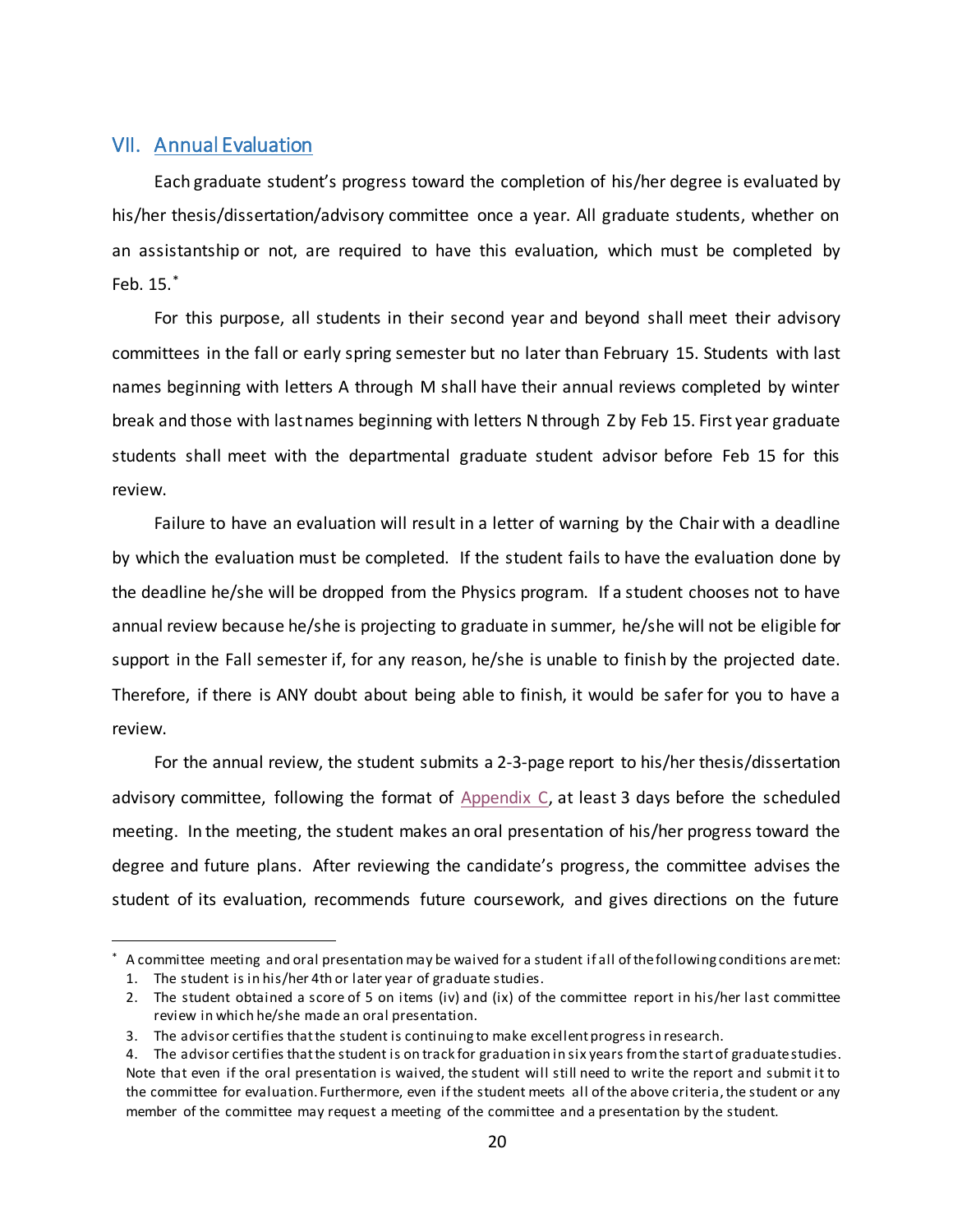## VII. Annual Evaluation

Each graduate student's progress toward the completion of his/her degree is evaluated by his/her thesis/dissertation/advisory committee once a year. All graduate students, whether on an assistantship or not, are required to have this evaluation, which must be completed by Feb. 15.*

For this purpose, all students in their second year and beyond shall meet their advisory committees in the fall or early spring semester but no later than February 15. Students with last names beginning with letters A through M shall have their annual reviews completed by winter break and those with last names beginning with letters N through Z by Feb 15. First year graduate students shall meet with the departmental graduate student advisor before Feb 15 for this review.

Failure to have an evaluation will result in a letter of warning by the Chair with a deadline by which the evaluation must be completed. If the student fails to have the evaluation done by the deadline he/she will be dropped from the Physics program. If a student chooses not to have annual review because he/she is projecting to graduate in summer, he/she will not be eligible for support in the Fall semester if, for any reason, he/she is unable to finish by the projected date. Therefore, if there is ANY doubt about being able to finish, it would be safer for you to have a review.

For the annual review, the student submits a 2-3-page report to his/her thesis/dissertation advisory committee, following the format of Appendix C, at least 3 days before the scheduled meeting. In the meeting, the student makes an oral presentation of his/her progress toward the degree and future plans. After reviewing the candidate's progress, the committee advises the student of its evaluation, recommends future coursework, and gives directions on the future

---

* A committee meeting and oral presentation may be waived for a student if all of the following conditions are met:

1. The student is in his/her 4th or later year of graduate studies.
2. The student obtained a score of 5 on items (iv) and (ix) of the committee report in his/her last committee review in which he/she made an oral presentation.
3. The advisor certifies that the student is continuing to make excellent progress in research.
4. The advisor certifies that the student is on track for graduation in six years from the start of graduate studies.

Note that even if the oral presentation is waived, the student will still need to write the report and submit it to the committee for evaluation. Furthermore, even if the student meets all of the above criteria, the student or any member of the committee may request a meeting of the committee and a presentation by the student.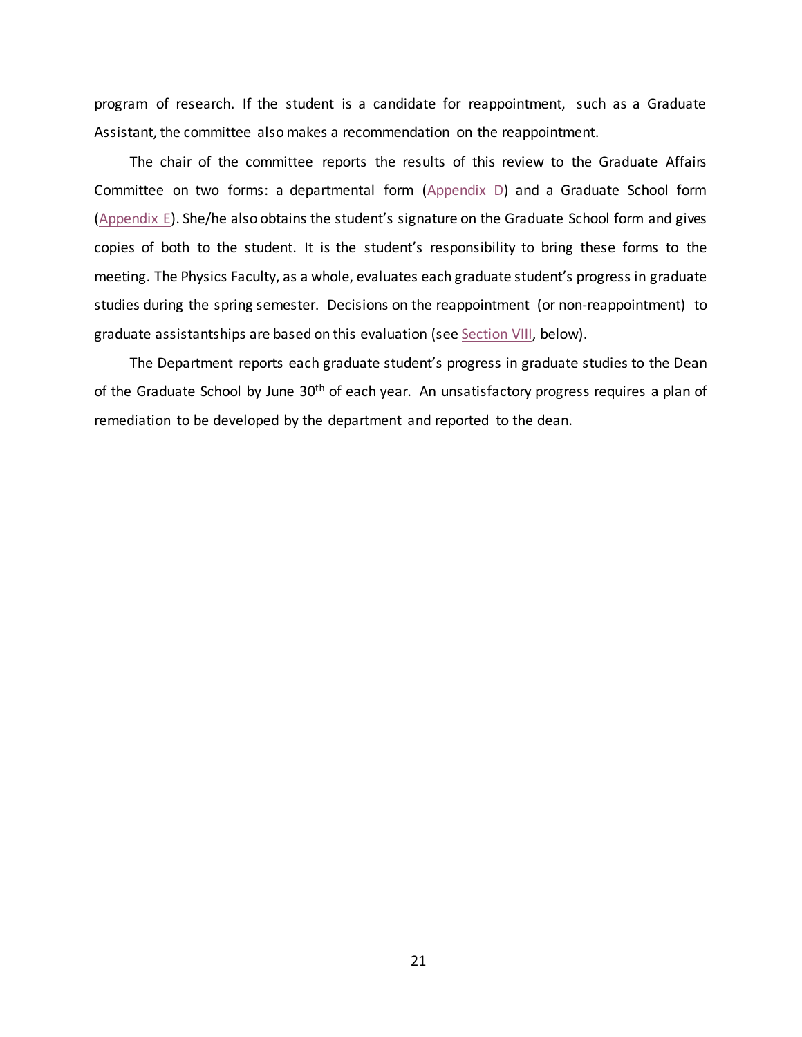program of research. If the student is a candidate for reappointment, such as a Graduate Assistant, the committee also makes a recommendation on the reappointment.

The chair of the committee reports the results of this review to the Graduate Affairs Committee on two forms: a departmental form (Appendix D) and a Graduate School form (Appendix E). She/he also obtains the student's signature on the Graduate School form and gives copies of both to the student. It is the student's responsibility to bring these forms to the meeting. The Physics Faculty, as a whole, evaluates each graduate student's progress in graduate studies during the spring semester. Decisions on the reappointment (or non-reappointment) to graduate assistantships are based on this evaluation (see Section VIII, below).

The Department reports each graduate student's progress in graduate studies to the Dean of the Graduate School by June 30th of each year. An unsatisfactory progress requires a plan of remediation to be developed by the department and reported to the dean.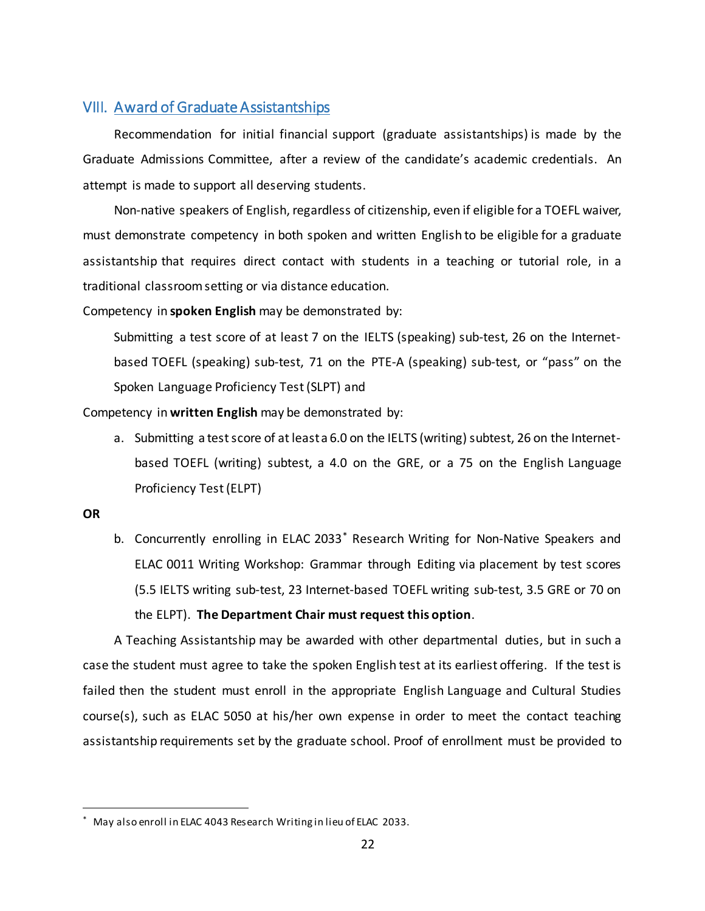## VIII. Award of Graduate Assistantships

Recommendation for initial financial support (graduate assistantships) is made by the Graduate Admissions Committee, after a review of the candidate's academic credentials. An attempt is made to support all deserving students.

Non-native speakers of English, regardless of citizenship, even if eligible for a TOEFL waiver, must demonstrate competency in both spoken and written English to be eligible for a graduate assistantship that requires direct contact with students in a teaching or tutorial role, in a traditional classroom setting or via distance education.

Competency in **spoken English** may be demonstrated by:

> Submitting a test score of at least 7 on the IELTS (speaking) sub-test, 26 on the Internet-based TOEFL (speaking) sub-test, 71 on the PTE-A (speaking) sub-test, or "pass" on the Spoken Language Proficiency Test (SLPT) and

Competency in **written English** may be demonstrated by:

a. Submitting a test score of at least a 6.0 on the IELTS (writing) subtest, 26 on the Internet-based TOEFL (writing) subtest, a 4.0 on the GRE, or a 75 on the English Language Proficiency Test (ELPT)

**OR**

b. Concurrently enrolling in ELAC 2033* Research Writing for Non-Native Speakers and ELAC 0011 Writing Workshop: Grammar through Editing via placement by test scores (5.5 IELTS writing sub-test, 23 Internet-based TOEFL writing sub-test, 3.5 GRE or 70 on the ELPT). **The Department Chair must request this option**.

A Teaching Assistantship may be awarded with other departmental duties, but in such a case the student must agree to take the spoken English test at its earliest offering. If the test is failed then the student must enroll in the appropriate English Language and Cultural Studies course(s), such as ELAC 5050 at his/her own expense in order to meet the contact teaching assistantship requirements set by the graduate school. Proof of enrollment must be provided to

---

* May also enroll in ELAC 4043 Research Writing in lieu of ELAC 2033.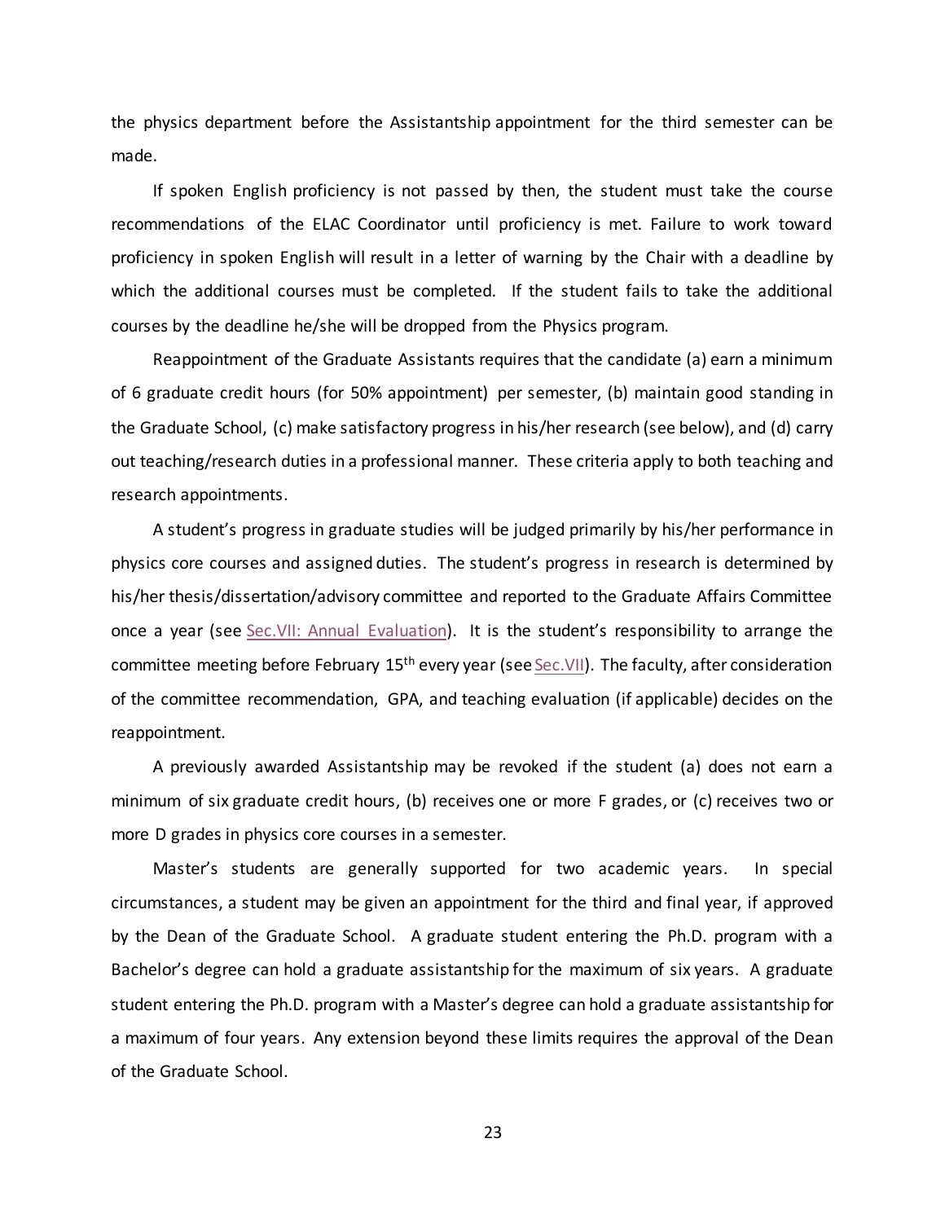the physics department before the Assistantship appointment for the third semester can be made.

If spoken English proficiency is not passed by then, the student must take the course recommendations of the ELAC Coordinator until proficiency is met. Failure to work toward proficiency in spoken English will result in a letter of warning by the Chair with a deadline by which the additional courses must be completed. If the student fails to take the additional courses by the deadline he/she will be dropped from the Physics program.

Reappointment of the Graduate Assistants requires that the candidate (a) earn a minimum of 6 graduate credit hours (for 50% appointment) per semester, (b) maintain good standing in the Graduate School, (c) make satisfactory progress in his/her research (see below), and (d) carry out teaching/research duties in a professional manner. These criteria apply to both teaching and research appointments.

A student's progress in graduate studies will be judged primarily by his/her performance in physics core courses and assigned duties. The student's progress in research is determined by his/her thesis/dissertation/advisory committee and reported to the Graduate Affairs Committee once a year (see Sec.VII: Annual Evaluation). It is the student's responsibility to arrange the committee meeting before February 15th every year (see Sec.VII). The faculty, after consideration of the committee recommendation, GPA, and teaching evaluation (if applicable) decides on the reappointment.

A previously awarded Assistantship may be revoked if the student (a) does not earn a minimum of six graduate credit hours, (b) receives one or more F grades, or (c) receives two or more D grades in physics core courses in a semester.

Master's students are generally supported for two academic years. In special circumstances, a student may be given an appointment for the third and final year, if approved by the Dean of the Graduate School. A graduate student entering the Ph.D. program with a Bachelor's degree can hold a graduate assistantship for the maximum of six years. A graduate student entering the Ph.D. program with a Master's degree can hold a graduate assistantship for a maximum of four years. Any extension beyond these limits requires the approval of the Dean of the Graduate School.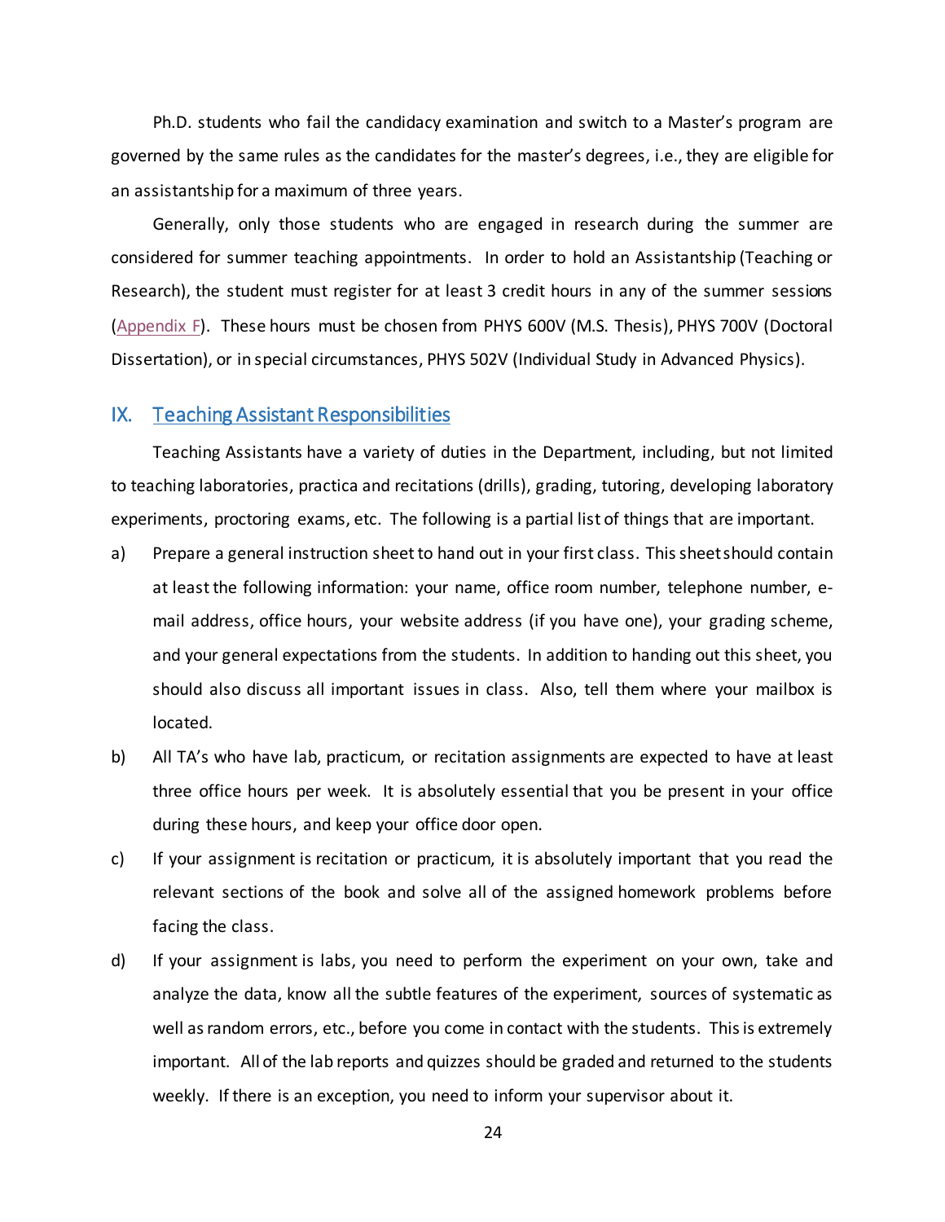Ph.D. students who fail the candidacy examination and switch to a Master's program are governed by the same rules as the candidates for the master's degrees, i.e., they are eligible for an assistantship for a maximum of three years.

Generally, only those students who are engaged in research during the summer are considered for summer teaching appointments. In order to hold an Assistantship (Teaching or Research), the student must register for at least 3 credit hours in any of the summer sessions (Appendix F). These hours must be chosen from PHYS 600V (M.S. Thesis), PHYS 700V (Doctoral Dissertation), or in special circumstances, PHYS 502V (Individual Study in Advanced Physics).

## IX. Teaching Assistant Responsibilities

Teaching Assistants have a variety of duties in the Department, including, but not limited to teaching laboratories, practica and recitations (drills), grading, tutoring, developing laboratory experiments, proctoring exams, etc. The following is a partial list of things that are important.

a) Prepare a general instruction sheet to hand out in your first class. This sheet should contain at least the following information: your name, office room number, telephone number, e-mail address, office hours, your website address (if you have one), your grading scheme, and your general expectations from the students. In addition to handing out this sheet, you should also discuss all important issues in class. Also, tell them where your mailbox is located.

b) All TA's who have lab, practicum, or recitation assignments are expected to have at least three office hours per week. It is absolutely essential that you be present in your office during these hours, and keep your office door open.

c) If your assignment is recitation or practicum, it is absolutely important that you read the relevant sections of the book and solve all of the assigned homework problems before facing the class.

d) If your assignment is labs, you need to perform the experiment on your own, take and analyze the data, know all the subtle features of the experiment, sources of systematic as well as random errors, etc., before you come in contact with the students. This is extremely important. All of the lab reports and quizzes should be graded and returned to the students weekly. If there is an exception, you need to inform your supervisor about it.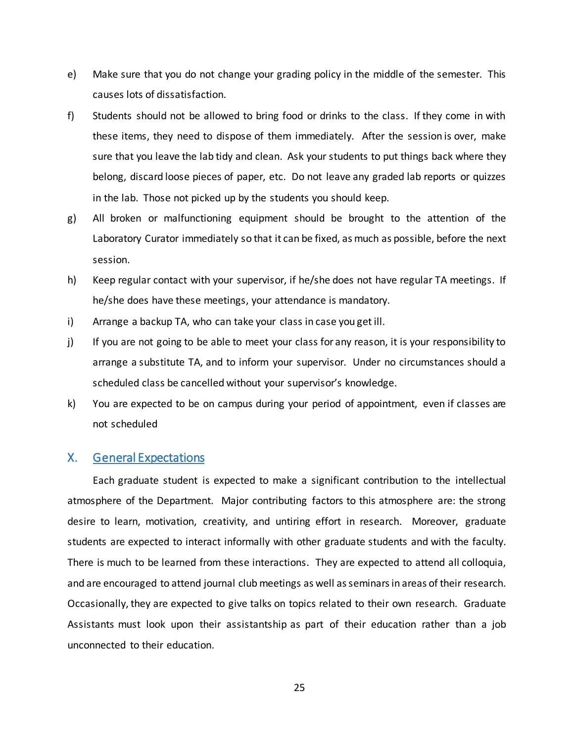e) Make sure that you do not change your grading policy in the middle of the semester. This causes lots of dissatisfaction.

f) Students should not be allowed to bring food or drinks to the class. If they come in with these items, they need to dispose of them immediately. After the session is over, make sure that you leave the lab tidy and clean. Ask your students to put things back where they belong, discard loose pieces of paper, etc. Do not leave any graded lab reports or quizzes in the lab. Those not picked up by the students you should keep.

g) All broken or malfunctioning equipment should be brought to the attention of the Laboratory Curator immediately so that it can be fixed, as much as possible, before the next session.

h) Keep regular contact with your supervisor, if he/she does not have regular TA meetings. If he/she does have these meetings, your attendance is mandatory.

i) Arrange a backup TA, who can take your class in case you get ill.

j) If you are not going to be able to meet your class for any reason, it is your responsibility to arrange a substitute TA, and to inform your supervisor. Under no circumstances should a scheduled class be cancelled without your supervisor's knowledge.

k) You are expected to be on campus during your period of appointment, even if classes are not scheduled

## X. General Expectations

Each graduate student is expected to make a significant contribution to the intellectual atmosphere of the Department. Major contributing factors to this atmosphere are: the strong desire to learn, motivation, creativity, and untiring effort in research. Moreover, graduate students are expected to interact informally with other graduate students and with the faculty. There is much to be learned from these interactions. They are expected to attend all colloquia, and are encouraged to attend journal club meetings as well as seminars in areas of their research. Occasionally, they are expected to give talks on topics related to their own research. Graduate Assistants must look upon their assistantship as part of their education rather than a job unconnected to their education.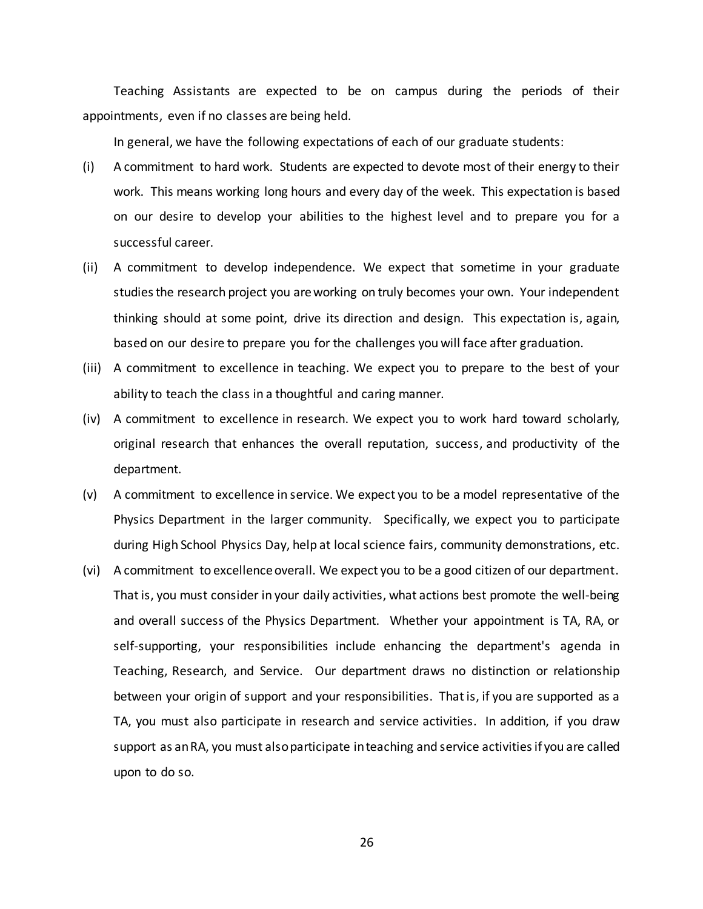Teaching Assistants are expected to be on campus during the periods of their appointments, even if no classes are being held.

In general, we have the following expectations of each of our graduate students:

(i) A commitment to hard work. Students are expected to devote most of their energy to their work. This means working long hours and every day of the week. This expectation is based on our desire to develop your abilities to the highest level and to prepare you for a successful career.

(ii) A commitment to develop independence. We expect that sometime in your graduate studies the research project you are working on truly becomes your own. Your independent thinking should at some point, drive its direction and design. This expectation is, again, based on our desire to prepare you for the challenges you will face after graduation.

(iii) A commitment to excellence in teaching. We expect you to prepare to the best of your ability to teach the class in a thoughtful and caring manner.

(iv) A commitment to excellence in research. We expect you to work hard toward scholarly, original research that enhances the overall reputation, success, and productivity of the department.

(v) A commitment to excellence in service. We expect you to be a model representative of the Physics Department in the larger community. Specifically, we expect you to participate during High School Physics Day, help at local science fairs, community demonstrations, etc.

(vi) A commitment to excellence overall. We expect you to be a good citizen of our department. That is, you must consider in your daily activities, what actions best promote the well-being and overall success of the Physics Department. Whether your appointment is TA, RA, or self-supporting, your responsibilities include enhancing the department's agenda in Teaching, Research, and Service. Our department draws no distinction or relationship between your origin of support and your responsibilities. That is, if you are supported as a TA, you must also participate in research and service activities. In addition, if you draw support as an RA, you must also participate in teaching and service activities if you are called upon to do so.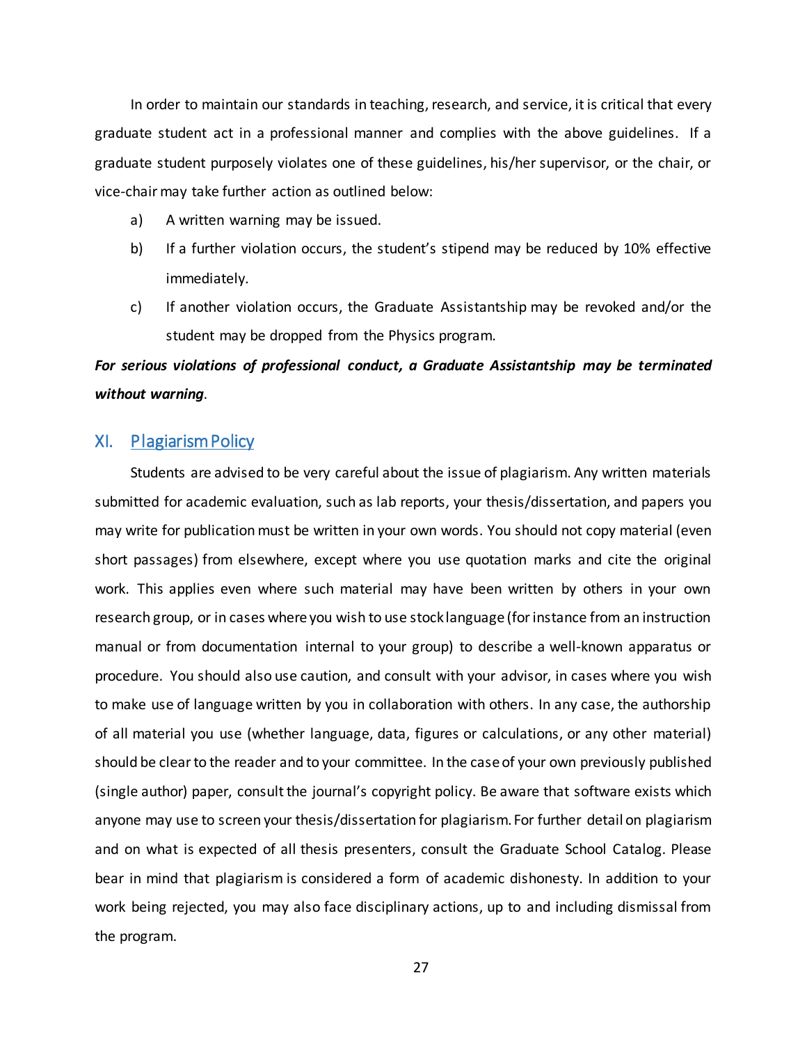In order to maintain our standards in teaching, research, and service, it is critical that every graduate student act in a professional manner and complies with the above guidelines. If a graduate student purposely violates one of these guidelines, his/her supervisor, or the chair, or vice-chair may take further action as outlined below:

a) A written warning may be issued.

b) If a further violation occurs, the student's stipend may be reduced by 10% effective immediately.

c) If another violation occurs, the Graduate Assistantship may be revoked and/or the student may be dropped from the Physics program.

***For serious violations of professional conduct, a Graduate Assistantship may be terminated without warning***.

## XI. Plagiarism Policy

Students are advised to be very careful about the issue of plagiarism. Any written materials submitted for academic evaluation, such as lab reports, your thesis/dissertation, and papers you may write for publication must be written in your own words. You should not copy material (even short passages) from elsewhere, except where you use quotation marks and cite the original work. This applies even where such material may have been written by others in your own research group, or in cases where you wish to use stock language (for instance from an instruction manual or from documentation internal to your group) to describe a well-known apparatus or procedure. You should also use caution, and consult with your advisor, in cases where you wish to make use of language written by you in collaboration with others. In any case, the authorship of all material you use (whether language, data, figures or calculations, or any other material) should be clear to the reader and to your committee. In the case of your own previously published (single author) paper, consult the journal's copyright policy. Be aware that software exists which anyone may use to screen your thesis/dissertation for plagiarism. For further detail on plagiarism and on what is expected of all thesis presenters, consult the Graduate School Catalog. Please bear in mind that plagiarism is considered a form of academic dishonesty. In addition to your work being rejected, you may also face disciplinary actions, up to and including dismissal from the program.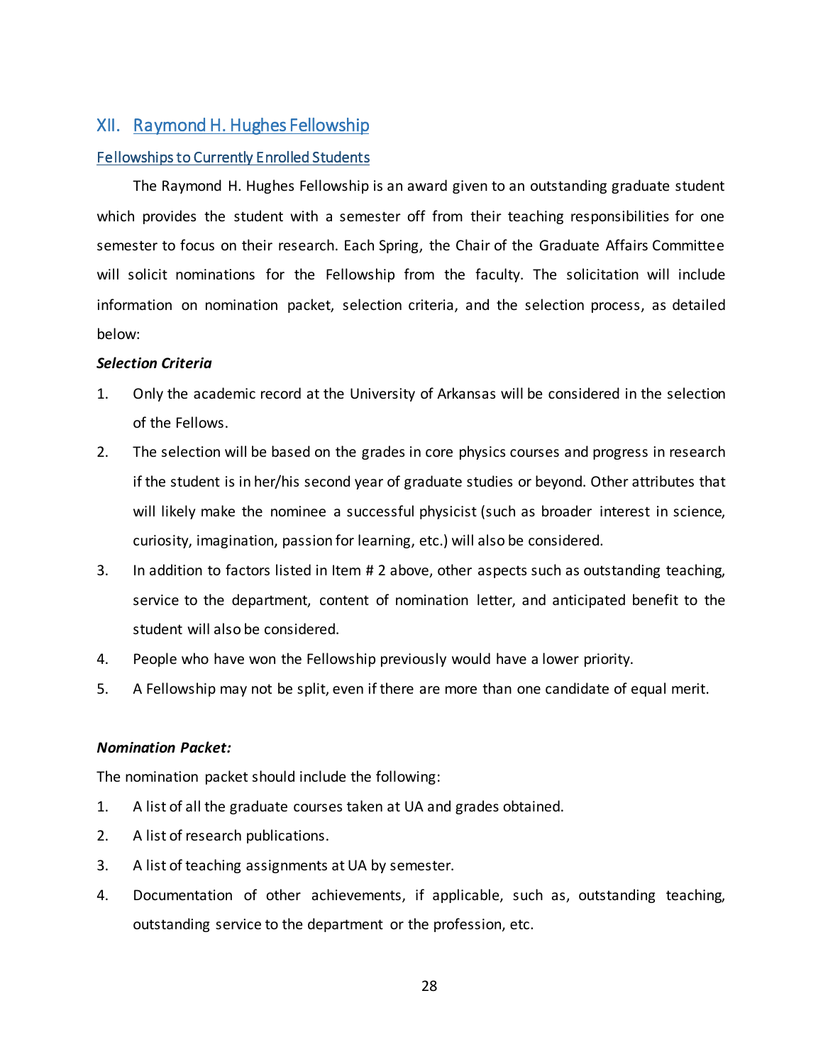## XII. Raymond H. Hughes Fellowship

### Fellowships to Currently Enrolled Students

The Raymond H. Hughes Fellowship is an award given to an outstanding graduate student which provides the student with a semester off from their teaching responsibilities for one semester to focus on their research. Each Spring, the Chair of the Graduate Affairs Committee will solicit nominations for the Fellowship from the faculty. The solicitation will include information on nomination packet, selection criteria, and the selection process, as detailed below:

***Selection Criteria***

1. Only the academic record at the University of Arkansas will be considered in the selection of the Fellows.
2. The selection will be based on the grades in core physics courses and progress in research if the student is in her/his second year of graduate studies or beyond. Other attributes that will likely make the nominee a successful physicist (such as broader interest in science, curiosity, imagination, passion for learning, etc.) will also be considered.
3. In addition to factors listed in Item # 2 above, other aspects such as outstanding teaching, service to the department, content of nomination letter, and anticipated benefit to the student will also be considered.
4. People who have won the Fellowship previously would have a lower priority.
5. A Fellowship may not be split, even if there are more than one candidate of equal merit.

***Nomination Packet:***

The nomination packet should include the following:

1. A list of all the graduate courses taken at UA and grades obtained.
2. A list of research publications.
3. A list of teaching assignments at UA by semester.
4. Documentation of other achievements, if applicable, such as, outstanding teaching, outstanding service to the department or the profession, etc.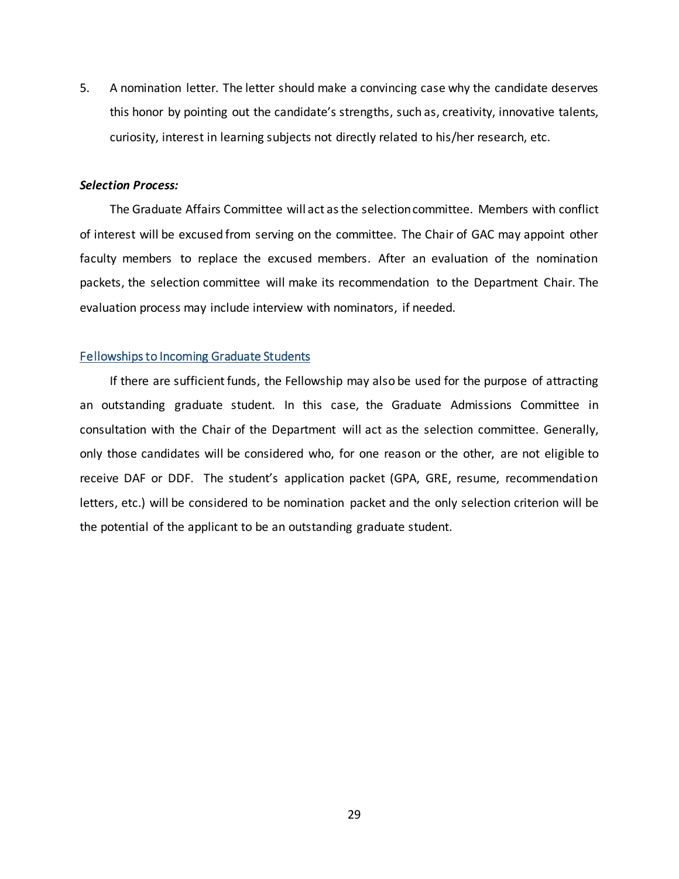5. A nomination letter. The letter should make a convincing case why the candidate deserves this honor by pointing out the candidate's strengths, such as, creativity, innovative talents, curiosity, interest in learning subjects not directly related to his/her research, etc.

***Selection Process:***

The Graduate Affairs Committee will act as the selection committee. Members with conflict of interest will be excused from serving on the committee. The Chair of GAC may appoint other faculty members to replace the excused members. After an evaluation of the nomination packets, the selection committee will make its recommendation to the Department Chair. The evaluation process may include interview with nominators, if needed.

### Fellowships to Incoming Graduate Students

If there are sufficient funds, the Fellowship may also be used for the purpose of attracting an outstanding graduate student. In this case, the Graduate Admissions Committee in consultation with the Chair of the Department will act as the selection committee. Generally, only those candidates will be considered who, for one reason or the other, are not eligible to receive DAF or DDF. The student's application packet (GPA, GRE, resume, recommendation letters, etc.) will be considered to be nomination packet and the only selection criterion will be the potential of the applicant to be an outstanding graduate student.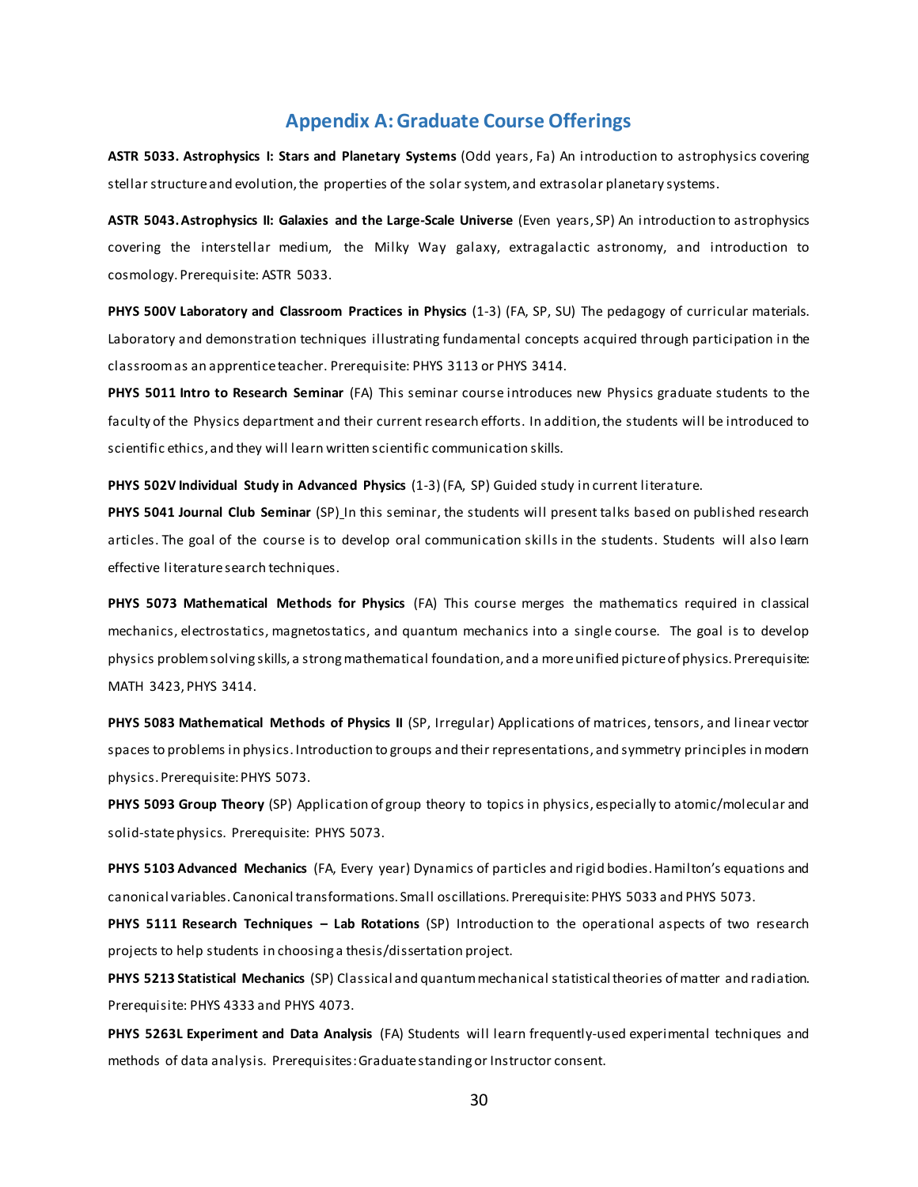## Appendix A: Graduate Course Offerings

**ASTR 5033. Astrophysics I: Stars and Planetary Systems** (Odd years, Fa) An introduction to astrophysics covering stellar structure and evolution, the properties of the solar system, and extrasolar planetary systems.

**ASTR 5043. Astrophysics II: Galaxies and the Large-Scale Universe** (Even years, SP) An introduction to astrophysics covering the interstellar medium, the Milky Way galaxy, extragalactic astronomy, and introduction to cosmology. Prerequisite: ASTR 5033.

**PHYS 500V Laboratory and Classroom Practices in Physics** (1-3) (FA, SP, SU) The pedagogy of curricular materials. Laboratory and demonstration techniques illustrating fundamental concepts acquired through participation in the classroom as an apprentice teacher. Prerequisite: PHYS 3113 or PHYS 3414.

**PHYS 5011 Intro to Research Seminar** (FA) This seminar course introduces new Physics graduate students to the faculty of the Physics department and their current research efforts. In addition, the students will be introduced to scientific ethics, and they will learn written scientific communication skills.

**PHYS 502V Individual Study in Advanced Physics** (1-3) (FA, SP) Guided study in current literature.

**PHYS 5041 Journal Club Seminar** (SP) In this seminar, the students will present talks based on published research articles. The goal of the course is to develop oral communication skills in the students. Students will also learn effective literature search techniques.

**PHYS 5073 Mathematical Methods for Physics** (FA) This course merges the mathematics required in classical mechanics, electrostatics, magnetostatics, and quantum mechanics into a single course. The goal is to develop physics problem solving skills, a strong mathematical foundation, and a more unified picture of physics. Prerequisite: MATH 3423, PHYS 3414.

**PHYS 5083 Mathematical Methods of Physics II** (SP, Irregular) Applications of matrices, tensors, and linear vector spaces to problems in physics. Introduction to groups and their representations, and symmetry principles in modern physics. Prerequisite: PHYS 5073.

**PHYS 5093 Group Theory** (SP) Application of group theory to topics in physics, especially to atomic/molecular and solid-state physics. Prerequisite: PHYS 5073.

**PHYS 5103 Advanced Mechanics** (FA, Every year) Dynamics of particles and rigid bodies. Hamilton's equations and canonical variables. Canonical transformations. Small oscillations. Prerequisite: PHYS 5033 and PHYS 5073.

**PHYS 5111 Research Techniques – Lab Rotations** (SP) Introduction to the operational aspects of two research projects to help students in choosing a thesis/dissertation project.

**PHYS 5213 Statistical Mechanics** (SP) Classical and quantum mechanical statistical theories of matter and radiation. Prerequisite: PHYS 4333 and PHYS 4073.

**PHYS 5263L Experiment and Data Analysis** (FA) Students will learn frequently-used experimental techniques and methods of data analysis. Prerequisites: Graduate standing or Instructor consent.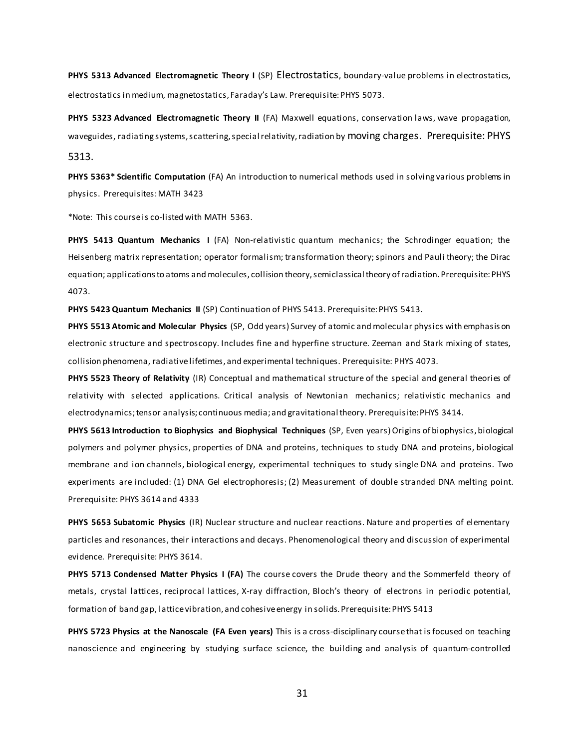**PHYS 5313 Advanced Electromagnetic Theory I** (SP) Electrostatics, boundary-value problems in electrostatics, electrostatics in medium, magnetostatics, Faraday's Law. Prerequisite: PHYS 5073.

**PHYS 5323 Advanced Electromagnetic Theory II** (FA) Maxwell equations, conservation laws, wave propagation, waveguides, radiating systems, scattering, special relativity, radiation by moving charges. Prerequisite: PHYS 5313.

**PHYS 5363* Scientific Computation** (FA) An introduction to numerical methods used in solving various problems in physics. Prerequisites: MATH 3423

*Note: This course is co-listed with MATH 5363.

**PHYS 5413 Quantum Mechanics I** (FA) Non-relativistic quantum mechanics; the Schrodinger equation; the Heisenberg matrix representation; operator formalism; transformation theory; spinors and Pauli theory; the Dirac equation; applications to atoms and molecules, collision theory, semiclassical theory of radiation. Prerequisite: PHYS 4073.

**PHYS 5423 Quantum Mechanics II** (SP) Continuation of PHYS 5413. Prerequisite: PHYS 5413.

**PHYS 5513 Atomic and Molecular Physics** (SP, Odd years) Survey of atomic and molecular physics with emphasis on electronic structure and spectroscopy. Includes fine and hyperfine structure. Zeeman and Stark mixing of states, collision phenomena, radiative lifetimes, and experimental techniques. Prerequisite: PHYS 4073.

**PHYS 5523 Theory of Relativity** (IR) Conceptual and mathematical structure of the special and general theories of relativity with selected applications. Critical analysis of Newtonian mechanics; relativistic mechanics and electrodynamics; tensor analysis; continuous media; and gravitational theory. Prerequisite: PHYS 3414.

**PHYS 5613 Introduction to Biophysics and Biophysical Techniques** (SP, Even years) Origins of biophysics, biological polymers and polymer physics, properties of DNA and proteins, techniques to study DNA and proteins, biological membrane and ion channels, biological energy, experimental techniques to study single DNA and proteins. Two experiments are included: (1) DNA Gel electrophoresis; (2) Measurement of double stranded DNA melting point. Prerequisite: PHYS 3614 and 4333

**PHYS 5653 Subatomic Physics** (IR) Nuclear structure and nuclear reactions. Nature and properties of elementary particles and resonances, their interactions and decays. Phenomenological theory and discussion of experimental evidence. Prerequisite: PHYS 3614.

**PHYS 5713 Condensed Matter Physics I (FA)** The course covers the Drude theory and the Sommerfeld theory of metals, crystal lattices, reciprocal lattices, X-ray diffraction, Bloch's theory of electrons in periodic potential, formation of band gap, lattice vibration, and cohesive energy in solids. Prerequisite: PHYS 5413

**PHYS 5723 Physics at the Nanoscale (FA Even years)** This is a cross-disciplinary course that is focused on teaching nanoscience and engineering by studying surface science, the building and analysis of quantum-controlled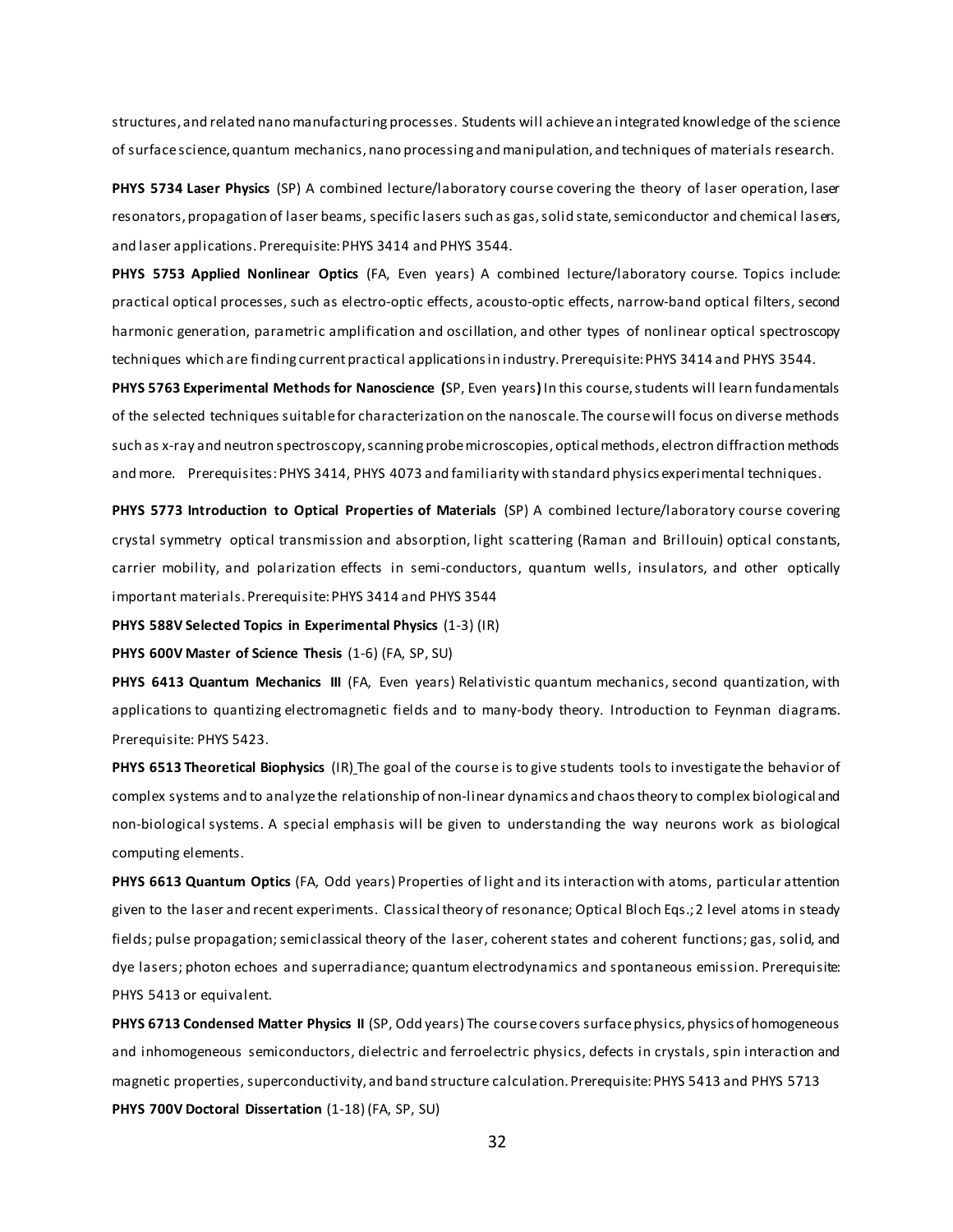structures, and related nano manufacturing processes. Students will achieve an integrated knowledge of the science of surface science, quantum mechanics, nano processing and manipulation, and techniques of materials research.

**PHYS 5734 Laser Physics** (SP) A combined lecture/laboratory course covering the theory of laser operation, laser resonators, propagation of laser beams, specific lasers such as gas, solid state, semiconductor and chemical lasers, and laser applications. Prerequisite: PHYS 3414 and PHYS 3544.

**PHYS 5753 Applied Nonlinear Optics** (FA, Even years) A combined lecture/laboratory course. Topics include: practical optical processes, such as electro-optic effects, acousto-optic effects, narrow-band optical filters, second harmonic generation, parametric amplification and oscillation, and other types of nonlinear optical spectroscopy techniques which are finding current practical applications in industry. Prerequisite: PHYS 3414 and PHYS 3544.

**PHYS 5763 Experimental Methods for Nanoscience (**SP, Even years**)** In this course, students will learn fundamentals of the selected techniques suitable for characterization on the nanoscale. The course will focus on diverse methods such as x-ray and neutron spectroscopy, scanning probe microscopies, optical methods, electron diffraction methods and more. Prerequisites: PHYS 3414, PHYS 4073 and familiarity with standard physics experimental techniques.

**PHYS 5773 Introduction to Optical Properties of Materials** (SP) A combined lecture/laboratory course covering crystal symmetry optical transmission and absorption, light scattering (Raman and Brillouin) optical constants, carrier mobility, and polarization effects in semi-conductors, quantum wells, insulators, and other optically important materials. Prerequisite: PHYS 3414 and PHYS 3544

**PHYS 588V Selected Topics in Experimental Physics** (1-3) (IR)

**PHYS 600V Master of Science Thesis** (1-6) (FA, SP, SU)

**PHYS 6413 Quantum Mechanics III** (FA, Even years) Relativistic quantum mechanics, second quantization, with applications to quantizing electromagnetic fields and to many-body theory. Introduction to Feynman diagrams. Prerequisite: PHYS 5423.

**PHYS 6513 Theoretical Biophysics** (IR) The goal of the course is to give students tools to investigate the behavior of complex systems and to analyze the relationship of non-linear dynamics and chaos theory to complex biological and non-biological systems. A special emphasis will be given to understanding the way neurons work as biological computing elements.

**PHYS 6613 Quantum Optics** (FA, Odd years) Properties of light and its interaction with atoms, particular attention given to the laser and recent experiments. Classical theory of resonance; Optical Bloch Eqs.; 2 level atoms in steady fields; pulse propagation; semiclassical theory of the laser, coherent states and coherent functions; gas, solid, and dye lasers; photon echoes and superradiance; quantum electrodynamics and spontaneous emission. Prerequisite: PHYS 5413 or equivalent.

**PHYS 6713 Condensed Matter Physics II** (SP, Odd years) The course covers surface physics, physics of homogeneous and inhomogeneous semiconductors, dielectric and ferroelectric physics, defects in crystals, spin interaction and magnetic properties, superconductivity, and band structure calculation. Prerequisite: PHYS 5413 and PHYS 5713

**PHYS 700V Doctoral Dissertation** (1-18) (FA, SP, SU)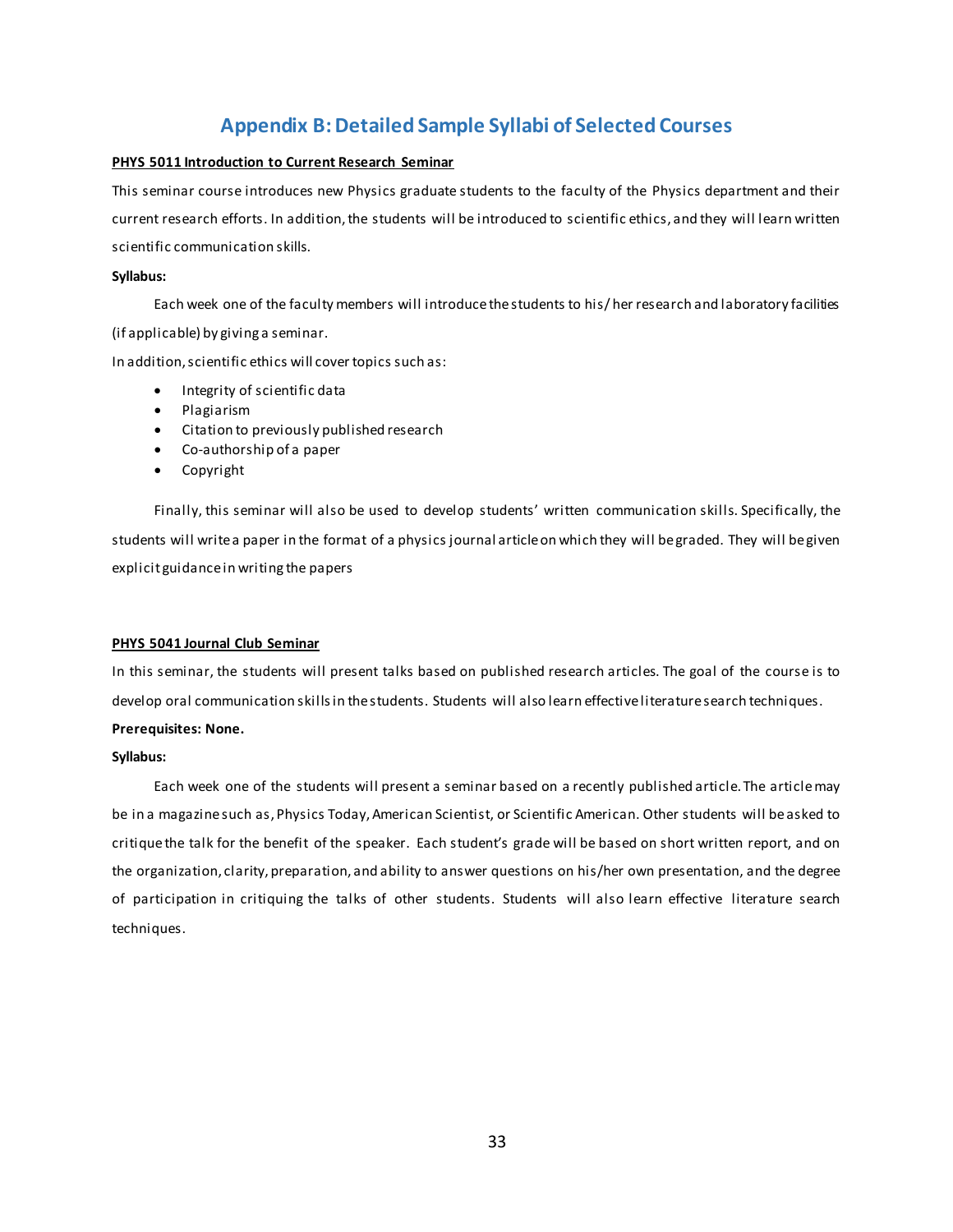# Appendix B: Detailed Sample Syllabi of Selected Courses

**PHYS 5011 Introduction to Current Research Seminar**

This seminar course introduces new Physics graduate students to the faculty of the Physics department and their current research efforts. In addition, the students will be introduced to scientific ethics, and they will learn written scientific communication skills.

**Syllabus:**

Each week one of the faculty members will introduce the students to his/her research and laboratory facilities (if applicable) by giving a seminar.

In addition, scientific ethics will cover topics such as:

- Integrity of scientific data
- Plagiarism
- Citation to previously published research
- Co-authorship of a paper
- Copyright

Finally, this seminar will also be used to develop students' written communication skills. Specifically, the students will write a paper in the format of a physics journal article on which they will be graded. They will be given explicit guidance in writing the papers

**PHYS 5041 Journal Club Seminar**

In this seminar, the students will present talks based on published research articles. The goal of the course is to develop oral communication skills in the students. Students will also learn effective literature search techniques.

**Prerequisites: None.**

**Syllabus:**

Each week one of the students will present a seminar based on a recently published article. The article may be in a magazine such as, Physics Today, American Scientist, or Scientific American. Other students will be asked to critique the talk for the benefit of the speaker. Each student's grade will be based on short written report, and on the organization, clarity, preparation, and ability to answer questions on his/her own presentation, and the degree of participation in critiquing the talks of other students. Students will also learn effective literature search techniques.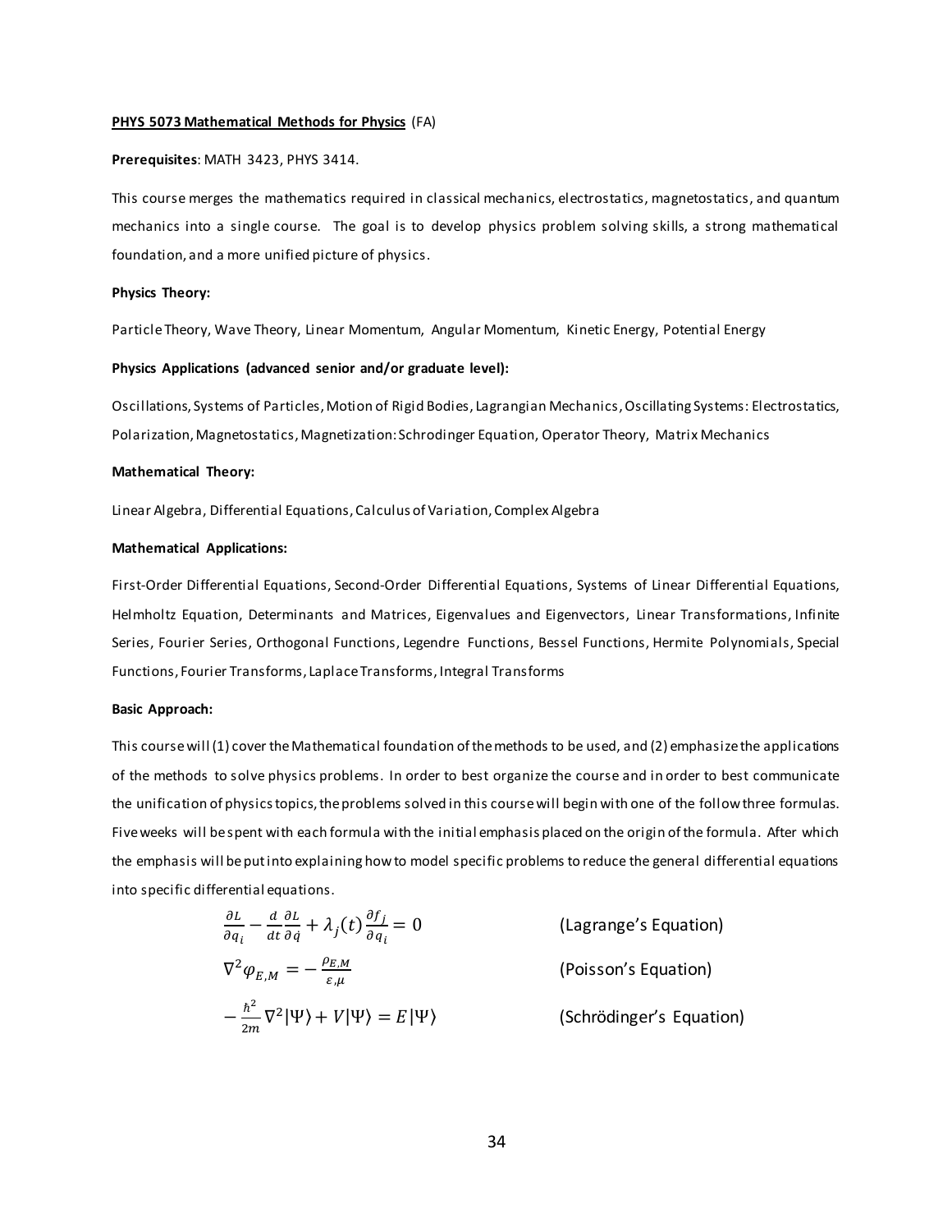**PHYS 5073 Mathematical Methods for Physics** (FA)

**Prerequisites**: MATH 3423, PHYS 3414.

This course merges the mathematics required in classical mechanics, electrostatics, magnetostatics, and quantum mechanics into a single course. The goal is to develop physics problem solving skills, a strong mathematical foundation, and a more unified picture of physics.

**Physics Theory:**

Particle Theory, Wave Theory, Linear Momentum, Angular Momentum, Kinetic Energy, Potential Energy

**Physics Applications (advanced senior and/or graduate level):**

Oscillations, Systems of Particles, Motion of Rigid Bodies, Lagrangian Mechanics, Oscillating Systems: Electrostatics, Polarization, Magnetostatics, Magnetization: Schrodinger Equation, Operator Theory, Matrix Mechanics

**Mathematical Theory:**

Linear Algebra, Differential Equations, Calculus of Variation, Complex Algebra

**Mathematical Applications:**

First-Order Differential Equations, Second-Order Differential Equations, Systems of Linear Differential Equations, Helmholtz Equation, Determinants and Matrices, Eigenvalues and Eigenvectors, Linear Transformations, Infinite Series, Fourier Series, Orthogonal Functions, Legendre Functions, Bessel Functions, Hermite Polynomials, Special Functions, Fourier Transforms, Laplace Transforms, Integral Transforms

**Basic Approach:**

This course will (1) cover the Mathematical foundation of the methods to be used, and (2) emphasize the applications of the methods to solve physics problems. In order to best organize the course and in order to best communicate the unification of physics topics, the problems solved in this course will begin with one of the follow three formulas. Five weeks will be spent with each formula with the initial emphasis placed on the origin of the formula. After which the emphasis will be put into explaining how to model specific problems to reduce the general differential equations into specific differential equations.

$$\frac{\partial L}{\partial q_i} - \frac{d}{dt}\frac{\partial L}{\partial \dot{q}} + \lambda_j(t)\frac{\partial f_j}{\partial q_i} = 0 \qquad \text{(Lagrange's Equation)}$$

$$\nabla^2 \varphi_{E,M} = -\frac{\rho_{E,M}}{\varepsilon,\mu} \qquad \text{(Poisson's Equation)}$$

$$-\frac{\hbar^2}{2m}\nabla^2|\Psi\rangle + V|\Psi\rangle = E|\Psi\rangle \qquad \text{(Schrödinger's Equation)}$$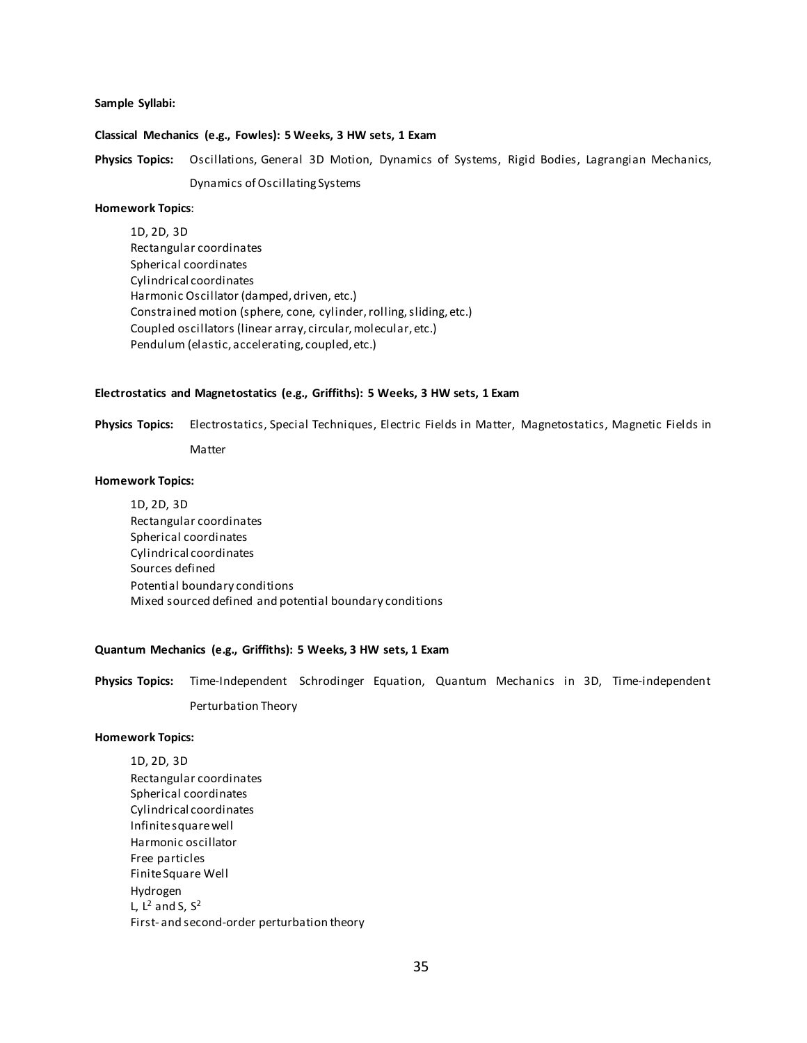**Sample Syllabi:**

**Classical Mechanics (e.g., Fowles): 5 Weeks, 3 HW sets, 1 Exam**

**Physics Topics:** Oscillations, General 3D Motion, Dynamics of Systems, Rigid Bodies, Lagrangian Mechanics, Dynamics of Oscillating Systems

**Homework Topics**:

1D, 2D, 3D
Rectangular coordinates
Spherical coordinates
Cylindrical coordinates
Harmonic Oscillator (damped, driven, etc.)
Constrained motion (sphere, cone, cylinder, rolling, sliding, etc.)
Coupled oscillators (linear array, circular, molecular, etc.)
Pendulum (elastic, accelerating, coupled, etc.)

**Electrostatics and Magnetostatics (e.g., Griffiths): 5 Weeks, 3 HW sets, 1 Exam**

**Physics Topics:** Electrostatics, Special Techniques, Electric Fields in Matter, Magnetostatics, Magnetic Fields in Matter

**Homework Topics:**

1D, 2D, 3D
Rectangular coordinates
Spherical coordinates
Cylindrical coordinates
Sources defined
Potential boundary conditions
Mixed sourced defined and potential boundary conditions

**Quantum Mechanics (e.g., Griffiths): 5 Weeks, 3 HW sets, 1 Exam**

**Physics Topics:** Time-Independent Schrodinger Equation, Quantum Mechanics in 3D, Time-independent Perturbation Theory

**Homework Topics:**

1D, 2D, 3D
Rectangular coordinates
Spherical coordinates
Cylindrical coordinates
Infinite square well
Harmonic oscillator
Free particles
Finite Square Well
Hydrogen
L, $L^2$ and S, $S^2$
First- and second-order perturbation theory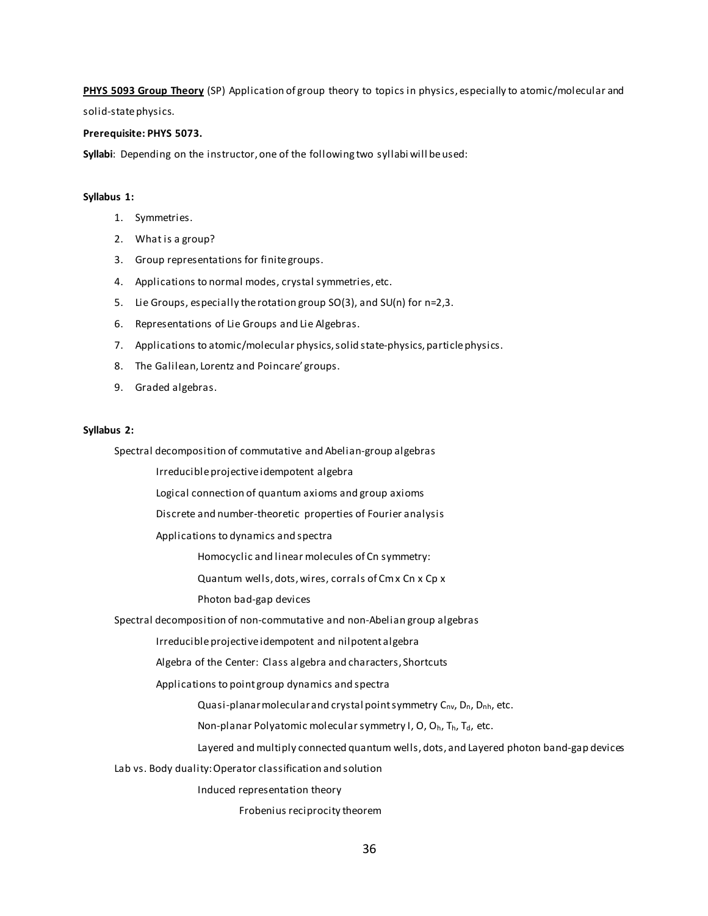**PHYS 5093 Group Theory** (SP) Application of group theory to topics in physics, especially to atomic/molecular and solid-state physics.

**Prerequisite: PHYS 5073.**

**Syllabi**: Depending on the instructor, one of the following two syllabi will be used:

**Syllabus 1:**

1. Symmetries.
2. What is a group?
3. Group representations for finite groups.
4. Applications to normal modes, crystal symmetries, etc.
5. Lie Groups, especially the rotation group SO(3), and SU(n) for n=2,3.
6. Representations of Lie Groups and Lie Algebras.
7. Applications to atomic/molecular physics, solid state-physics, particle physics.
8. The Galilean, Lorentz and Poincare' groups.
9. Graded algebras.

**Syllabus 2:**

- Spectral decomposition of commutative and Abelian-group algebras
  - Irreducible projective idempotent algebra
  - Logical connection of quantum axioms and group axioms
  - Discrete and number-theoretic properties of Fourier analysis
  - Applications to dynamics and spectra
    - Homocyclic and linear molecules of Cn symmetry:
    - Quantum wells, dots, wires, corrals of Cm x Cn x Cp x
    - Photon bad-gap devices
- Spectral decomposition of non-commutative and non-Abelian group algebras
  - Irreducible projective idempotent and nilpotent algebra
  - Algebra of the Center: Class algebra and characters, Shortcuts
  - Applications to point group dynamics and spectra
    - Quasi-planar molecular and crystal point symmetry $C_{nv}$, $D_n$, $D_{nh}$, etc.
    - Non-planar Polyatomic molecular symmetry I, O, $O_h$, $T_h$, $T_d$, etc.
    - Layered and multiply connected quantum wells, dots, and Layered photon band-gap devices
- Lab vs. Body duality: Operator classification and solution
  - Induced representation theory
    - Frobenius reciprocity theorem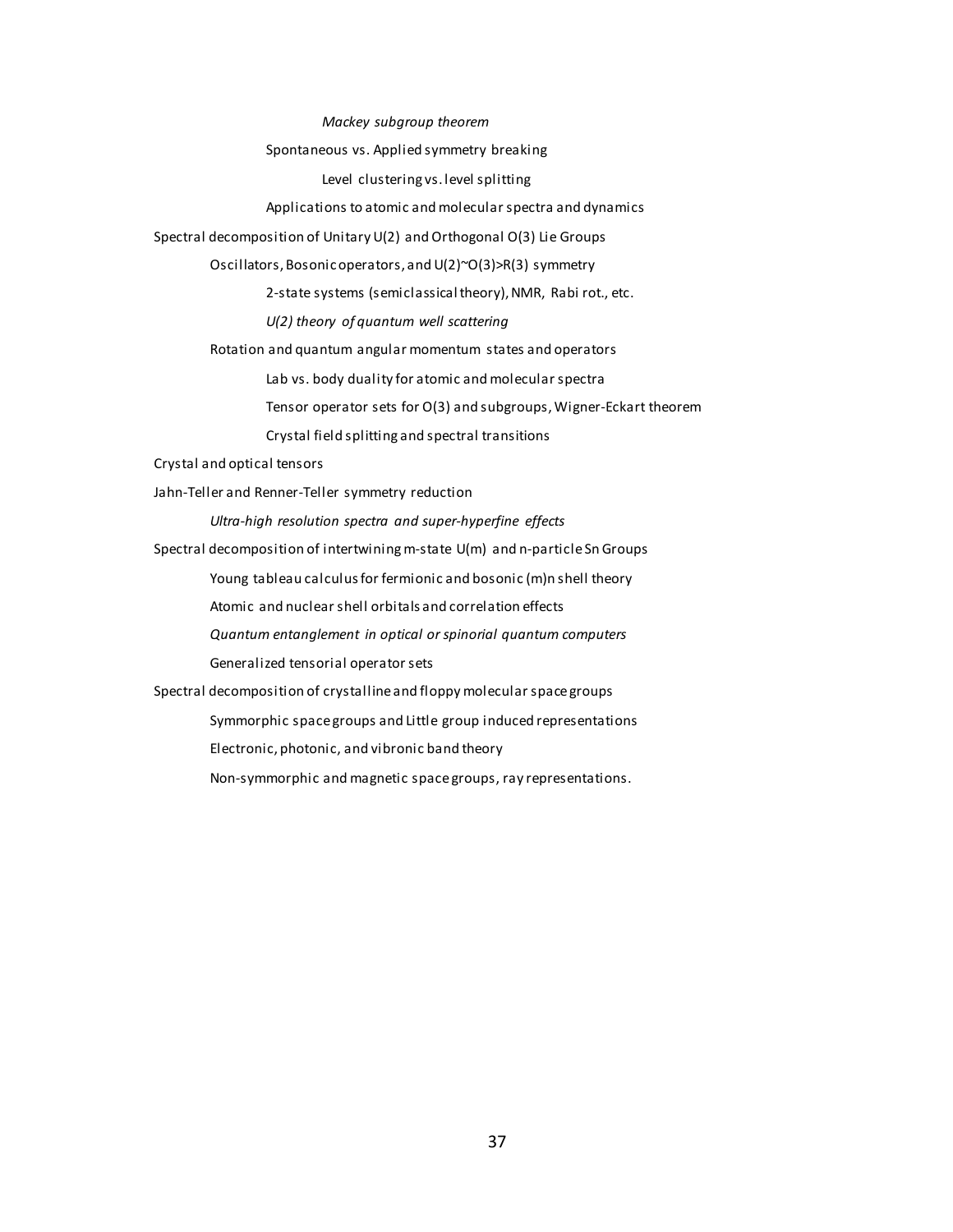*Mackey subgroup theorem*

Spontaneous vs. Applied symmetry breaking

Level clustering vs. level splitting

Applications to atomic and molecular spectra and dynamics

Spectral decomposition of Unitary U(2) and Orthogonal O(3) Lie Groups

- Oscillators, Bosonic operators, and U(2)~O(3)>R(3) symmetry
  - 2-state systems (semiclassical theory), NMR, Rabi rot., etc.
  - *U(2) theory of quantum well scattering*
- Rotation and quantum angular momentum states and operators
  - Lab vs. body duality for atomic and molecular spectra
  - Tensor operator sets for O(3) and subgroups, Wigner-Eckart theorem
  - Crystal field splitting and spectral transitions

Crystal and optical tensors

Jahn-Teller and Renner-Teller symmetry reduction

- *Ultra-high resolution spectra and super-hyperfine effects*

Spectral decomposition of intertwining m-state U(m) and n-particle Sn Groups

- Young tableau calculus for fermionic and bosonic (m)n shell theory
- Atomic and nuclear shell orbitals and correlation effects
- *Quantum entanglement in optical or spinorial quantum computers*
- Generalized tensorial operator sets

Spectral decomposition of crystalline and floppy molecular space groups

- Symmorphic space groups and Little group induced representations
- Electronic, photonic, and vibronic band theory
- Non-symmorphic and magnetic space groups, ray representations.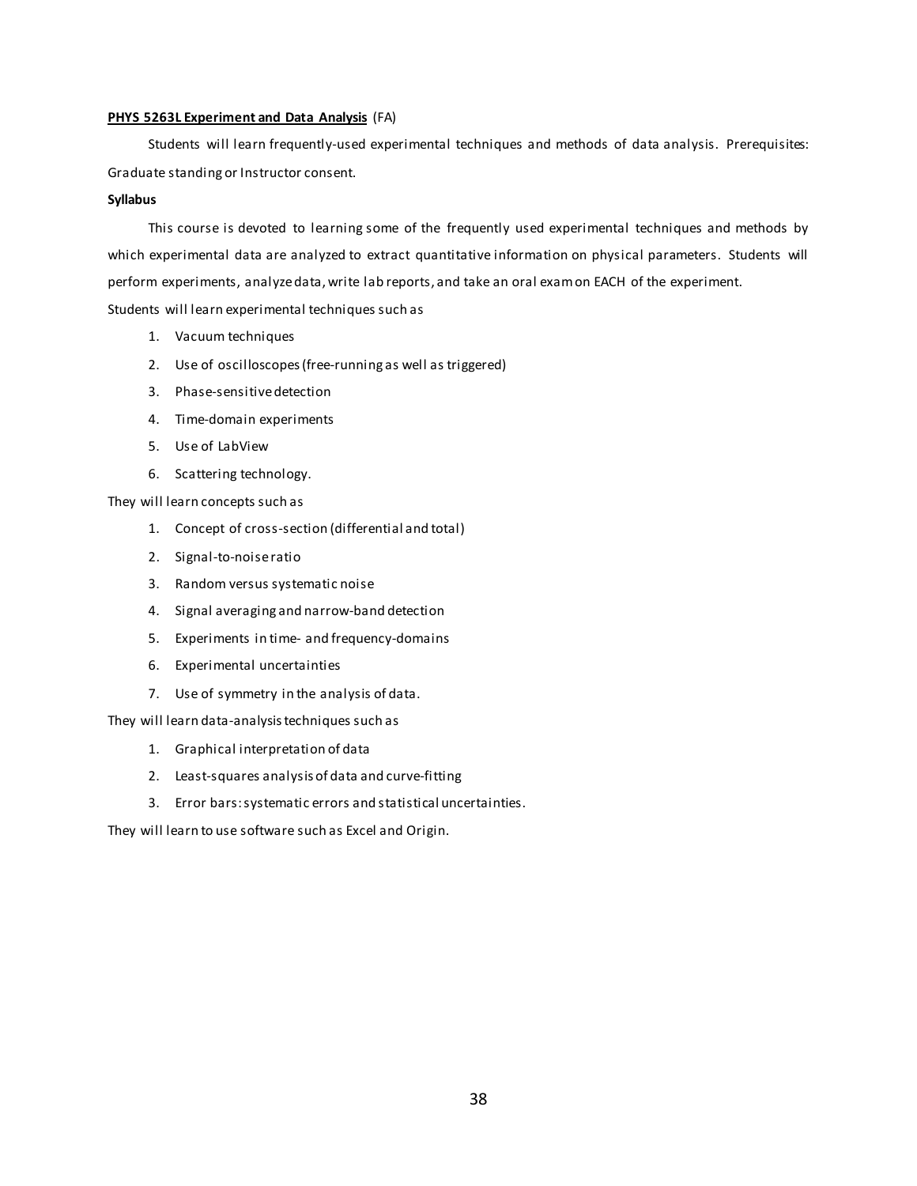**PHYS 5263L Experiment and Data Analysis** (FA)

Students will learn frequently-used experimental techniques and methods of data analysis. Prerequisites: Graduate standing or Instructor consent.

**Syllabus**

This course is devoted to learning some of the frequently used experimental techniques and methods by which experimental data are analyzed to extract quantitative information on physical parameters. Students will perform experiments, analyze data, write lab reports, and take an oral exam on EACH of the experiment.

Students will learn experimental techniques such as

1. Vacuum techniques
2. Use of oscilloscopes (free-running as well as triggered)
3. Phase-sensitive detection
4. Time-domain experiments
5. Use of LabView
6. Scattering technology.

They will learn concepts such as

1. Concept of cross-section (differential and total)
2. Signal-to-noise ratio
3. Random versus systematic noise
4. Signal averaging and narrow-band detection
5. Experiments in time- and frequency-domains
6. Experimental uncertainties
7. Use of symmetry in the analysis of data.

They will learn data-analysis techniques such as

1. Graphical interpretation of data
2. Least-squares analysis of data and curve-fitting
3. Error bars: systematic errors and statistical uncertainties.

They will learn to use software such as Excel and Origin.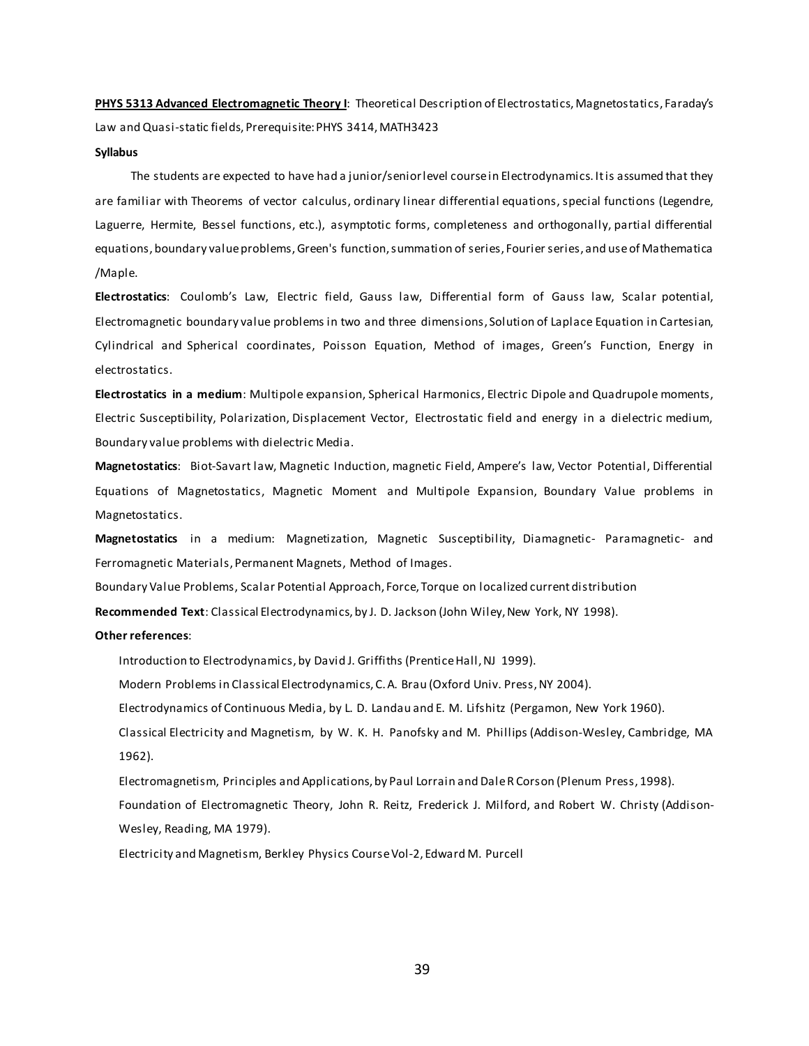**PHYS 5313 Advanced Electromagnetic Theory I**: Theoretical Description of Electrostatics, Magnetostatics, Faraday's Law and Quasi-static fields, Prerequisite: PHYS 3414, MATH3423

**Syllabus**

The students are expected to have had a junior/senior level course in Electrodynamics. It is assumed that they are familiar with Theorems of vector calculus, ordinary linear differential equations, special functions (Legendre, Laguerre, Hermite, Bessel functions, etc.), asymptotic forms, completeness and orthogonally, partial differential equations, boundary value problems, Green's function, summation of series, Fourier series, and use of Mathematica /Maple.

**Electrostatics**: Coulomb's Law, Electric field, Gauss law, Differential form of Gauss law, Scalar potential, Electromagnetic boundary value problems in two and three dimensions, Solution of Laplace Equation in Cartesian, Cylindrical and Spherical coordinates, Poisson Equation, Method of images, Green's Function, Energy in electrostatics.

**Electrostatics in a medium**: Multipole expansion, Spherical Harmonics, Electric Dipole and Quadrupole moments, Electric Susceptibility, Polarization, Displacement Vector, Electrostatic field and energy in a dielectric medium, Boundary value problems with dielectric Media.

**Magnetostatics**: Biot-Savart law, Magnetic Induction, magnetic Field, Ampere's law, Vector Potential, Differential Equations of Magnetostatics, Magnetic Moment and Multipole Expansion, Boundary Value problems in Magnetostatics.

**Magnetostatics** in a medium: Magnetization, Magnetic Susceptibility, Diamagnetic- Paramagnetic- and Ferromagnetic Materials, Permanent Magnets, Method of Images.

Boundary Value Problems, Scalar Potential Approach, Force, Torque on localized current distribution

**Recommended Text**: Classical Electrodynamics, by J. D. Jackson (John Wiley, New York, NY 1998).

**Other references**:

Introduction to Electrodynamics, by David J. Griffiths (Prentice Hall, NJ 1999).

Modern Problems in Classical Electrodynamics, C. A. Brau (Oxford Univ. Press, NY 2004).

Electrodynamics of Continuous Media, by L. D. Landau and E. M. Lifshitz (Pergamon, New York 1960).

Classical Electricity and Magnetism, by W. K. H. Panofsky and M. Phillips (Addison-Wesley, Cambridge, MA 1962).

Electromagnetism, Principles and Applications, by Paul Lorrain and Dale R Corson (Plenum Press, 1998).

Foundation of Electromagnetic Theory, John R. Reitz, Frederick J. Milford, and Robert W. Christy (Addison-Wesley, Reading, MA 1979).

Electricity and Magnetism, Berkley Physics Course Vol-2, Edward M. Purcell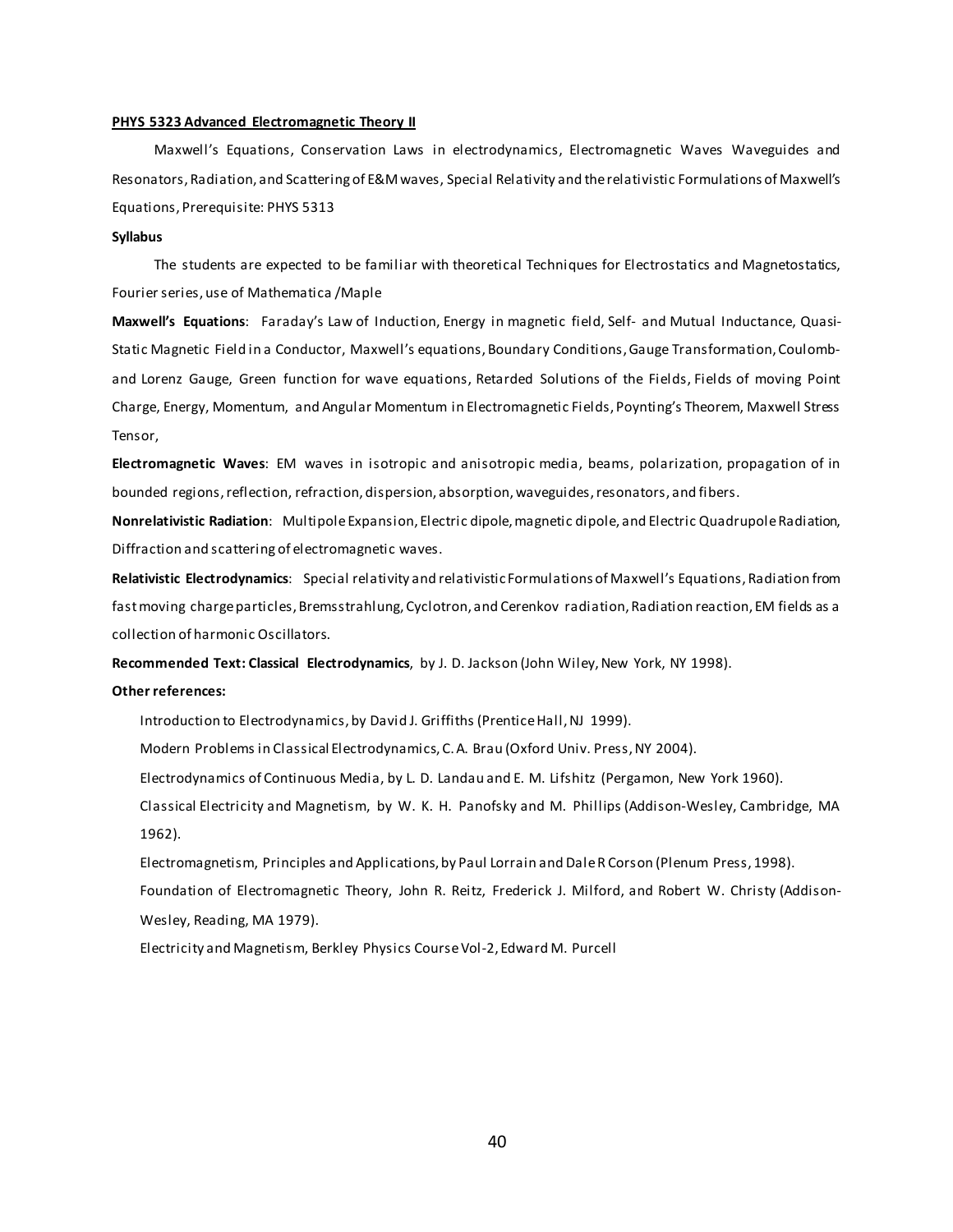**PHYS 5323 Advanced Electromagnetic Theory II**

Maxwell's Equations, Conservation Laws in electrodynamics, Electromagnetic Waves Waveguides and Resonators, Radiation, and Scattering of E&M waves, Special Relativity and the relativistic Formulations of Maxwell's Equations, Prerequisite: PHYS 5313

**Syllabus**

The students are expected to be familiar with theoretical Techniques for Electrostatics and Magnetostatics, Fourier series, use of Mathematica /Maple

**Maxwell's Equations**: Faraday's Law of Induction, Energy in magnetic field, Self- and Mutual Inductance, Quasi-Static Magnetic Field in a Conductor, Maxwell's equations, Boundary Conditions, Gauge Transformation, Coulomb- and Lorenz Gauge, Green function for wave equations, Retarded Solutions of the Fields, Fields of moving Point Charge, Energy, Momentum, and Angular Momentum in Electromagnetic Fields, Poynting's Theorem, Maxwell Stress Tensor,

**Electromagnetic Waves**: EM waves in isotropic and anisotropic media, beams, polarization, propagation of in bounded regions, reflection, refraction, dispersion, absorption, waveguides, resonators, and fibers.

**Nonrelativistic Radiation**: Multipole Expansion, Electric dipole, magnetic dipole, and Electric Quadrupole Radiation, Diffraction and scattering of electromagnetic waves.

**Relativistic Electrodynamics**: Special relativity and relativistic Formulations of Maxwell's Equations, Radiation from fast moving charge particles, Bremsstrahlung, Cyclotron, and Cerenkov radiation, Radiation reaction, EM fields as a collection of harmonic Oscillators.

**Recommended Text: Classical Electrodynamics**, by J. D. Jackson (John Wiley, New York, NY 1998).

**Other references:**

Introduction to Electrodynamics, by David J. Griffiths (Prentice Hall, NJ 1999).

Modern Problems in Classical Electrodynamics, C. A. Brau (Oxford Univ. Press, NY 2004).

Electrodynamics of Continuous Media, by L. D. Landau and E. M. Lifshitz (Pergamon, New York 1960).

Classical Electricity and Magnetism, by W. K. H. Panofsky and M. Phillips (Addison-Wesley, Cambridge, MA 1962).

Electromagnetism, Principles and Applications, by Paul Lorrain and Dale R Corson (Plenum Press, 1998).

Foundation of Electromagnetic Theory, John R. Reitz, Frederick J. Milford, and Robert W. Christy (Addison-Wesley, Reading, MA 1979).

Electricity and Magnetism, Berkley Physics Course Vol-2, Edward M. Purcell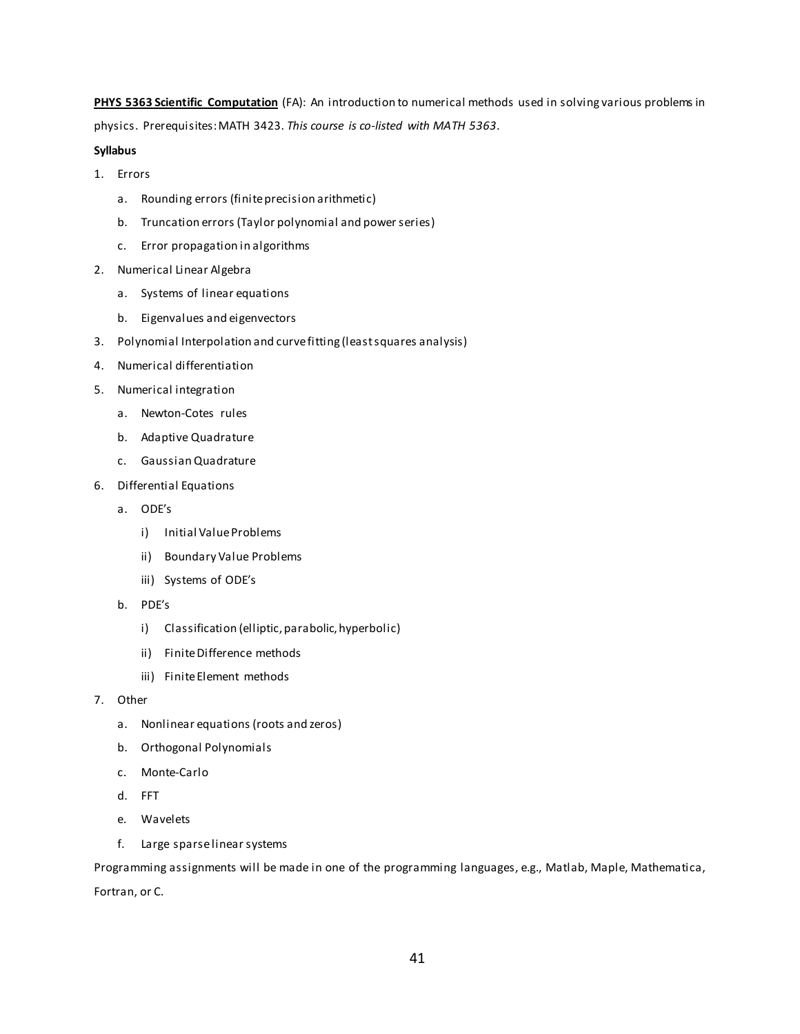**PHYS 5363 Scientific Computation** (FA): An introduction to numerical methods used in solving various problems in physics. Prerequisites: MATH 3423. *This course is co-listed with MATH 5363*.

**Syllabus**

1. Errors
   a. Rounding errors (finite precision arithmetic)
   b. Truncation errors (Taylor polynomial and power series)
   c. Error propagation in algorithms
2. Numerical Linear Algebra
   a. Systems of linear equations
   b. Eigenvalues and eigenvectors
3. Polynomial Interpolation and curve fitting (least squares analysis)
4. Numerical differentiation
5. Numerical integration
   a. Newton-Cotes rules
   b. Adaptive Quadrature
   c. Gaussian Quadrature
6. Differential Equations
   a. ODE's
      i) Initial Value Problems
      ii) Boundary Value Problems
      iii) Systems of ODE's
   b. PDE's
      i) Classification (elliptic, parabolic, hyperbolic)
      ii) Finite Difference methods
      iii) Finite Element methods
7. Other
   a. Nonlinear equations (roots and zeros)
   b. Orthogonal Polynomials
   c. Monte-Carlo
   d. FFT
   e. Wavelets
   f. Large sparse linear systems

Programming assignments will be made in one of the programming languages, e.g., Matlab, Maple, Mathematica, Fortran, or C.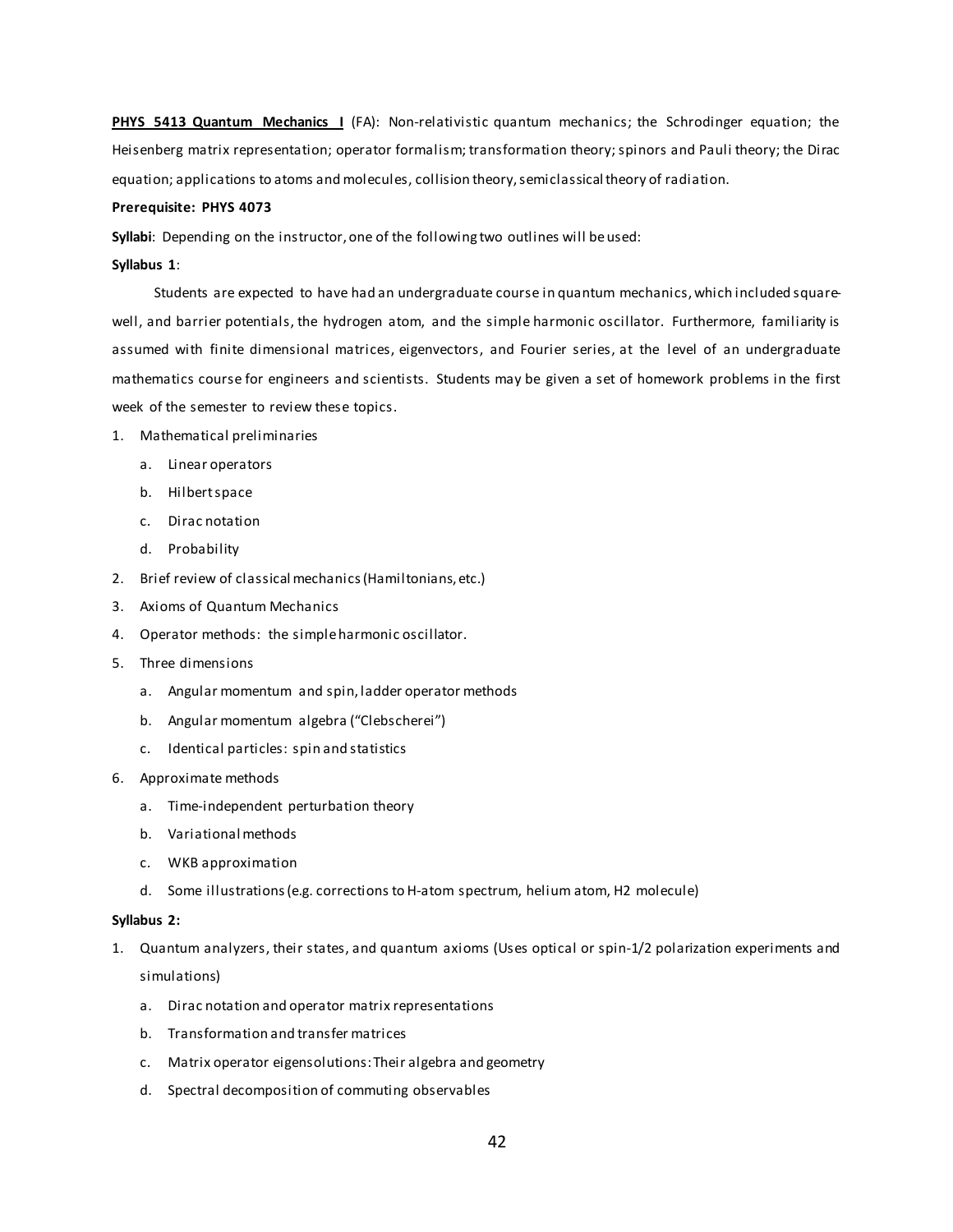**PHYS 5413 Quantum Mechanics I** (FA): Non-relativistic quantum mechanics; the Schrodinger equation; the Heisenberg matrix representation; operator formalism; transformation theory; spinors and Pauli theory; the Dirac equation; applications to atoms and molecules, collision theory, semiclassical theory of radiation.

**Prerequisite: PHYS 4073**

**Syllabi**: Depending on the instructor, one of the following two outlines will be used:

**Syllabus 1**:

Students are expected to have had an undergraduate course in quantum mechanics, which included square-well, and barrier potentials, the hydrogen atom, and the simple harmonic oscillator. Furthermore, familiarity is assumed with finite dimensional matrices, eigenvectors, and Fourier series, at the level of an undergraduate mathematics course for engineers and scientists. Students may be given a set of homework problems in the first week of the semester to review these topics.

1. Mathematical preliminaries
   a. Linear operators
   b. Hilbert space
   c. Dirac notation
   d. Probability
2. Brief review of classical mechanics (Hamiltonians, etc.)
3. Axioms of Quantum Mechanics
4. Operator methods: the simple harmonic oscillator.
5. Three dimensions
   a. Angular momentum and spin, ladder operator methods
   b. Angular momentum algebra (“Clebscherei”)
   c. Identical particles: spin and statistics
6. Approximate methods
   a. Time-independent perturbation theory
   b. Variational methods
   c. WKB approximation
   d. Some illustrations (e.g. corrections to H-atom spectrum, helium atom, H2 molecule)

**Syllabus 2:**

1. Quantum analyzers, their states, and quantum axioms (Uses optical or spin-1/2 polarization experiments and simulations)
   a. Dirac notation and operator matrix representations
   b. Transformation and transfer matrices
   c. Matrix operator eigensolutions: Their algebra and geometry
   d. Spectral decomposition of commuting observables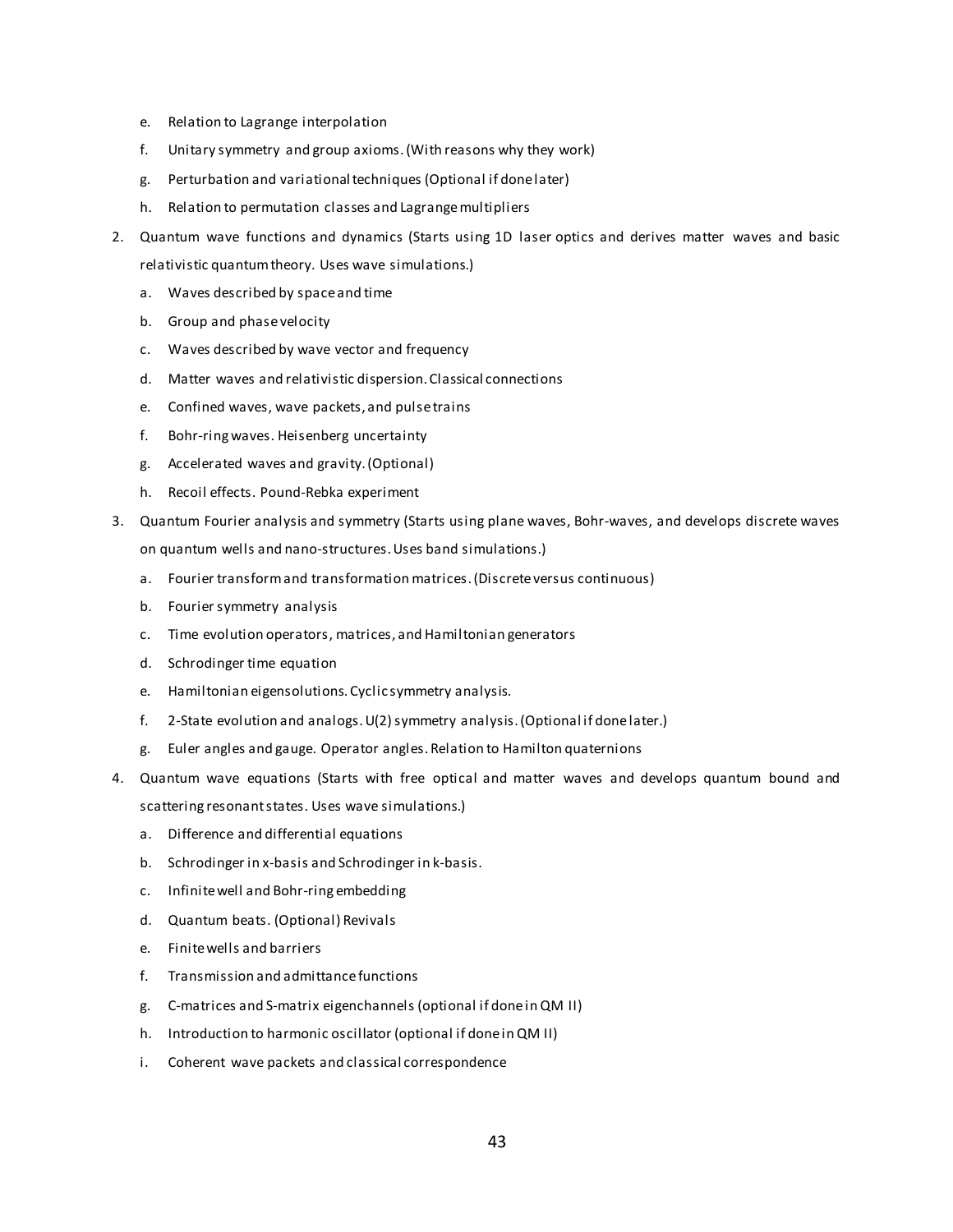e. Relation to Lagrange interpolation
   f. Unitary symmetry and group axioms. (With reasons why they work)
   g. Perturbation and variational techniques (Optional if done later)
   h. Relation to permutation classes and Lagrange multipliers

2. Quantum wave functions and dynamics (Starts using 1D laser optics and derives matter waves and basic relativistic quantum theory. Uses wave simulations.)
   a. Waves described by space and time
   b. Group and phase velocity
   c. Waves described by wave vector and frequency
   d. Matter waves and relativistic dispersion. Classical connections
   e. Confined waves, wave packets, and pulse trains
   f. Bohr-ring waves. Heisenberg uncertainty
   g. Accelerated waves and gravity. (Optional)
   h. Recoil effects. Pound-Rebka experiment

3. Quantum Fourier analysis and symmetry (Starts using plane waves, Bohr-waves, and develops discrete waves on quantum wells and nano-structures. Uses band simulations.)
   a. Fourier transform and transformation matrices. (Discrete versus continuous)
   b. Fourier symmetry analysis
   c. Time evolution operators, matrices, and Hamiltonian generators
   d. Schrodinger time equation
   e. Hamiltonian eigensolutions. Cyclic symmetry analysis.
   f. 2-State evolution and analogs. U(2) symmetry analysis. (Optional if done later.)
   g. Euler angles and gauge. Operator angles. Relation to Hamilton quaternions

4. Quantum wave equations (Starts with free optical and matter waves and develops quantum bound and scattering resonant states. Uses wave simulations.)
   a. Difference and differential equations
   b. Schrodinger in x-basis and Schrodinger in k-basis.
   c. Infinite well and Bohr-ring embedding
   d. Quantum beats. (Optional) Revivals
   e. Finite wells and barriers
   f. Transmission and admittance functions
   g. C-matrices and S-matrix eigenchannels (optional if done in QM II)
   h. Introduction to harmonic oscillator (optional if done in QM II)
   i. Coherent wave packets and classical correspondence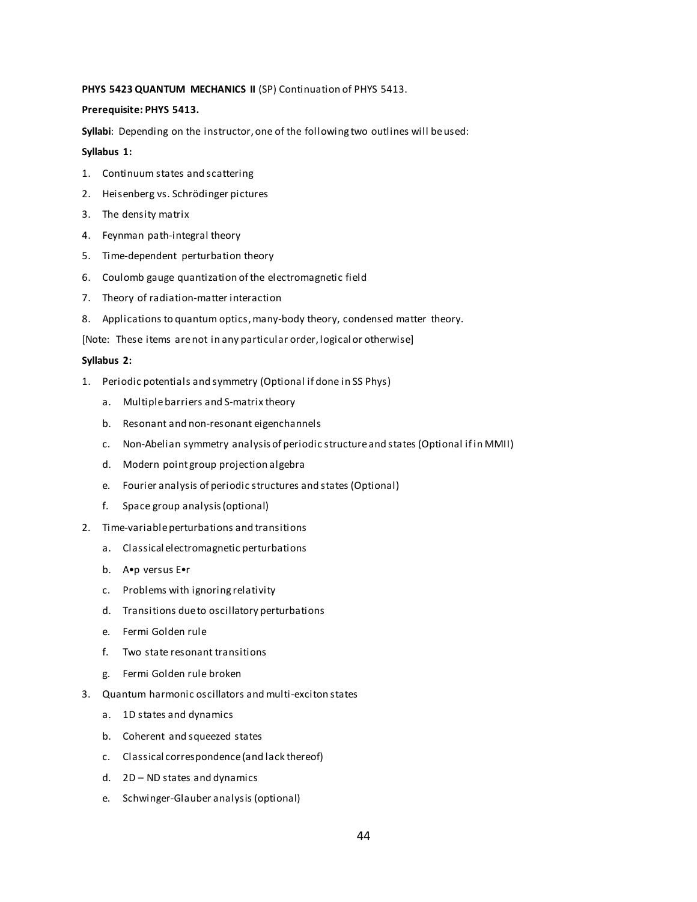**PHYS 5423 QUANTUM MECHANICS II** (SP) Continuation of PHYS 5413.

**Prerequisite: PHYS 5413.**

**Syllabi**: Depending on the instructor, one of the following two outlines will be used:

**Syllabus 1:**

1. Continuum states and scattering
2. Heisenberg vs. Schrödinger pictures
3. The density matrix
4. Feynman path-integral theory
5. Time-dependent perturbation theory
6. Coulomb gauge quantization of the electromagnetic field
7. Theory of radiation-matter interaction
8. Applications to quantum optics, many-body theory, condensed matter theory.

[Note: These items are not in any particular order, logical or otherwise]

**Syllabus 2:**

1. Periodic potentials and symmetry (Optional if done in SS Phys)
   a. Multiple barriers and S-matrix theory
   b. Resonant and non-resonant eigenchannels
   c. Non-Abelian symmetry analysis of periodic structure and states (Optional if in MMII)
   d. Modern point group projection algebra
   e. Fourier analysis of periodic structures and states (Optional)
   f. Space group analysis (optional)
2. Time-variable perturbations and transitions
   a. Classical electromagnetic perturbations
   b. A•p versus E•r
   c. Problems with ignoring relativity
   d. Transitions due to oscillatory perturbations
   e. Fermi Golden rule
   f. Two state resonant transitions
   g. Fermi Golden rule broken
3. Quantum harmonic oscillators and multi-exciton states
   a. 1D states and dynamics
   b. Coherent and squeezed states
   c. Classical correspondence (and lack thereof)
   d. 2D – ND states and dynamics
   e. Schwinger-Glauber analysis (optional)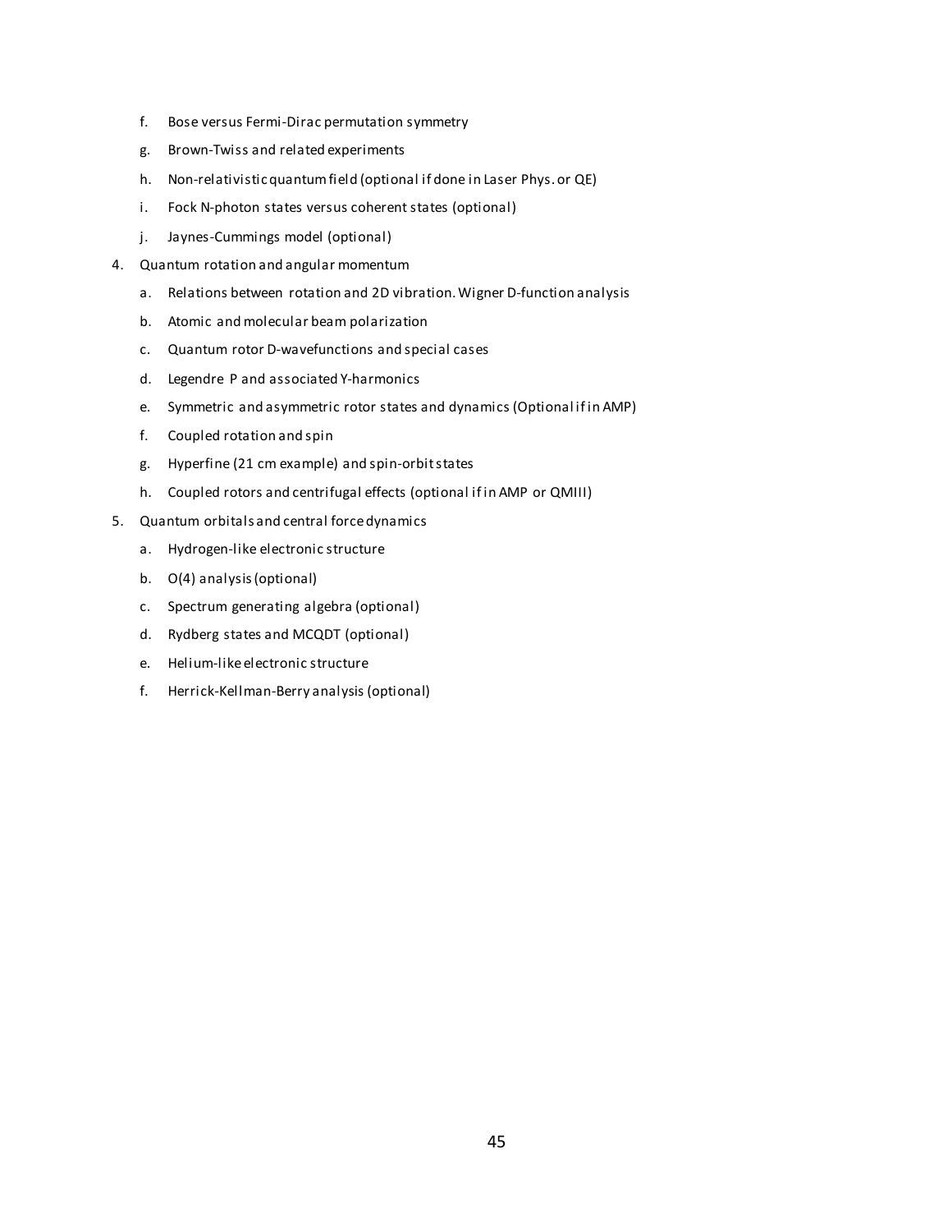f. Bose versus Fermi-Dirac permutation symmetry
   g. Brown-Twiss and related experiments
   h. Non-relativistic quantum field (optional if done in Laser Phys. or QE)
   i. Fock N-photon states versus coherent states (optional)
   j. Jaynes-Cummings model (optional)

4. Quantum rotation and angular momentum
   a. Relations between rotation and 2D vibration. Wigner D-function analysis
   b. Atomic and molecular beam polarization
   c. Quantum rotor D-wavefunctions and special cases
   d. Legendre P and associated Y-harmonics
   e. Symmetric and asymmetric rotor states and dynamics (Optional if in AMP)
   f. Coupled rotation and spin
   g. Hyperfine (21 cm example) and spin-orbit states
   h. Coupled rotors and centrifugal effects (optional if in AMP or QMIII)

5. Quantum orbitals and central force dynamics
   a. Hydrogen-like electronic structure
   b. O(4) analysis (optional)
   c. Spectrum generating algebra (optional)
   d. Rydberg states and MCQDT (optional)
   e. Helium-like electronic structure
   f. Herrick-Kellman-Berry analysis (optional)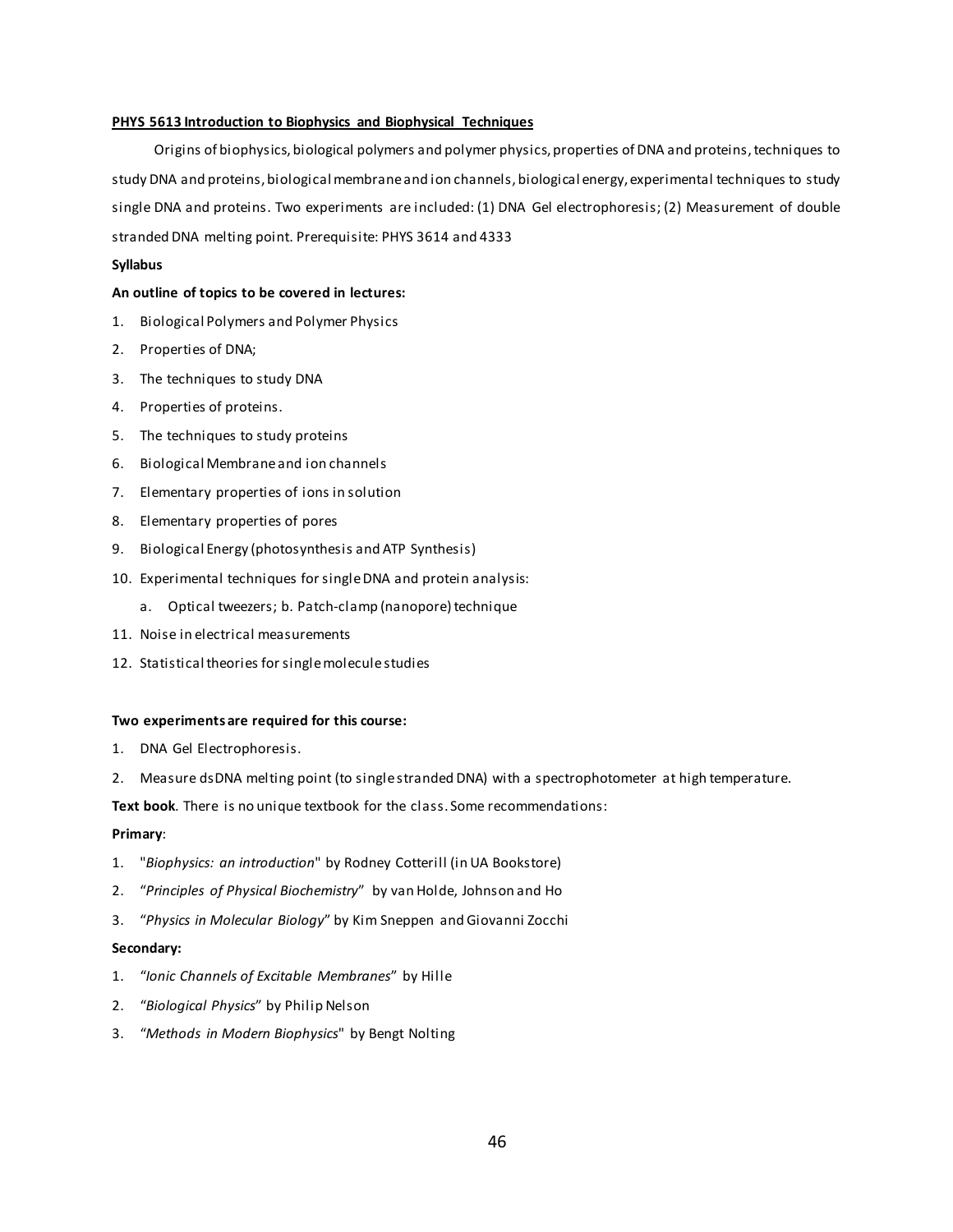**PHYS 5613 Introduction to Biophysics and Biophysical Techniques**

Origins of biophysics, biological polymers and polymer physics, properties of DNA and proteins, techniques to study DNA and proteins, biological membrane and ion channels, biological energy, experimental techniques to study single DNA and proteins. Two experiments are included: (1) DNA Gel electrophoresis; (2) Measurement of double stranded DNA melting point. Prerequisite: PHYS 3614 and 4333

**Syllabus**

**An outline of topics to be covered in lectures:**

1. Biological Polymers and Polymer Physics
2. Properties of DNA;
3. The techniques to study DNA
4. Properties of proteins.
5. The techniques to study proteins
6. Biological Membrane and ion channels
7. Elementary properties of ions in solution
8. Elementary properties of pores
9. Biological Energy (photosynthesis and ATP Synthesis)
10. Experimental techniques for single DNA and protein analysis:
    a. Optical tweezers; b. Patch-clamp (nanopore) technique
11. Noise in electrical measurements
12. Statistical theories for single molecule studies

**Two experiments are required for this course:**

1. DNA Gel Electrophoresis.
2. Measure dsDNA melting point (to single stranded DNA) with a spectrophotometer at high temperature.

**Text book**. There is no unique textbook for the class. Some recommendations:

**Primary**:

1. "*Biophysics: an introduction*" by Rodney Cotterill (in UA Bookstore)
2. "*Principles of Physical Biochemistry*" by van Holde, Johnson and Ho
3. "*Physics in Molecular Biology*" by Kim Sneppen and Giovanni Zocchi

**Secondary:**

1. "*Ionic Channels of Excitable Membranes*" by Hille
2. "*Biological Physics*" by Philip Nelson
3. "*Methods in Modern Biophysics*" by Bengt Nolting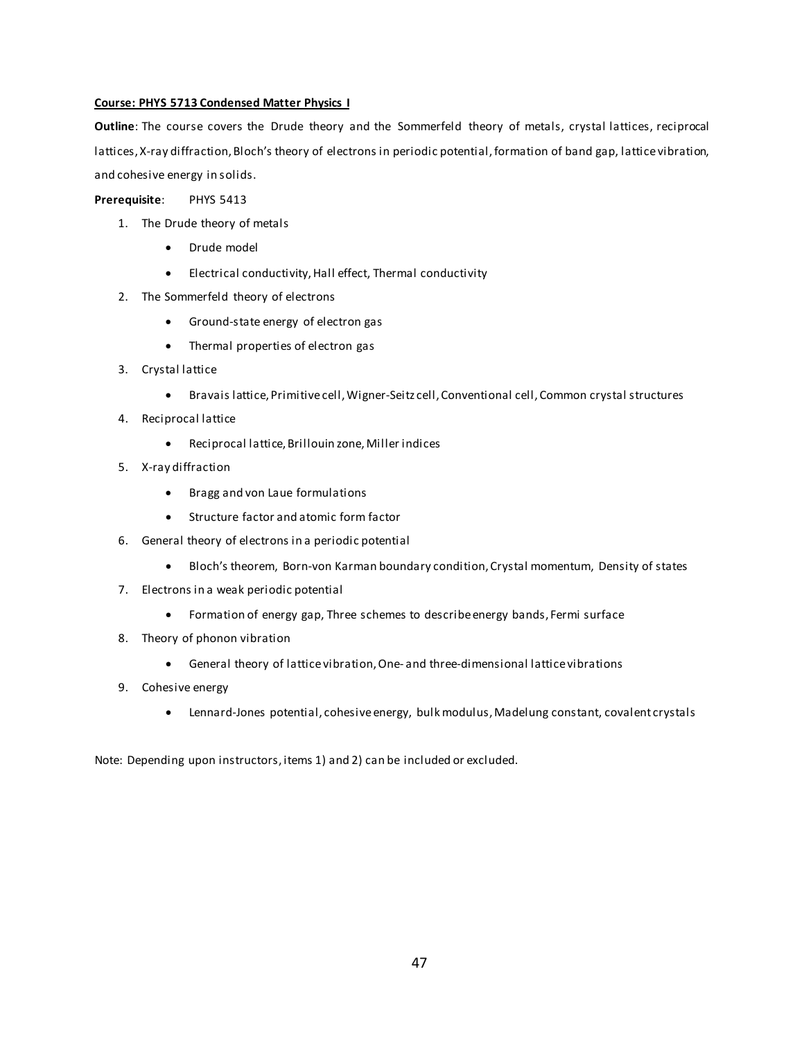**Course: PHYS 5713 Condensed Matter Physics I**

**Outline**: The course covers the Drude theory and the Sommerfeld theory of metals, crystal lattices, reciprocal lattices, X-ray diffraction, Bloch's theory of electrons in periodic potential, formation of band gap, lattice vibration, and cohesive energy in solids.

**Prerequisite**: PHYS 5413

1. The Drude theory of metals
   - Drude model
   - Electrical conductivity, Hall effect, Thermal conductivity
2. The Sommerfeld theory of electrons
   - Ground-state energy of electron gas
   - Thermal properties of electron gas
3. Crystal lattice
   - Bravais lattice, Primitive cell, Wigner-Seitz cell, Conventional cell, Common crystal structures
4. Reciprocal lattice
   - Reciprocal lattice, Brillouin zone, Miller indices
5. X-ray diffraction
   - Bragg and von Laue formulations
   - Structure factor and atomic form factor
6. General theory of electrons in a periodic potential
   - Bloch's theorem, Born-von Karman boundary condition, Crystal momentum, Density of states
7. Electrons in a weak periodic potential
   - Formation of energy gap, Three schemes to describe energy bands, Fermi surface
8. Theory of phonon vibration
   - General theory of lattice vibration, One- and three-dimensional lattice vibrations
9. Cohesive energy
   - Lennard-Jones potential, cohesive energy, bulk modulus, Madelung constant, covalent crystals

Note: Depending upon instructors, items 1) and 2) can be included or excluded.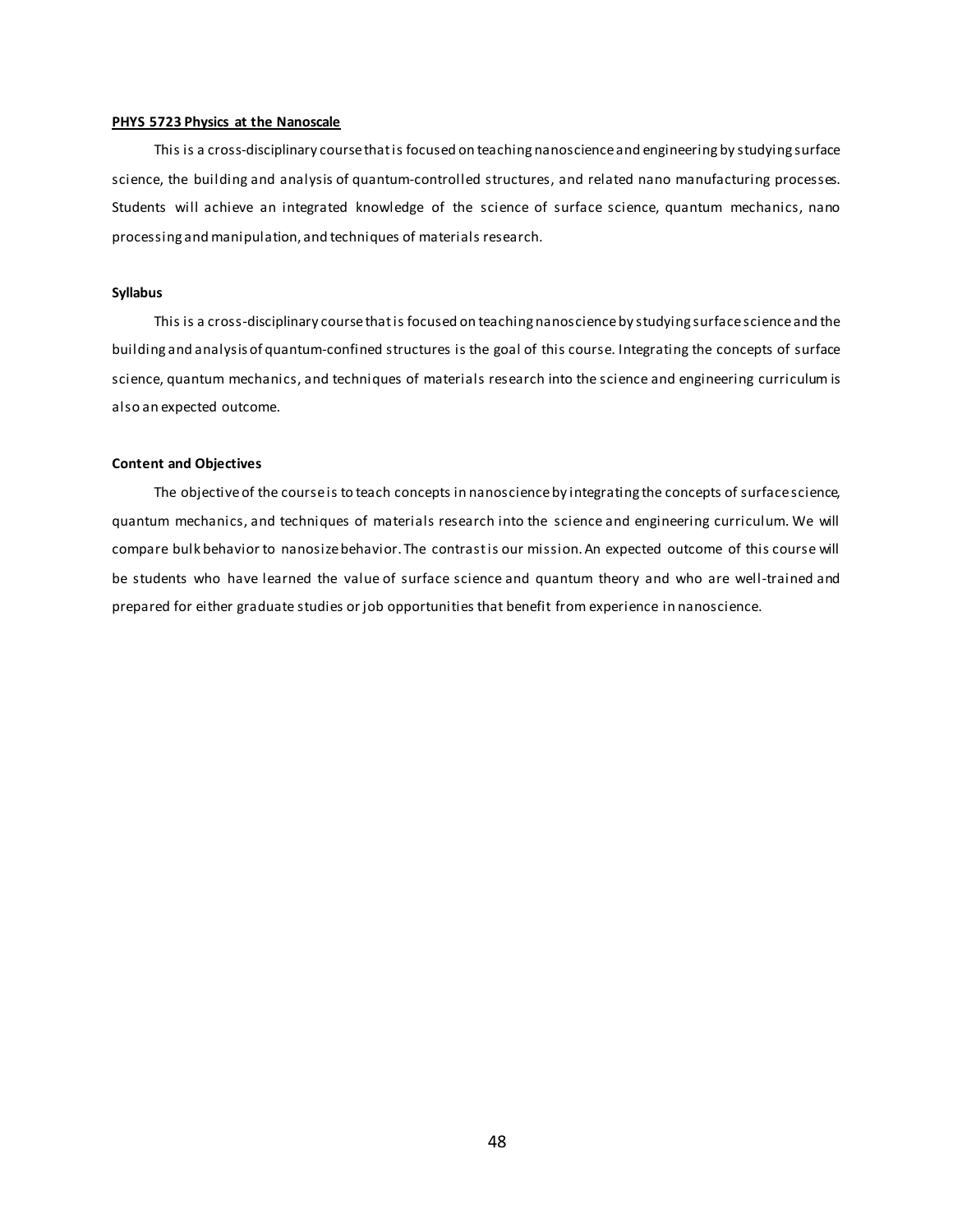**PHYS 5723 Physics at the Nanoscale**

This is a cross-disciplinary course that is focused on teaching nanoscience and engineering by studying surface science, the building and analysis of quantum-controlled structures, and related nano manufacturing processes. Students will achieve an integrated knowledge of the science of surface science, quantum mechanics, nano processing and manipulation, and techniques of materials research.

**Syllabus**

This is a cross-disciplinary course that is focused on teaching nanoscience by studying surface science and the building and analysis of quantum-confined structures is the goal of this course. Integrating the concepts of surface science, quantum mechanics, and techniques of materials research into the science and engineering curriculum is also an expected outcome.

**Content and Objectives**

The objective of the course is to teach concepts in nanoscience by integrating the concepts of surface science, quantum mechanics, and techniques of materials research into the science and engineering curriculum. We will compare bulk behavior to nanosize behavior. The contrast is our mission. An expected outcome of this course will be students who have learned the value of surface science and quantum theory and who are well-trained and prepared for either graduate studies or job opportunities that benefit from experience in nanoscience.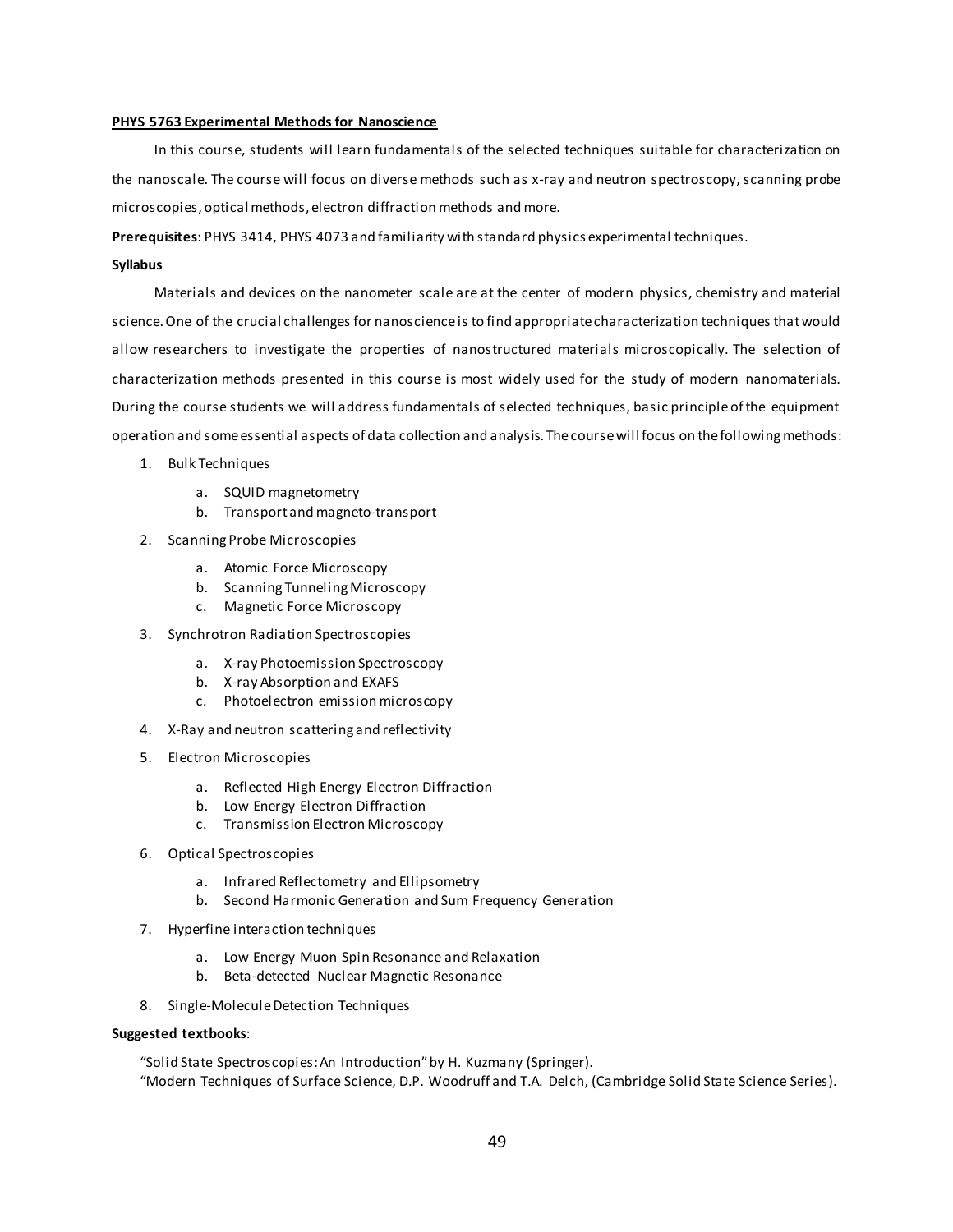**PHYS 5763 Experimental Methods for Nanoscience**

In this course, students will learn fundamentals of the selected techniques suitable for characterization on the nanoscale. The course will focus on diverse methods such as x-ray and neutron spectroscopy, scanning probe microscopies, optical methods, electron diffraction methods and more.

**Prerequisites**: PHYS 3414, PHYS 4073 and familiarity with standard physics experimental techniques.

**Syllabus**

Materials and devices on the nanometer scale are at the center of modern physics, chemistry and material science. One of the crucial challenges for nanoscience is to find appropriate characterization techniques that would allow researchers to investigate the properties of nanostructured materials microscopically. The selection of characterization methods presented in this course is most widely used for the study of modern nanomaterials. During the course students we will address fundamentals of selected techniques, basic principle of the equipment operation and some essential aspects of data collection and analysis. The course will focus on the following methods:

1. Bulk Techniques
   a. SQUID magnetometry
   b. Transport and magneto-transport
2. Scanning Probe Microscopies
   a. Atomic Force Microscopy
   b. Scanning Tunneling Microscopy
   c. Magnetic Force Microscopy
3. Synchrotron Radiation Spectroscopies
   a. X-ray Photoemission Spectroscopy
   b. X-ray Absorption and EXAFS
   c. Photoelectron emission microscopy
4. X-Ray and neutron scattering and reflectivity
5. Electron Microscopies
   a. Reflected High Energy Electron Diffraction
   b. Low Energy Electron Diffraction
   c. Transmission Electron Microscopy
6. Optical Spectroscopies
   a. Infrared Reflectometry and Ellipsometry
   b. Second Harmonic Generation and Sum Frequency Generation
7. Hyperfine interaction techniques
   a. Low Energy Muon Spin Resonance and Relaxation
   b. Beta-detected Nuclear Magnetic Resonance
8. Single-Molecule Detection Techniques

**Suggested textbooks**:

"Solid State Spectroscopies: An Introduction" by H. Kuzmany (Springer).
"Modern Techniques of Surface Science, D.P. Woodruff and T.A. Delch, (Cambridge Solid State Science Series).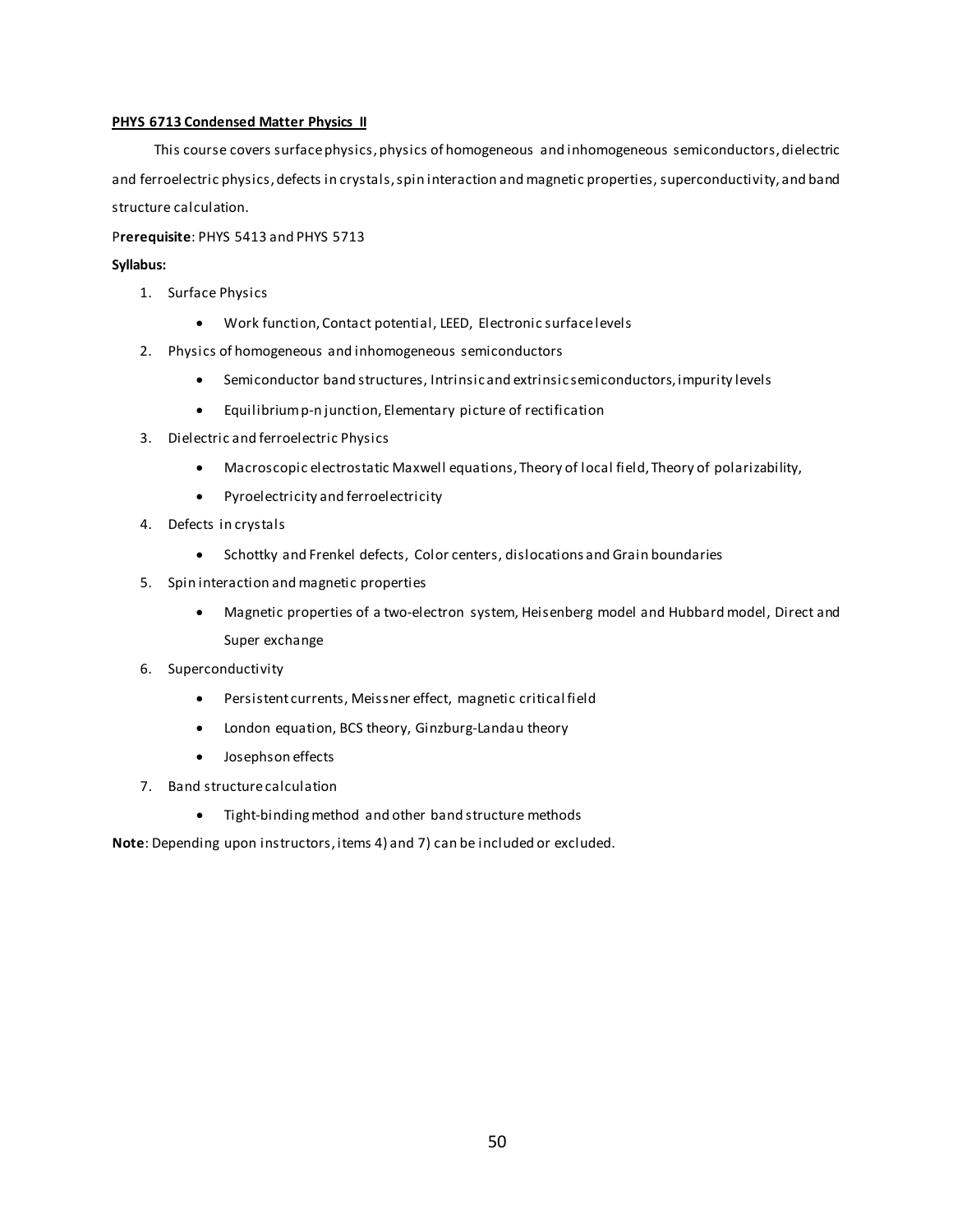**PHYS 6713 Condensed Matter Physics II**

This course covers surface physics, physics of homogeneous and inhomogeneous semiconductors, dielectric and ferroelectric physics, defects in crystals, spin interaction and magnetic properties, superconductivity, and band structure calculation.

P**rerequisite**: PHYS 5413 and PHYS 5713

**Syllabus:**

1. Surface Physics
   - Work function, Contact potential, LEED, Electronic surface levels
2. Physics of homogeneous and inhomogeneous semiconductors
   - Semiconductor band structures, Intrinsic and extrinsic semiconductors, impurity levels
   - Equilibrium p-n junction, Elementary picture of rectification
3. Dielectric and ferroelectric Physics
   - Macroscopic electrostatic Maxwell equations, Theory of local field, Theory of polarizability,
   - Pyroelectricity and ferroelectricity
4. Defects in crystals
   - Schottky and Frenkel defects, Color centers, dislocations and Grain boundaries
5. Spin interaction and magnetic properties
   - Magnetic properties of a two-electron system, Heisenberg model and Hubbard model, Direct and Super exchange
6. Superconductivity
   - Persistent currents, Meissner effect, magnetic critical field
   - London equation, BCS theory, Ginzburg-Landau theory
   - Josephson effects
7. Band structure calculation
   - Tight-binding method and other band structure methods

**Note**: Depending upon instructors, items 4) and 7) can be included or excluded.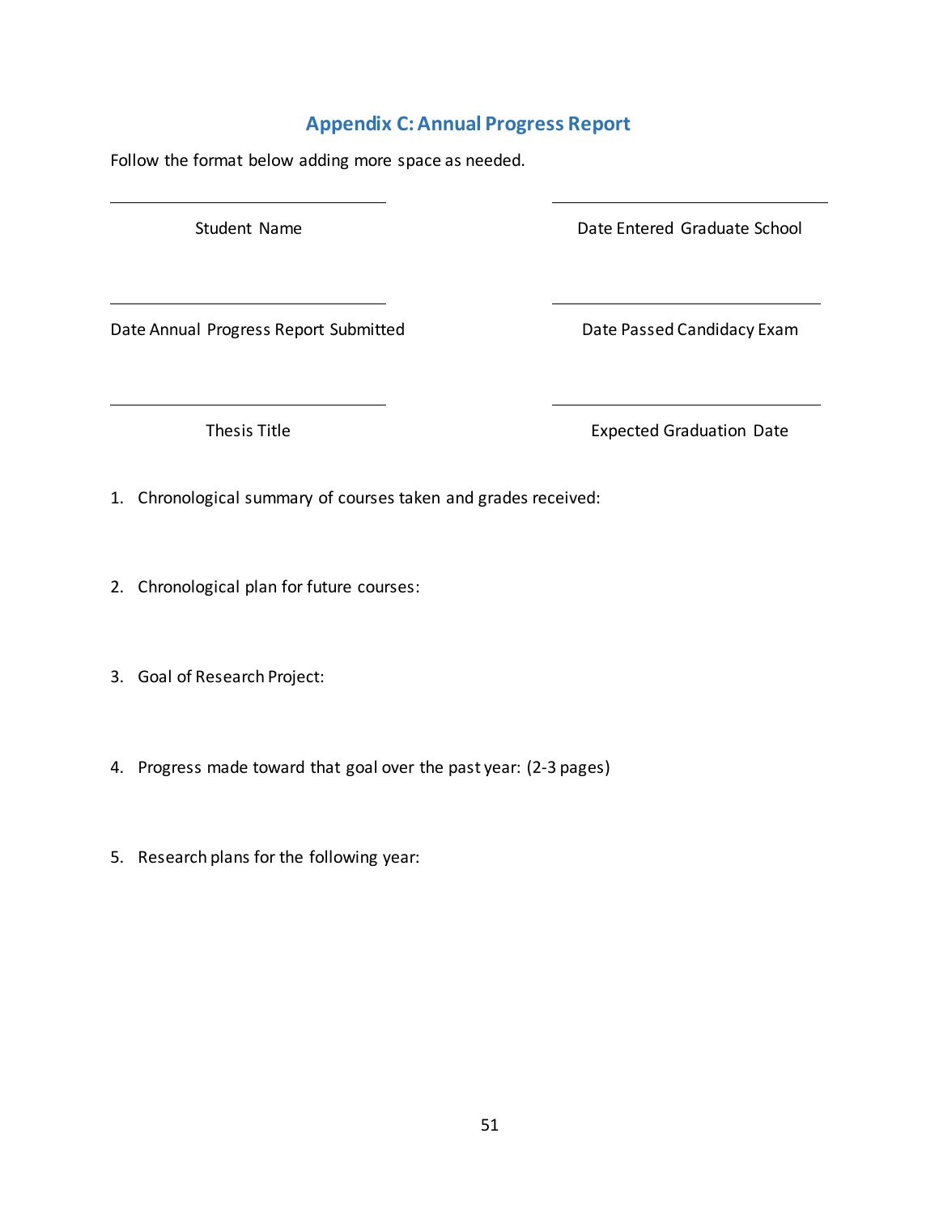## Appendix C: Annual Progress Report

Follow the format below adding more space as needed.

\_\_\_\_\_\_\_\_\_\_\_\_\_\_\_\_\_\_\_\_\_\_\_\_\_\_\_\_\_\_

Student Name

\_\_\_\_\_\_\_\_\_\_\_\_\_\_\_\_\_\_\_\_\_\_\_\_\_\_\_\_\_\_

Date Entered Graduate School

\_\_\_\_\_\_\_\_\_\_\_\_\_\_\_\_\_\_\_\_\_\_\_\_\_\_\_\_\_\_

Date Annual Progress Report Submitted

\_\_\_\_\_\_\_\_\_\_\_\_\_\_\_\_\_\_\_\_\_\_\_\_\_\_\_\_\_\_

Date Passed Candidacy Exam

\_\_\_\_\_\_\_\_\_\_\_\_\_\_\_\_\_\_\_\_\_\_\_\_\_\_\_\_\_\_

Thesis Title

\_\_\_\_\_\_\_\_\_\_\_\_\_\_\_\_\_\_\_\_\_\_\_\_\_\_\_\_\_\_

Expected Graduation Date

1. Chronological summary of courses taken and grades received:

2. Chronological plan for future courses:

3. Goal of Research Project:

4. Progress made toward that goal over the past year: (2-3 pages)

5. Research plans for the following year: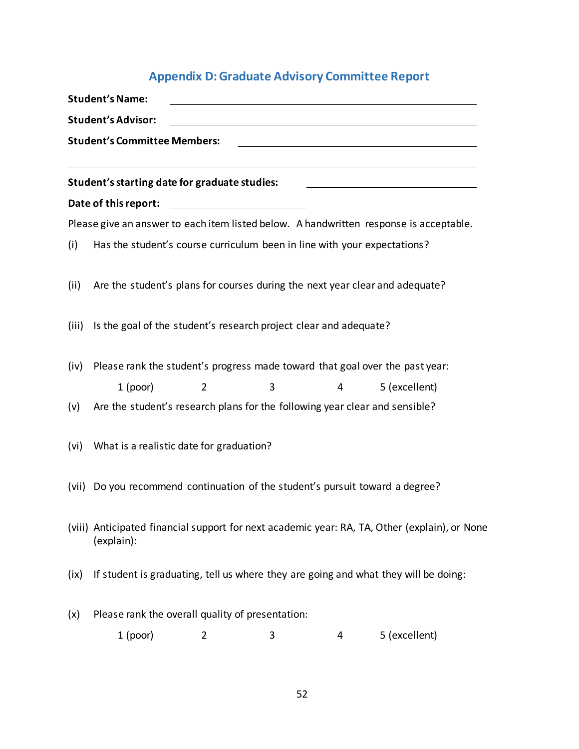## Appendix D: Graduate Advisory Committee Report

**Student's Name:** ______________________________________________

**Student's Advisor:** ______________________________________________

**Student's Committee Members:** ______________________________________________

______________________________________________

**Student's starting date for graduate studies:** ______________________________

**Date of this report:** ______________________

Please give an answer to each item listed below. A handwritten response is acceptable.

(i) Has the student's course curriculum been in line with your expectations?

(ii) Are the student's plans for courses during the next year clear and adequate?

(iii) Is the goal of the student's research project clear and adequate?

(iv) Please rank the student's progress made toward that goal over the past year:

1 (poor)    2    3    4    5 (excellent)

(v) Are the student's research plans for the following year clear and sensible?

(vi) What is a realistic date for graduation?

(vii) Do you recommend continuation of the student's pursuit toward a degree?

(viii) Anticipated financial support for next academic year: RA, TA, Other (explain), or None (explain):

(ix) If student is graduating, tell us where they are going and what they will be doing:

(x) Please rank the overall quality of presentation:

1 (poor)    2    3    4    5 (excellent)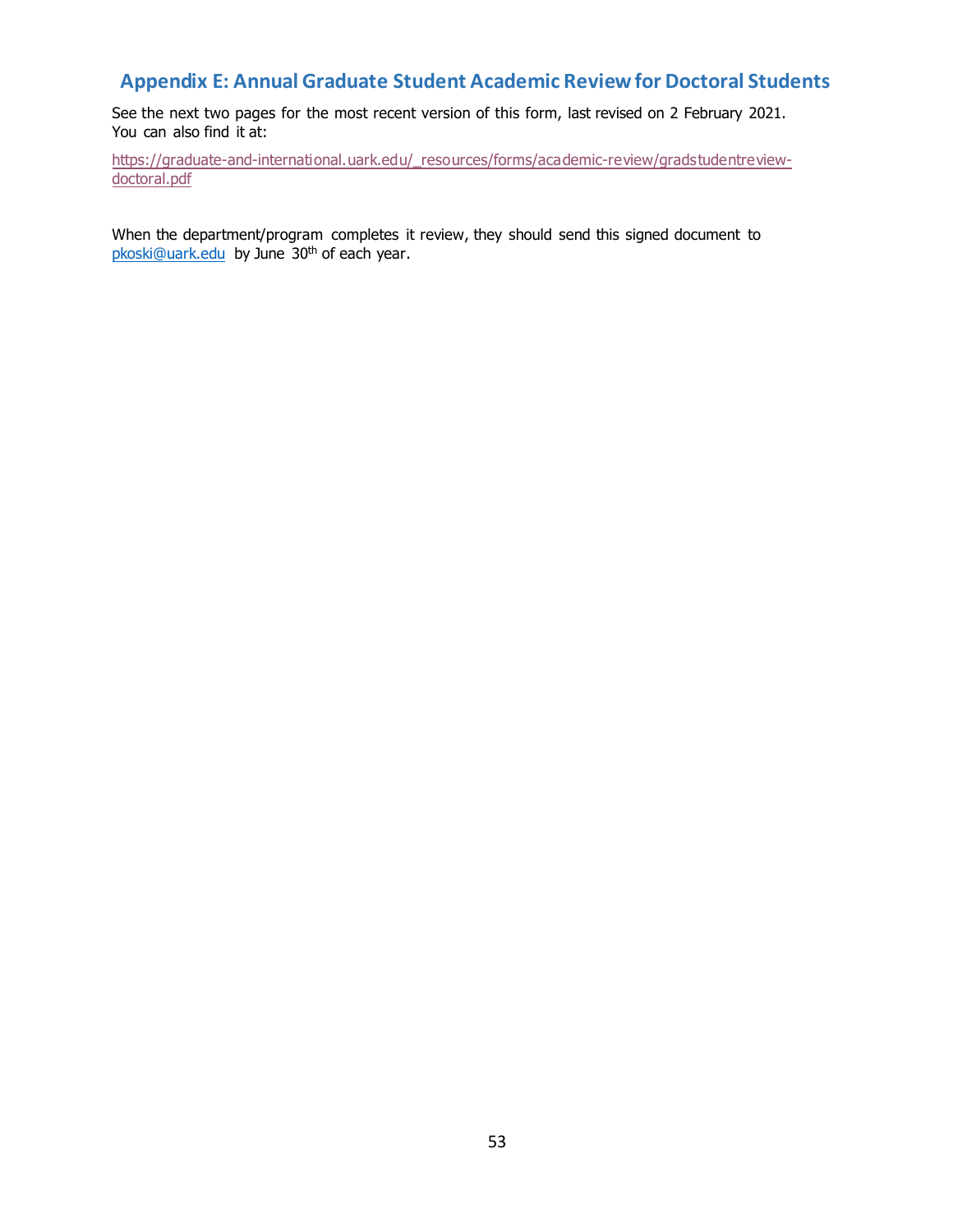## Appendix E: Annual Graduate Student Academic Review for Doctoral Students

See the next two pages for the most recent version of this form, last revised on 2 February 2021. You can also find it at:

https://graduate-and-international.uark.edu/_resources/forms/academic-review/gradstudentreview-doctoral.pdf

When the department/program completes it review, they should send this signed document to pkoski@uark.edu by June 30th of each year.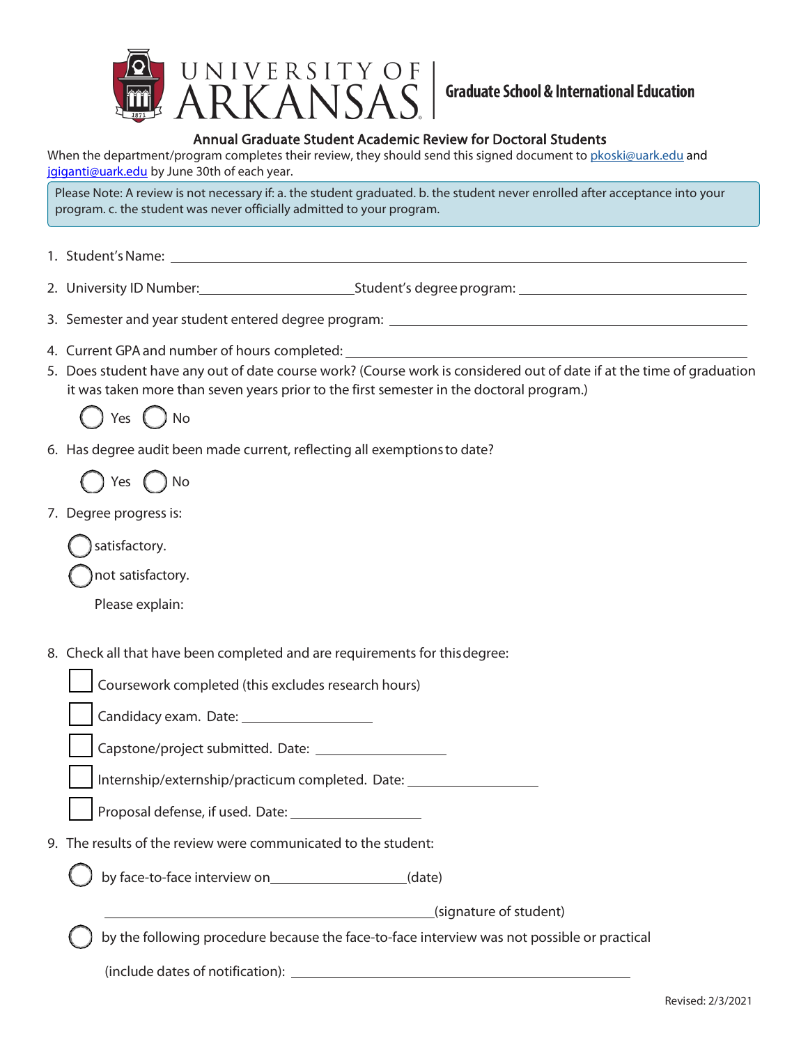**UNIVERSITY OF ARKANSAS** | **Graduate School & International Education**

## Annual Graduate Student Academic Review for Doctoral Students

When the department/program completes their review, they should send this signed document to pkoski@uark.edu and jgiganti@uark.edu by June 30th of each year.

> Please Note: A review is not necessary if: a. the student graduated. b. the student never enrolled after acceptance into your program. c. the student was never officially admitted to your program.

1. Student's Name: ______________________________
2. University ID Number: ____________ Student's degree program: ____________
3. Semester and year student entered degree program: ______________________________
4. Current GPA and number of hours completed: ______________________________
5. Does student have any out of date course work? (Course work is considered out of date if at the time of graduation it was taken more than seven years prior to the first semester in the doctoral program.)

   ◯ Yes ◯ No

6. Has degree audit been made current, reflecting all exemptions to date?

   ◯ Yes ◯ No

7. Degree progress is:

   ◯ satisfactory.

   ◯ not satisfactory.

   Please explain:

8. Check all that have been completed and are requirements for this degree:

   ☐ Coursework completed (this excludes research hours)

   ☐ Candidacy exam. Date: ____________

   ☐ Capstone/project submitted. Date: ____________

   ☐ Internship/externship/practicum completed. Date: ____________

   ☐ Proposal defense, if used. Date: ____________

9. The results of the review were communicated to the student:

   ◯ by face-to-face interview on ____________ (date)

   ______________________________ (signature of student)

   ◯ by the following procedure because the face-to-face interview was not possible or practical

   (include dates of notification): ______________________________

Revised: 2/3/2021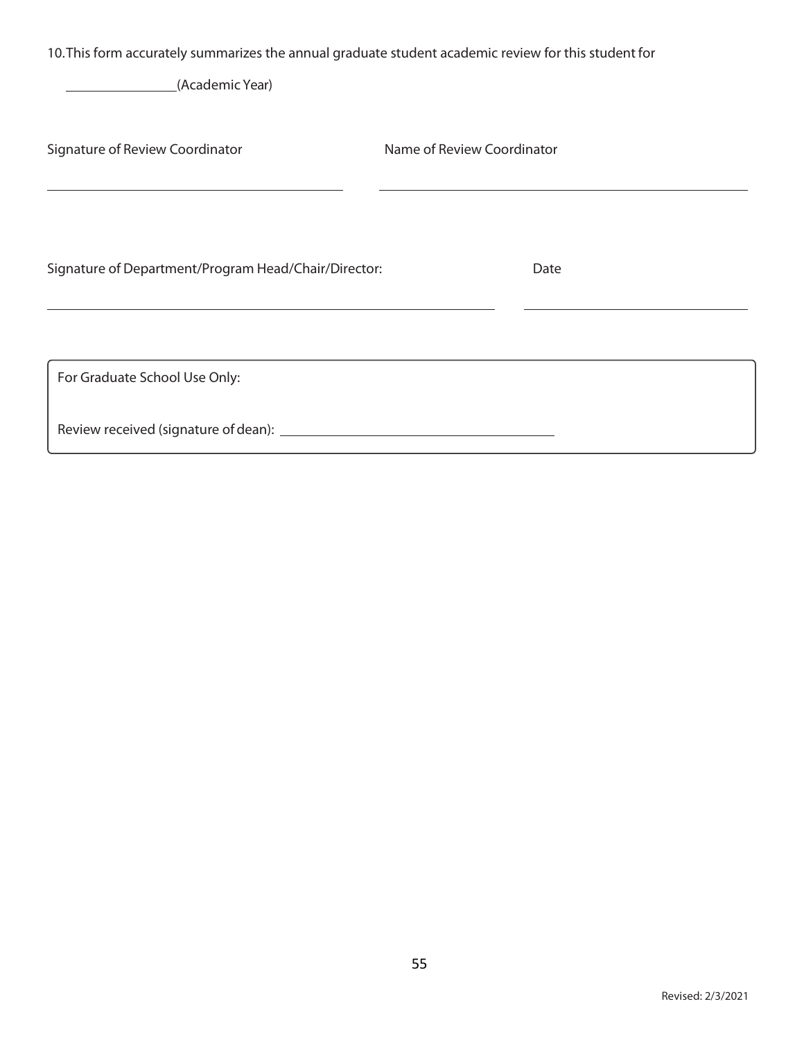10. This form accurately summarizes the annual graduate student academic review for this student for

\_\_\_\_\_\_\_\_\_\_\_\_\_\_\_\_(Academic Year)

| Signature of Review Coordinator | Name of Review Coordinator |
|---|---|
| \_\_\_\_\_\_\_\_\_\_\_\_\_\_\_\_\_\_\_\_\_\_\_\_\_\_\_\_\_\_\_\_\_\_\_\_\_\_\_\_ | \_\_\_\_\_\_\_\_\_\_\_\_\_\_\_\_\_\_\_\_\_\_\_\_\_\_\_\_\_\_\_\_\_\_\_\_\_\_\_\_ |

| Signature of Department/Program Head/Chair/Director: | Date |
|---|---|
| \_\_\_\_\_\_\_\_\_\_\_\_\_\_\_\_\_\_\_\_\_\_\_\_\_\_\_\_\_\_\_\_\_\_\_\_\_\_\_\_\_\_\_\_\_\_\_\_\_\_\_\_\_\_\_\_\_\_\_\_ | \_\_\_\_\_\_\_\_\_\_\_\_\_\_\_\_\_\_\_\_\_\_\_\_\_\_\_\_\_\_ |

For Graduate School Use Only:

Review received (signature of dean): \_\_\_\_\_\_\_\_\_\_\_\_\_\_\_\_\_\_\_\_\_\_\_\_\_\_\_\_\_\_\_\_\_\_\_\_\_\_

Revised: 2/3/2021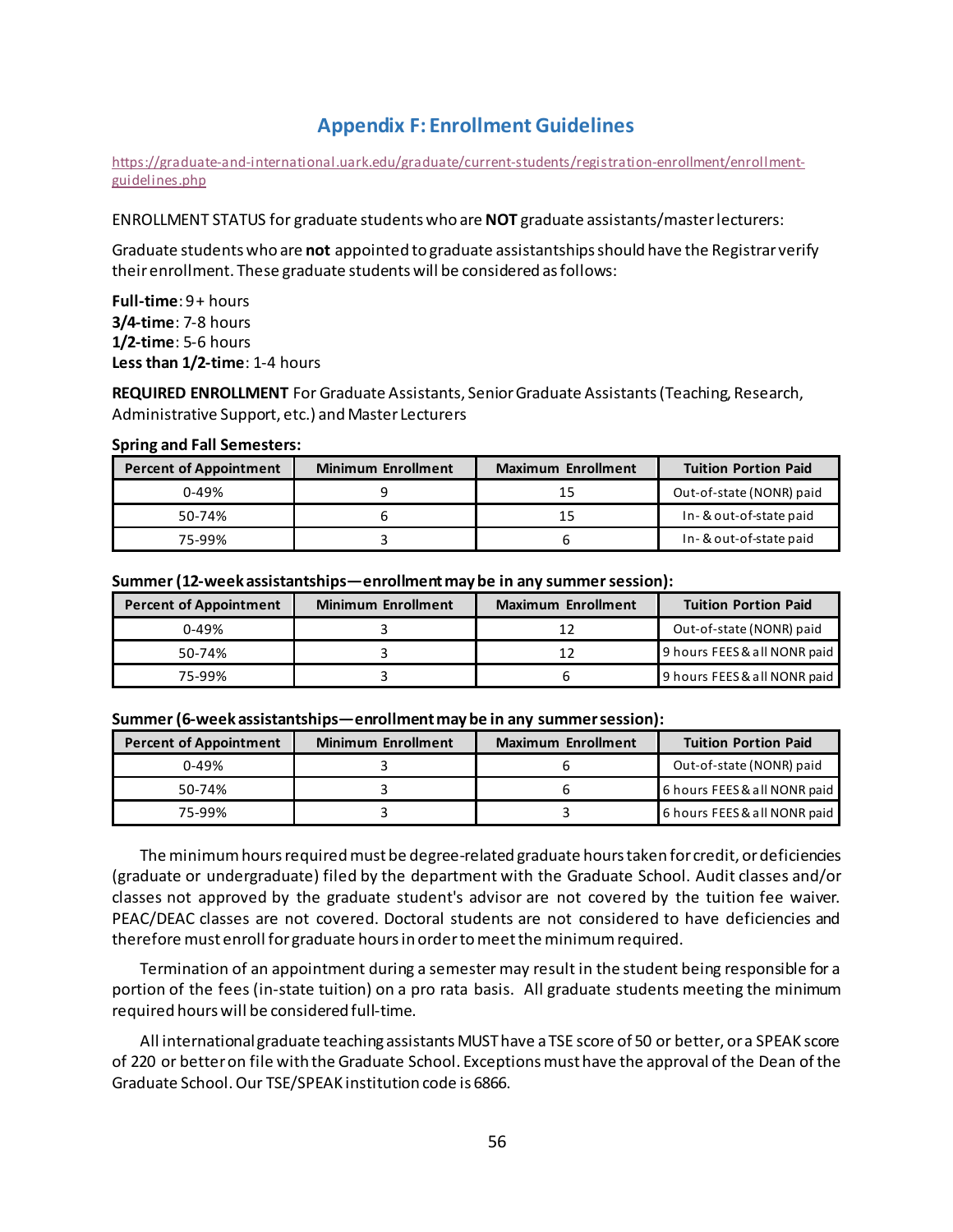## Appendix F: Enrollment Guidelines

https://graduate-and-international.uark.edu/graduate/current-students/registration-enrollment/enrollment-guidelines.php

ENROLLMENT STATUS for graduate students who are **NOT** graduate assistants/master lecturers:

Graduate students who are **not** appointed to graduate assistantships should have the Registrar verify their enrollment. These graduate students will be considered as follows:

**Full-time**: 9+ hours
**3/4-time**: 7-8 hours
**1/2-time**: 5-6 hours
**Less than 1/2-time**: 1-4 hours

**REQUIRED ENROLLMENT** For Graduate Assistants, Senior Graduate Assistants (Teaching, Research, Administrative Support, etc.) and Master Lecturers

**Spring and Fall Semesters:**

| Percent of Appointment | Minimum Enrollment | Maximum Enrollment | Tuition Portion Paid |
|---|---|---|---|
| 0-49% | 9 | 15 | Out-of-state (NONR) paid |
| 50-74% | 6 | 15 | In- & out-of-state paid |
| 75-99% | 3 | 6 | In- & out-of-state paid |

**Summer (12-week assistantships—enrollment may be in any summer session):**

| Percent of Appointment | Minimum Enrollment | Maximum Enrollment | Tuition Portion Paid |
|---|---|---|---|
| 0-49% | 3 | 12 | Out-of-state (NONR) paid |
| 50-74% | 3 | 12 | 9 hours FEES & all NONR paid |
| 75-99% | 3 | 6 | 9 hours FEES & all NONR paid |

**Summer (6-week assistantships—enrollment may be in any summer session):**

| Percent of Appointment | Minimum Enrollment | Maximum Enrollment | Tuition Portion Paid |
|---|---|---|---|
| 0-49% | 3 | 6 | Out-of-state (NONR) paid |
| 50-74% | 3 | 6 | 6 hours FEES & all NONR paid |
| 75-99% | 3 | 3 | 6 hours FEES & all NONR paid |

The minimum hours required must be degree-related graduate hours taken for credit, or deficiencies (graduate or undergraduate) filed by the department with the Graduate School. Audit classes and/or classes not approved by the graduate student's advisor are not covered by the tuition fee waiver. PEAC/DEAC classes are not covered. Doctoral students are not considered to have deficiencies and therefore must enroll for graduate hours in order to meet the minimum required.

Termination of an appointment during a semester may result in the student being responsible for a portion of the fees (in-state tuition) on a pro rata basis. All graduate students meeting the minimum required hours will be considered full-time.

All international graduate teaching assistants MUST have a TSE score of 50 or better, or a SPEAK score of 220 or better on file with the Graduate School. Exceptions must have the approval of the Dean of the Graduate School. Our TSE/SPEAK institution code is 6866.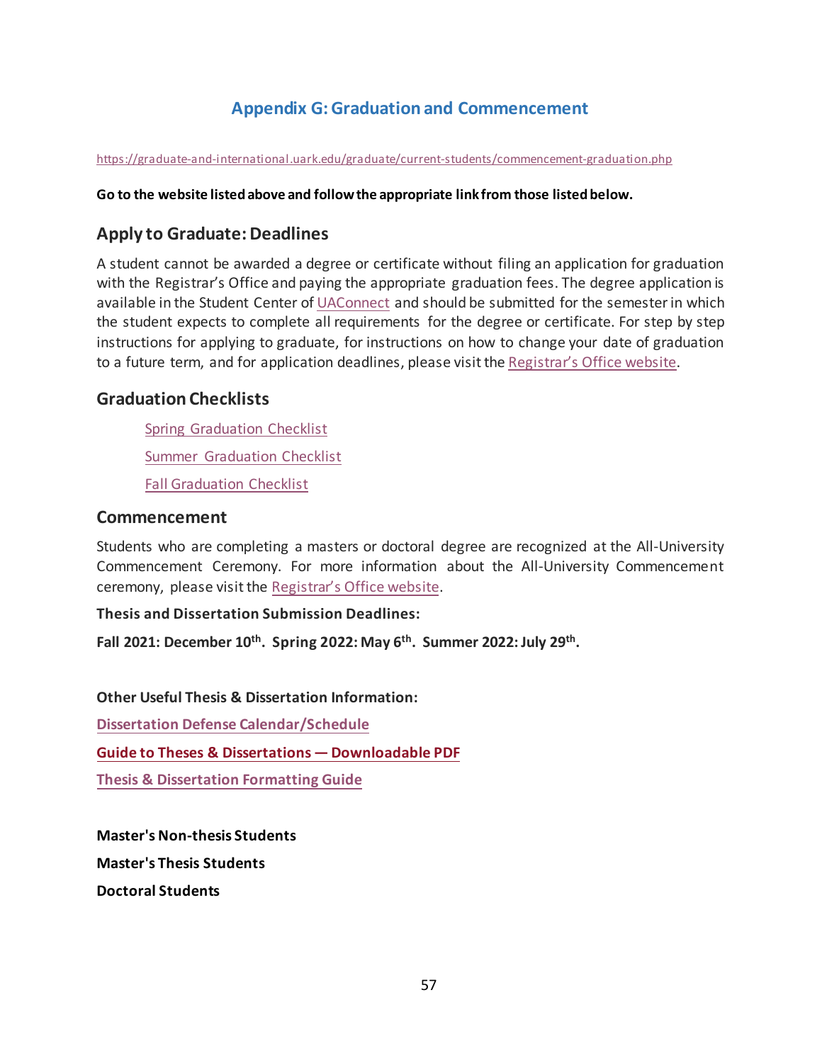# Appendix G: Graduation and Commencement

https://graduate-and-international.uark.edu/graduate/current-students/commencement-graduation.php

**Go to the website listed above and follow the appropriate link from those listed below.**

## Apply to Graduate: Deadlines

A student cannot be awarded a degree or certificate without filing an application for graduation with the Registrar's Office and paying the appropriate graduation fees. The degree application is available in the Student Center of UAConnect and should be submitted for the semester in which the student expects to complete all requirements for the degree or certificate. For step by step instructions for applying to graduate, for instructions on how to change your date of graduation to a future term, and for application deadlines, please visit the Registrar's Office website.

## Graduation Checklists

- Spring Graduation Checklist
- Summer Graduation Checklist
- Fall Graduation Checklist

## Commencement

Students who are completing a masters or doctoral degree are recognized at the All-University Commencement Ceremony. For more information about the All-University Commencement ceremony, please visit the Registrar's Office website.

**Thesis and Dissertation Submission Deadlines:**

**Fall 2021: December 10th. Spring 2022: May 6th. Summer 2022: July 29th.**

**Other Useful Thesis & Dissertation Information:**

**Dissertation Defense Calendar/Schedule**

**Guide to Theses & Dissertations — Downloadable PDF**

**Thesis & Dissertation Formatting Guide**

**Master's Non-thesis Students**

**Master's Thesis Students**

**Doctoral Students**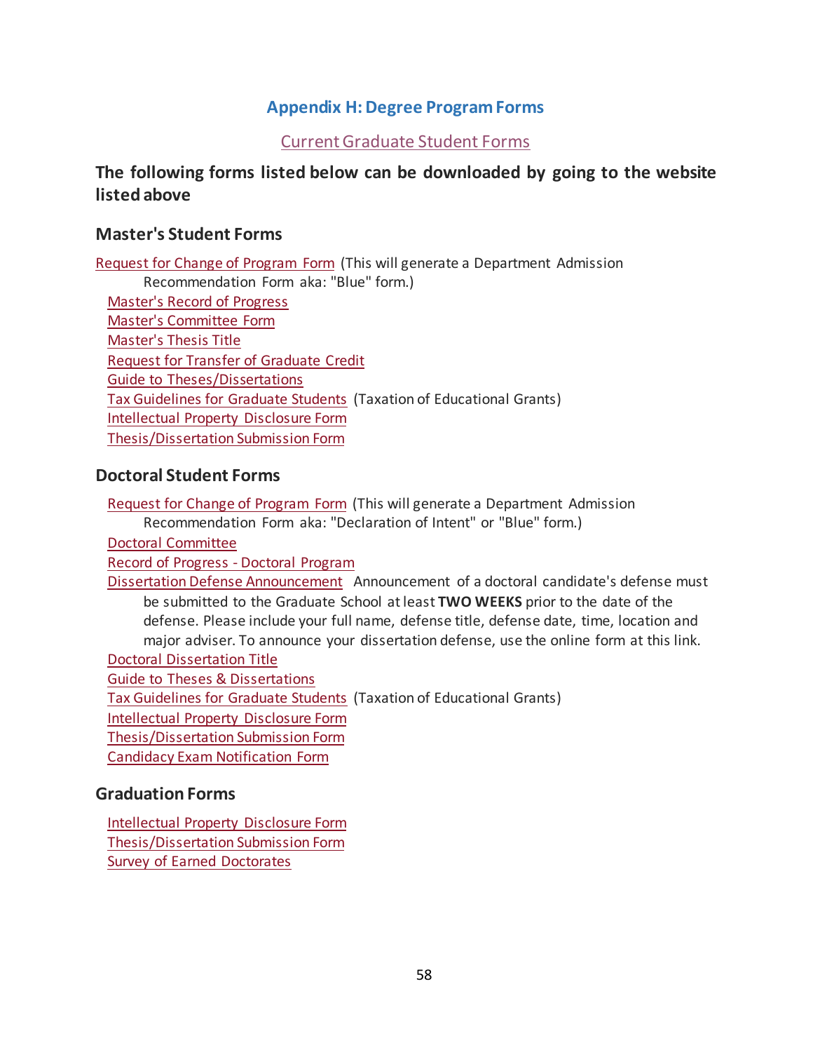## Appendix H: Degree Program Forms

Current Graduate Student Forms

### The following forms listed below can be downloaded by going to the website listed above

### Master's Student Forms

Request for Change of Program Form (This will generate a Department Admission Recommendation Form aka: "Blue" form.)

Master's Record of Progress
Master's Committee Form
Master's Thesis Title
Request for Transfer of Graduate Credit
Guide to Theses/Dissertations
Tax Guidelines for Graduate Students (Taxation of Educational Grants)
Intellectual Property Disclosure Form
Thesis/Dissertation Submission Form

### Doctoral Student Forms

Request for Change of Program Form (This will generate a Department Admission Recommendation Form aka: "Declaration of Intent" or "Blue" form.)

Doctoral Committee
Record of Progress - Doctoral Program
Dissertation Defense Announcement Announcement of a doctoral candidate's defense must be submitted to the Graduate School at least **TWO WEEKS** prior to the date of the defense. Please include your full name, defense title, defense date, time, location and major adviser. To announce your dissertation defense, use the online form at this link.
Doctoral Dissertation Title
Guide to Theses & Dissertations
Tax Guidelines for Graduate Students (Taxation of Educational Grants)
Intellectual Property Disclosure Form
Thesis/Dissertation Submission Form
Candidacy Exam Notification Form

### Graduation Forms

Intellectual Property Disclosure Form
Thesis/Dissertation Submission Form
Survey of Earned Doctorates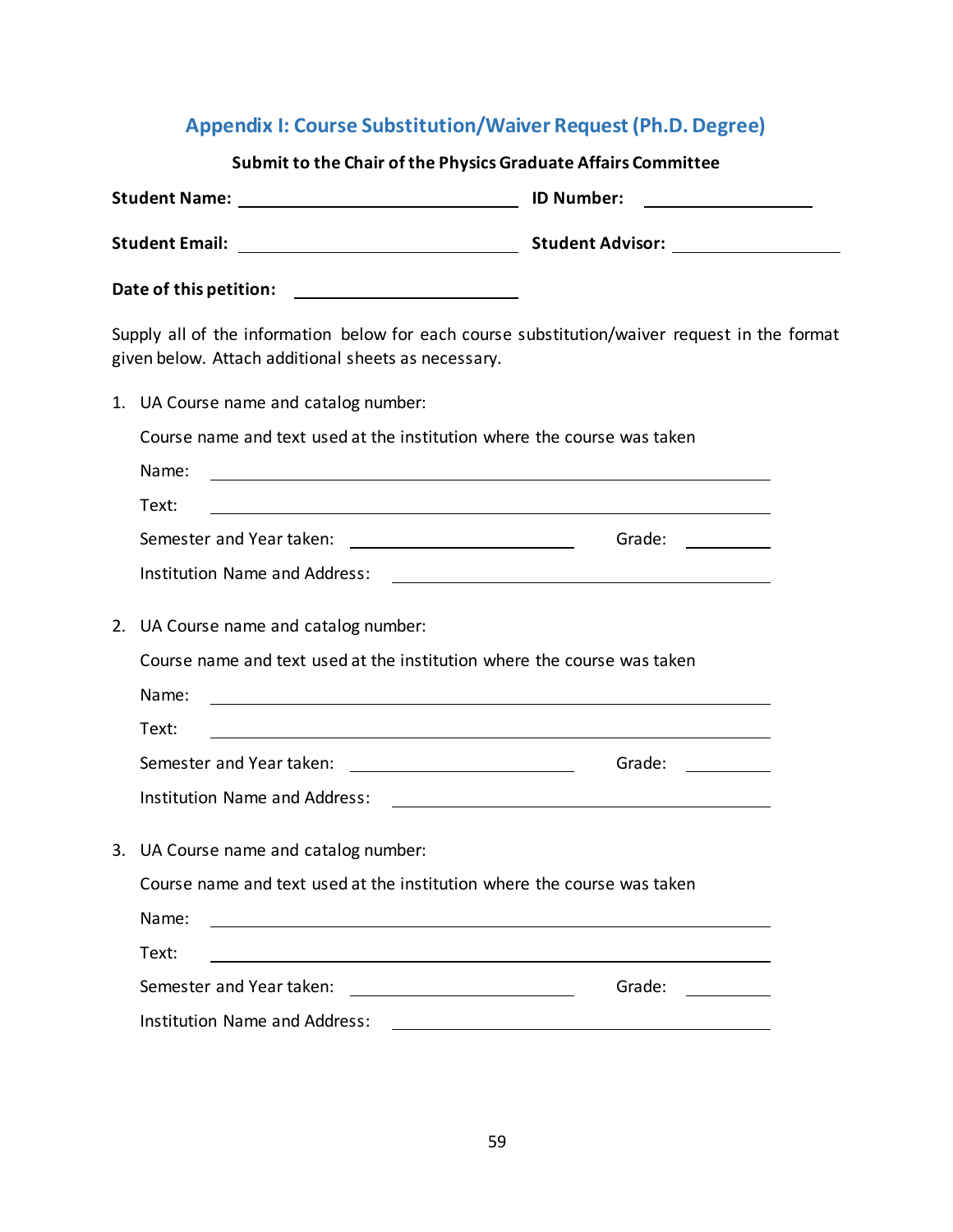## Appendix I: Course Substitution/Waiver Request (Ph.D. Degree)

**Submit to the Chair of the Physics Graduate Affairs Committee**

**Student Name:** ______________________________ **ID Number:** __________________

**Student Email:** ______________________________ **Student Advisor:** __________________

**Date of this petition:** ______________________

Supply all of the information below for each course substitution/waiver request in the format given below. Attach additional sheets as necessary.

1. UA Course name and catalog number:

   Course name and text used at the institution where the course was taken

   Name: ____________________________________________________________

   Text: ____________________________________________________________

   Semester and Year taken: ________________________ Grade: __________

   Institution Name and Address: __________________________________________

2. UA Course name and catalog number:

   Course name and text used at the institution where the course was taken

   Name: ____________________________________________________________

   Text: ____________________________________________________________

   Semester and Year taken: ________________________ Grade: __________

   Institution Name and Address: __________________________________________

3. UA Course name and catalog number:

   Course name and text used at the institution where the course was taken

   Name: ____________________________________________________________

   Text: ____________________________________________________________

   Semester and Year taken: ________________________ Grade: __________

   Institution Name and Address: __________________________________________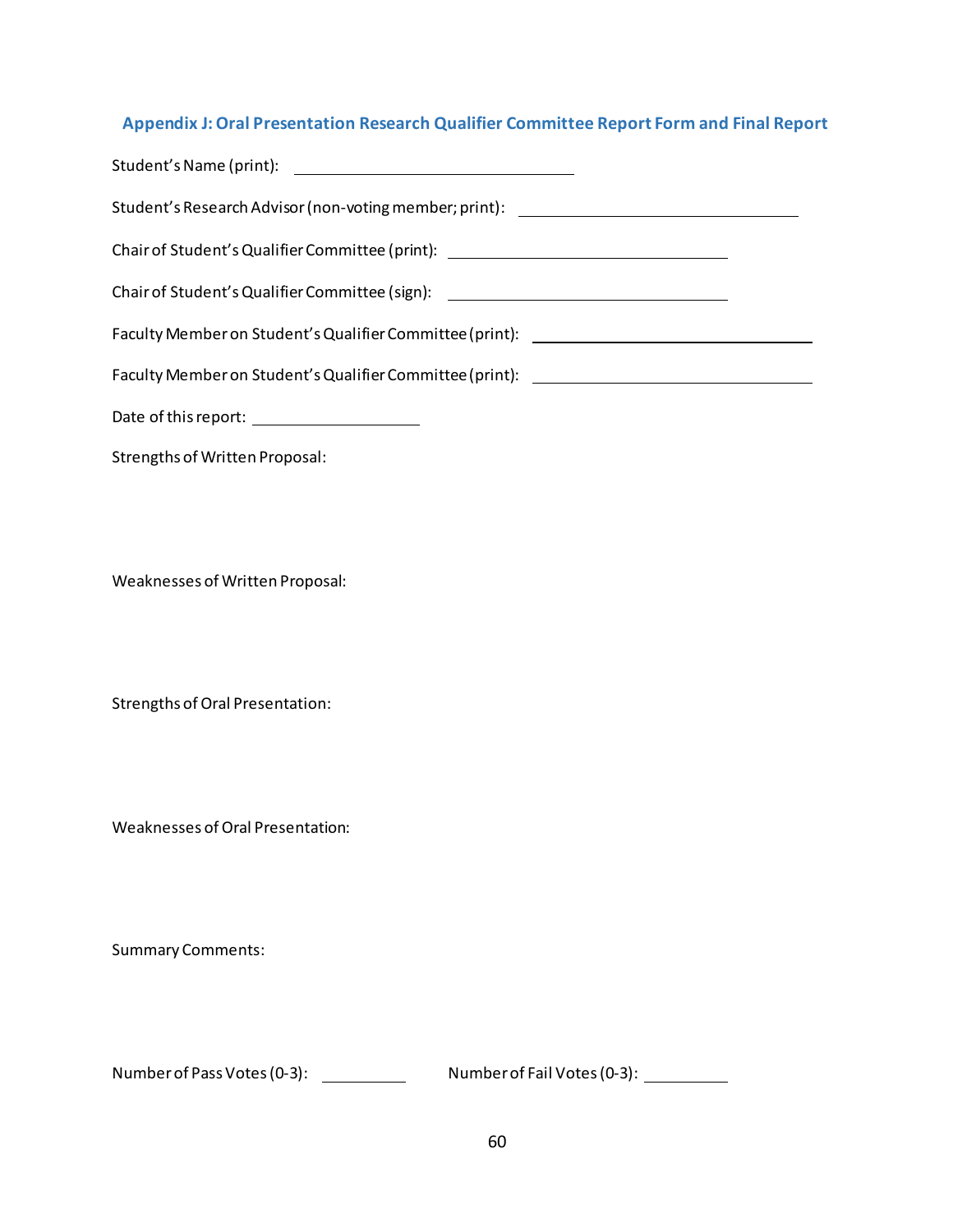## Appendix J: Oral Presentation Research Qualifier Committee Report Form and Final Report

Student's Name (print): ______________________________

Student's Research Advisor (non-voting member; print): ______________________________

Chair of Student's Qualifier Committee (print): ______________________________

Chair of Student's Qualifier Committee (sign): ______________________________

Faculty Member on Student's Qualifier Committee (print): ______________________________

Faculty Member on Student's Qualifier Committee (print): ______________________________

Date of this report: __________________

Strengths of Written Proposal:

Weaknesses of Written Proposal:

Strengths of Oral Presentation:

Weaknesses of Oral Presentation:

Summary Comments:

Number of Pass Votes (0-3): __________ Number of Fail Votes (0-3): __________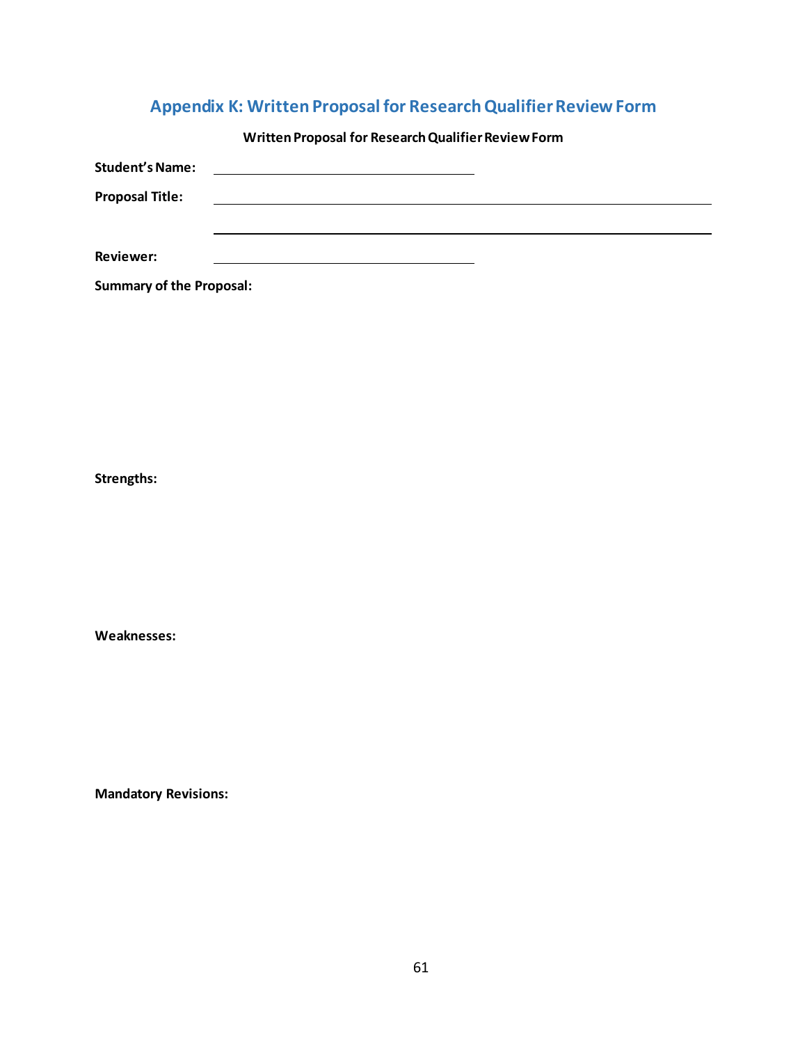## Appendix K: Written Proposal for Research Qualifier Review Form

**Written Proposal for Research Qualifier Review Form**

**Student's Name:** ____________________________

**Proposal Title:** ______________________________________________________

______________________________________________________

**Reviewer:** ____________________________

**Summary of the Proposal:**

**Strengths:**

**Weaknesses:**

**Mandatory Revisions:**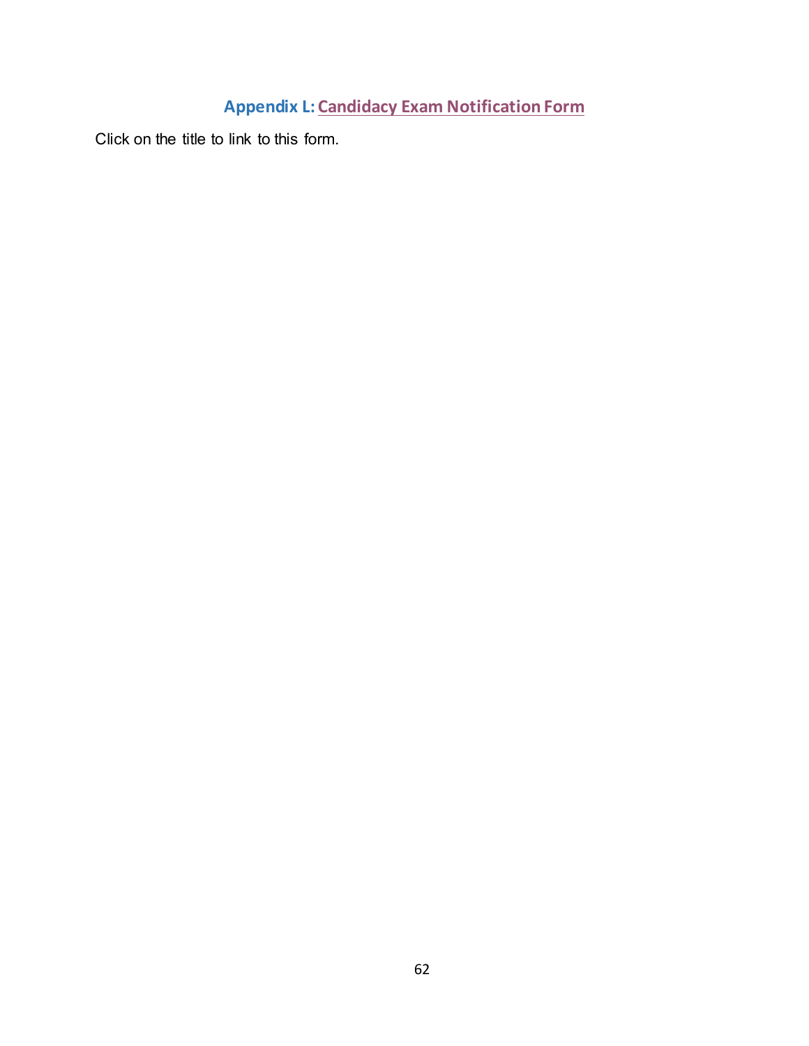## Appendix L: Candidacy Exam Notification Form

Click on the title to link to this form.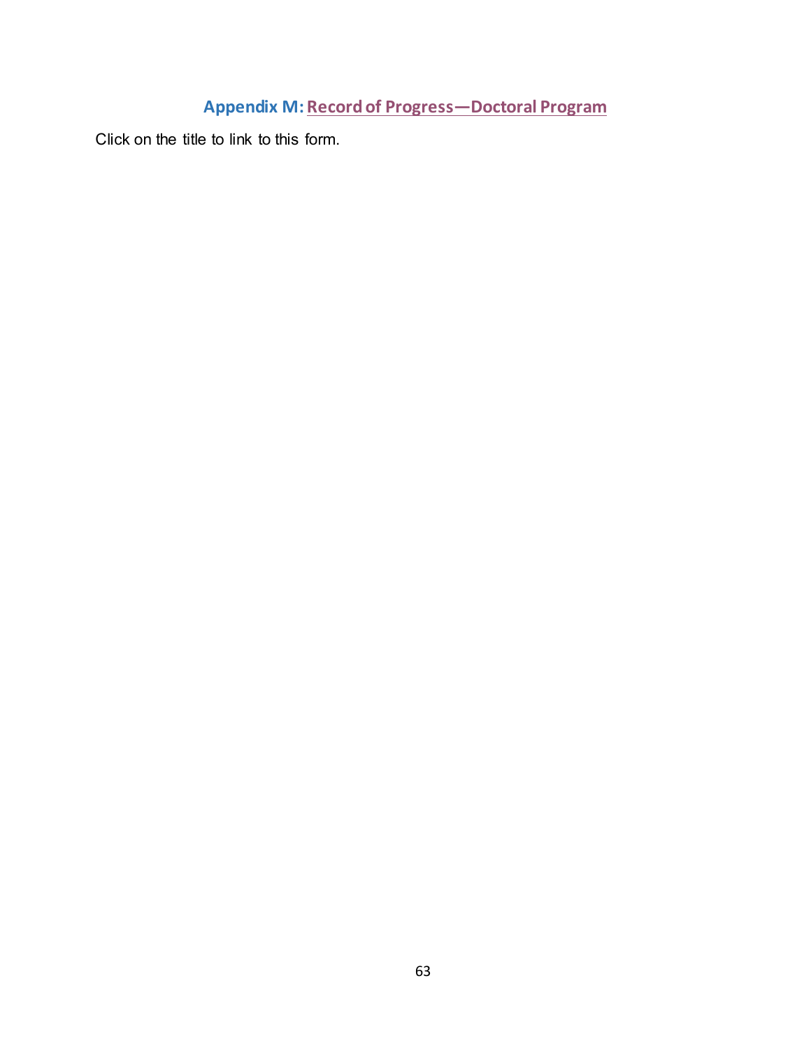# Appendix M: Record of Progress—Doctoral Program

Click on the title to link to this form.